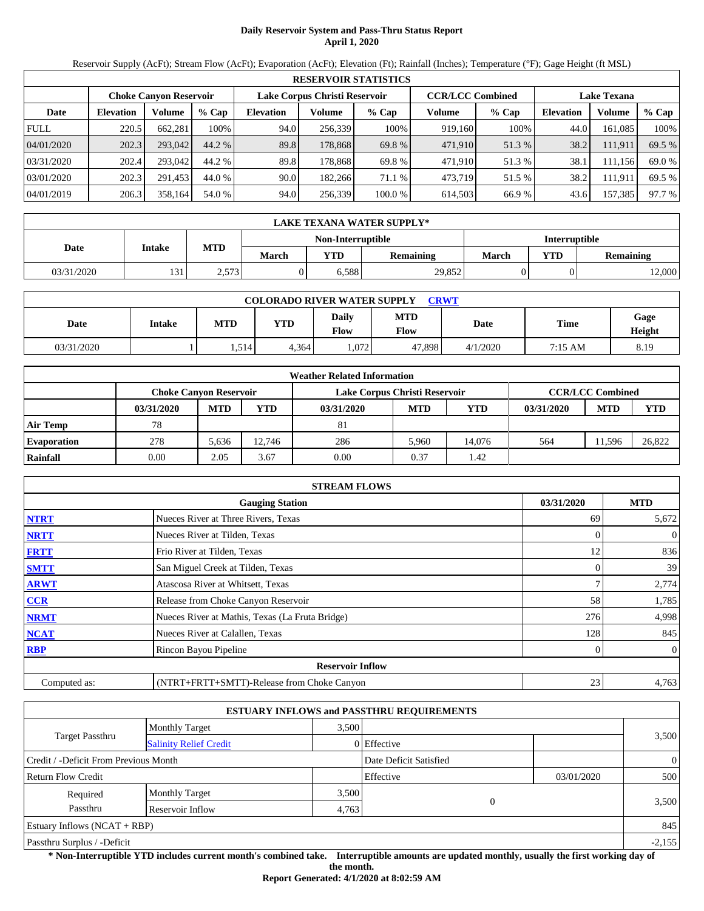# Daily Reservoir System and Pass-Thru Status Report
## April 1, 2020

Reservoir Supply (AcFt); Stream Flow (AcFt); Evaporation (AcFt); Elevation (Ft); Rainfall (Inches); Temperature (°F); Gage Height (ft MSL)

| RESERVOIR STATISTICS | | | | | | | | | | | |
|---|---|---|---|---|---|---|---|---|---|---|---|
| | Choke Canyon Reservoir | | | Lake Corpus Christi Reservoir | | | CCR/LCC Combined | | Lake Texana | | |
| Date | Elevation | Volume | % Cap | Elevation | Volume | % Cap | Volume | % Cap | Elevation | Volume | % Cap |
| FULL | 220.5 | 662,281 | 100% | 94.0 | 256,339 | 100% | 919,160 | 100% | 44.0 | 161,085 | 100% |
| 04/01/2020 | 202.3 | 293,042 | 44.2 % | 89.8 | 178,868 | 69.8 % | 471,910 | 51.3 % | 38.2 | 111,911 | 69.5 % |
| 03/31/2020 | 202.4 | 293,042 | 44.2 % | 89.8 | 178,868 | 69.8 % | 471,910 | 51.3 % | 38.1 | 111,156 | 69.0 % |
| 03/01/2020 | 202.3 | 291,453 | 44.0 % | 90.0 | 182,266 | 71.1 % | 473,719 | 51.5 % | 38.2 | 111,911 | 69.5 % |
| 04/01/2019 | 206.3 | 358,164 | 54.0 % | 94.0 | 256,339 | 100.0 % | 614,503 | 66.9 % | 43.6 | 157,385 | 97.7 % |

| LAKE TEXANA WATER SUPPLY* | | | | | | | | |
|---|---|---|---|---|---|---|---|---|
| Date | Intake | MTD | Non-Interruptible | | | Interruptible | | |
| | | | March | YTD | Remaining | March | YTD | Remaining |
| 03/31/2020 | 131 | 2,573 | 0 | 6,588 | 29,852 | 0 | 0 | 12,000 |

| COLORADO RIVER WATER SUPPLY CRWT | | | | | | | | |
|---|---|---|---|---|---|---|---|---|
| Date | Intake | MTD | YTD | Daily Flow | MTD Flow | Date | Time | Gage Height |
| 03/31/2020 | 1 | 1,514 | 4,364 | 1,072 | 47,898 | 4/1/2020 | 7:15 AM | 8.19 |

| Weather Related Information | | | | | | | | | |
|---|---|---|---|---|---|---|---|---|---|
| | Choke Canyon Reservoir | | | Lake Corpus Christi Reservoir | | | CCR/LCC Combined | | |
| | 03/31/2020 | MTD | YTD | 03/31/2020 | MTD | YTD | 03/31/2020 | MTD | YTD |
| Air Temp | 78 | | | 81 | | | | | |
| Evaporation | 278 | 5,636 | 12,746 | 286 | 5,960 | 14,076 | 564 | 11,596 | 26,822 |
| Rainfall | 0.00 | 2.05 | 3.67 | 0.00 | 0.37 | 1.42 | | | |

| STREAM FLOWS | | | |
|---|---|---|---|
| | Gauging Station | 03/31/2020 | MTD |
| NTRT | Nueces River at Three Rivers, Texas | 69 | 5,672 |
| NRTT | Nueces River at Tilden, Texas | 0 | 0 |
| FRTT | Frio River at Tilden, Texas | 12 | 836 |
| SMTT | San Miguel Creek at Tilden, Texas | 0 | 39 |
| ARWT | Atascosa River at Whitsett, Texas | 7 | 2,774 |
| CCR | Release from Choke Canyon Reservoir | 58 | 1,785 |
| NRMT | Nueces River at Mathis, Texas (La Fruta Bridge) | 276 | 4,998 |
| NCAT | Nueces River at Calallen, Texas | 128 | 845 |
| RBP | Rincon Bayou Pipeline | 0 | 0 |
| | Reservoir Inflow | | |
| Computed as: | (NTRT+FRTT+SMTT)-Release from Choke Canyon | 23 | 4,763 |

| ESTUARY INFLOWS and PASSTHRU REQUIREMENTS | | | | | |
|---|---|---|---|---|---|
| Target Passthru | Monthly Target | 3,500 | | | 3,500 |
| | Salinity Relief Credit | 0 | Effective | | |
| Credit / -Deficit From Previous Month | | | Date Deficit Satisfied | | 0 |
| Return Flow Credit | | | Effective | 03/01/2020 | 500 |
| Required Passthru | Monthly Target | 3,500 | 0 | | 3,500 |
| | Reservoir Inflow | 4,763 | | | |
| Estuary Inflows (NCAT + RBP) | | | | | 845 |
| Passthru Surplus / -Deficit | | | | | -2,155 |

**\* Non-Interruptible YTD includes current month's combined take. Interruptible amounts are updated monthly, usually the first working day of the month.**

**Report Generated: 4/1/2020 at 8:02:59 AM**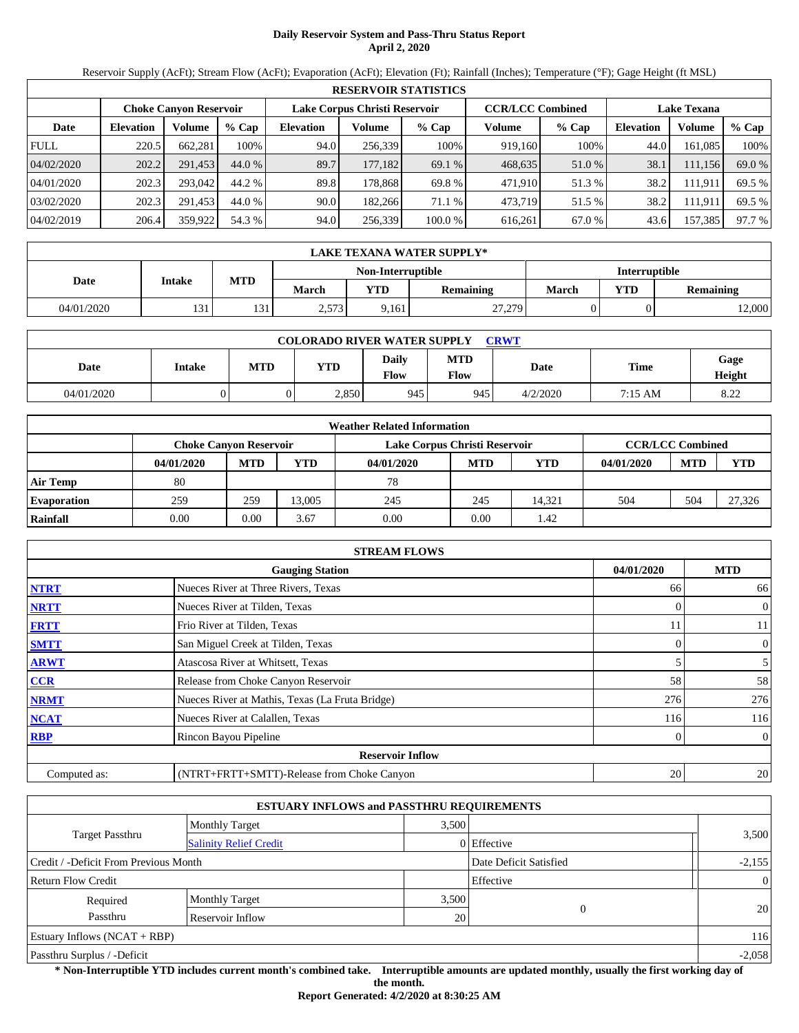# Daily Reservoir System and Pass-Thru Status Report
**April 2, 2020**

Reservoir Supply (AcFt); Stream Flow (AcFt); Evaporation (AcFt); Elevation (Ft); Rainfall (Inches); Temperature (°F); Gage Height (ft MSL)

**RESERVOIR STATISTICS**

| | Choke Canyon Reservoir | | | Lake Corpus Christi Reservoir | | | CCR/LCC Combined | | Lake Texana | | |
|---|---|---|---|---|---|---|---|---|---|---|---|
| Date | Elevation | Volume | % Cap | Elevation | Volume | % Cap | Volume | % Cap | Elevation | Volume | % Cap |
| FULL | 220.5 | 662,281 | 100% | 94.0 | 256,339 | 100% | 919,160 | 100% | 44.0 | 161,085 | 100% |
| 04/02/2020 | 202.2 | 291,453 | 44.0 % | 89.7 | 177,182 | 69.1 % | 468,635 | 51.0 % | 38.1 | 111,156 | 69.0 % |
| 04/01/2020 | 202.3 | 293,042 | 44.2 % | 89.8 | 178,868 | 69.8 % | 471,910 | 51.3 % | 38.2 | 111,911 | 69.5 % |
| 03/02/2020 | 202.3 | 291,453 | 44.0 % | 90.0 | 182,266 | 71.1 % | 473,719 | 51.5 % | 38.2 | 111,911 | 69.5 % |
| 04/02/2019 | 206.4 | 359,922 | 54.3 % | 94.0 | 256,339 | 100.0 % | 616,261 | 67.0 % | 43.6 | 157,385 | 97.7 % |

**LAKE TEXANA WATER SUPPLY***

| Date | Intake | MTD | Non-Interruptible | | | Interruptible | | |
|---|---|---|---|---|---|---|---|---|
| | | | March | YTD | Remaining | March | YTD | Remaining |
| 04/01/2020 | 131 | 131 | 2,573 | 9,161 | 27,279 | 0 | 0 | 12,000 |

**COLORADO RIVER WATER SUPPLY CRWT**

| Date | Intake | MTD | YTD | Daily Flow | MTD Flow | Date | Time | Gage Height |
|---|---|---|---|---|---|---|---|---|
| 04/01/2020 | 0 | 0 | 2,850 | 945 | 945 | 4/2/2020 | 7:15 AM | 8.22 |

**Weather Related Information**

| | Choke Canyon Reservoir | | | Lake Corpus Christi Reservoir | | | CCR/LCC Combined | | |
|---|---|---|---|---|---|---|---|---|---|
| | 04/01/2020 | MTD | YTD | 04/01/2020 | MTD | YTD | 04/01/2020 | MTD | YTD |
| Air Temp | 80 | | | 78 | | | | | |
| Evaporation | 259 | 259 | 13,005 | 245 | 245 | 14,321 | 504 | 504 | 27,326 |
| Rainfall | 0.00 | 0.00 | 3.67 | 0.00 | 0.00 | 1.42 | | | |

**STREAM FLOWS**

| | Gauging Station | 04/01/2020 | MTD |
|---|---|---|---|
| NTRT | Nueces River at Three Rivers, Texas | 66 | 66 |
| NRTT | Nueces River at Tilden, Texas | 0 | 0 |
| FRTT | Frio River at Tilden, Texas | 11 | 11 |
| SMTT | San Miguel Creek at Tilden, Texas | 0 | 0 |
| ARWT | Atascosa River at Whitsett, Texas | 5 | 5 |
| CCR | Release from Choke Canyon Reservoir | 58 | 58 |
| NRMT | Nueces River at Mathis, Texas (La Fruta Bridge) | 276 | 276 |
| NCAT | Nueces River at Calallen, Texas | 116 | 116 |
| RBP | Rincon Bayou Pipeline | 0 | 0 |
| | **Reservoir Inflow** | | |
| Computed as: | (NTRT+FRTT+SMTT)-Release from Choke Canyon | 20 | 20 |

**ESTUARY INFLOWS and PASSTHRU REQUIREMENTS**

| | | | | |
|---|---|---|---|---|
| Target Passthru | Monthly Target | 3,500 | | 3,500 |
| | Salinity Relief Credit | 0 | Effective | |
| Credit / -Deficit From Previous Month | | | Date Deficit Satisfied | -2,155 |
| Return Flow Credit | | | Effective | 0 |
| Required Passthru | Monthly Target | 3,500 | 0 | 20 |
| | Reservoir Inflow | 20 | | |
| Estuary Inflows (NCAT + RBP) | | | | 116 |
| Passthru Surplus / -Deficit | | | | -2,058 |

**\* Non-Interruptible YTD includes current month's combined take. Interruptible amounts are updated monthly, usually the first working day of the month.**

**Report Generated: 4/2/2020 at 8:30:25 AM**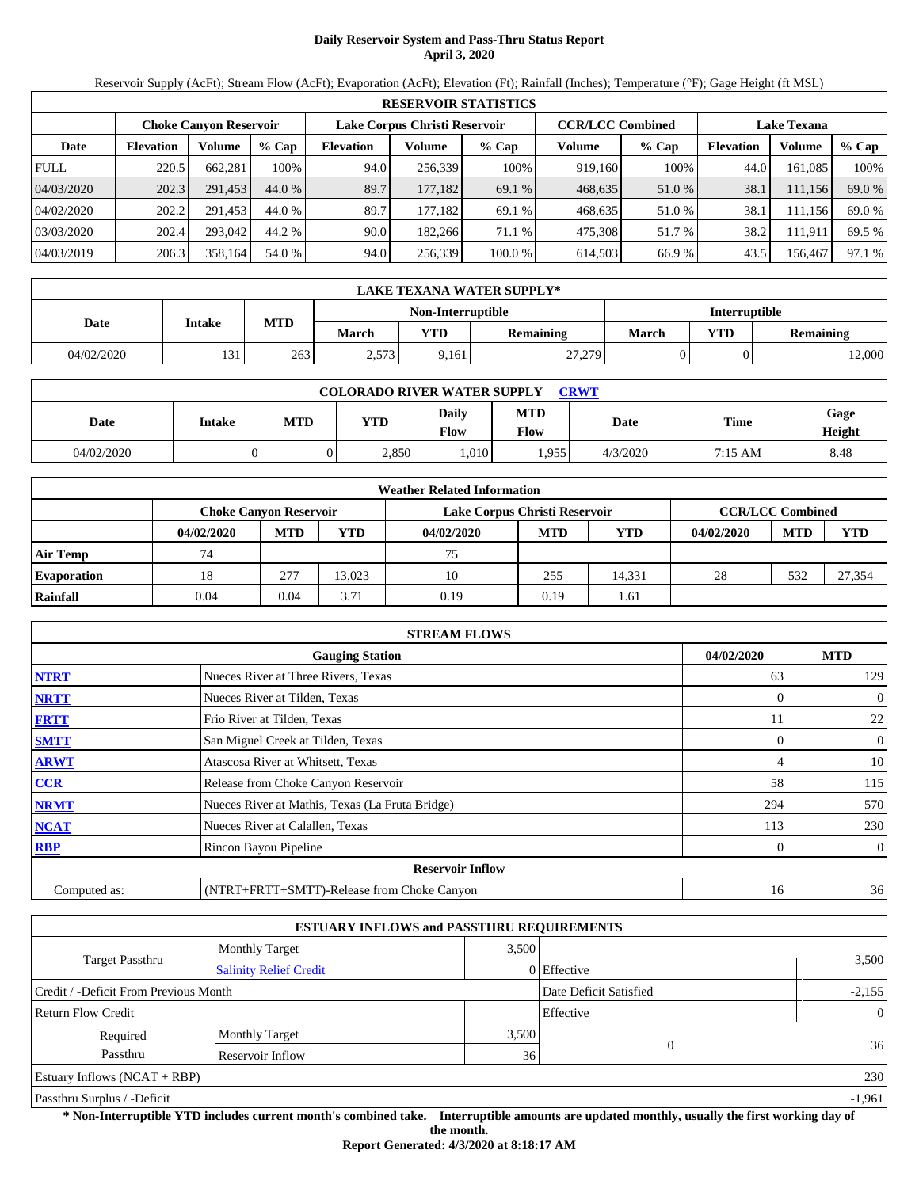# Daily Reservoir System and Pass-Thru Status Report
**April 3, 2020**

Reservoir Supply (AcFt); Stream Flow (AcFt); Evaporation (AcFt); Elevation (Ft); Rainfall (Inches); Temperature (°F); Gage Height (ft MSL)

**RESERVOIR STATISTICS**

| | Choke Canyon Reservoir | | | Lake Corpus Christi Reservoir | | | CCR/LCC Combined | | Lake Texana | | |
|---|---|---|---|---|---|---|---|---|---|---|---|
| Date | Elevation | Volume | % Cap | Elevation | Volume | % Cap | Volume | % Cap | Elevation | Volume | % Cap |
| FULL | 220.5 | 662,281 | 100% | 94.0 | 256,339 | 100% | 919,160 | 100% | 44.0 | 161,085 | 100% |
| 04/03/2020 | 202.3 | 291,453 | 44.0 % | 89.7 | 177,182 | 69.1 % | 468,635 | 51.0 % | 38.1 | 111,156 | 69.0 % |
| 04/02/2020 | 202.2 | 291,453 | 44.0 % | 89.7 | 177,182 | 69.1 % | 468,635 | 51.0 % | 38.1 | 111,156 | 69.0 % |
| 03/03/2020 | 202.4 | 293,042 | 44.2 % | 90.0 | 182,266 | 71.1 % | 475,308 | 51.7 % | 38.2 | 111,911 | 69.5 % |
| 04/03/2019 | 206.3 | 358,164 | 54.0 % | 94.0 | 256,339 | 100.0 % | 614,503 | 66.9 % | 43.5 | 156,467 | 97.1 % |

**LAKE TEXANA WATER SUPPLY***

| Date | Intake | MTD | Non-Interruptible | | | Interruptible | | |
|---|---|---|---|---|---|---|---|---|
| | | | March | YTD | Remaining | March | YTD | Remaining |
| 04/02/2020 | 131 | 263 | 2,573 | 9,161 | 27,279 | 0 | 0 | 12,000 |

**COLORADO RIVER WATER SUPPLY** CRWT

| Date | Intake | MTD | YTD | Daily Flow | MTD Flow | Date | Time | Gage Height |
|---|---|---|---|---|---|---|---|---|
| 04/02/2020 | 0 | 0 | 2,850 | 1,010 | 1,955 | 4/3/2020 | 7:15 AM | 8.48 |

**Weather Related Information**

| | Choke Canyon Reservoir | | | Lake Corpus Christi Reservoir | | | CCR/LCC Combined | | |
|---|---|---|---|---|---|---|---|---|---|
| | 04/02/2020 | MTD | YTD | 04/02/2020 | MTD | YTD | 04/02/2020 | MTD | YTD |
| Air Temp | 74 | | | 75 | | | | | |
| Evaporation | 18 | 277 | 13,023 | 10 | 255 | 14,331 | 28 | 532 | 27,354 |
| Rainfall | 0.04 | 0.04 | 3.71 | 0.19 | 0.19 | 1.61 | | | |

**STREAM FLOWS**

| | Gauging Station | 04/02/2020 | MTD |
|---|---|---|---|
| NTRT | Nueces River at Three Rivers, Texas | 63 | 129 |
| NRTT | Nueces River at Tilden, Texas | 0 | 0 |
| FRTT | Frio River at Tilden, Texas | 11 | 22 |
| SMTT | San Miguel Creek at Tilden, Texas | 0 | 0 |
| ARWT | Atascosa River at Whitsett, Texas | 4 | 10 |
| CCR | Release from Choke Canyon Reservoir | 58 | 115 |
| NRMT | Nueces River at Mathis, Texas (La Fruta Bridge) | 294 | 570 |
| NCAT | Nueces River at Calallen, Texas | 113 | 230 |
| RBP | Rincon Bayou Pipeline | 0 | 0 |
| | **Reservoir Inflow** | | |
| Computed as: | (NTRT+FRTT+SMTT)-Release from Choke Canyon | 16 | 36 |

**ESTUARY INFLOWS and PASSTHRU REQUIREMENTS**

| | | | | |
|---|---|---|---|---|
| Target Passthru | Monthly Target | 3,500 | | 3,500 |
| | Salinity Relief Credit | 0 | Effective | |
| Credit / -Deficit From Previous Month | | | Date Deficit Satisfied | -2,155 |
| Return Flow Credit | | | Effective | 0 |
| Required Passthru | Monthly Target | 3,500 | 0 | 36 |
| | Reservoir Inflow | 36 | | |
| Estuary Inflows (NCAT + RBP) | | | | 230 |
| Passthru Surplus / -Deficit | | | | -1,961 |

**\* Non-Interruptible YTD includes current month's combined take. Interruptible amounts are updated monthly, usually the first working day of the month.**

**Report Generated: 4/3/2020 at 8:18:17 AM**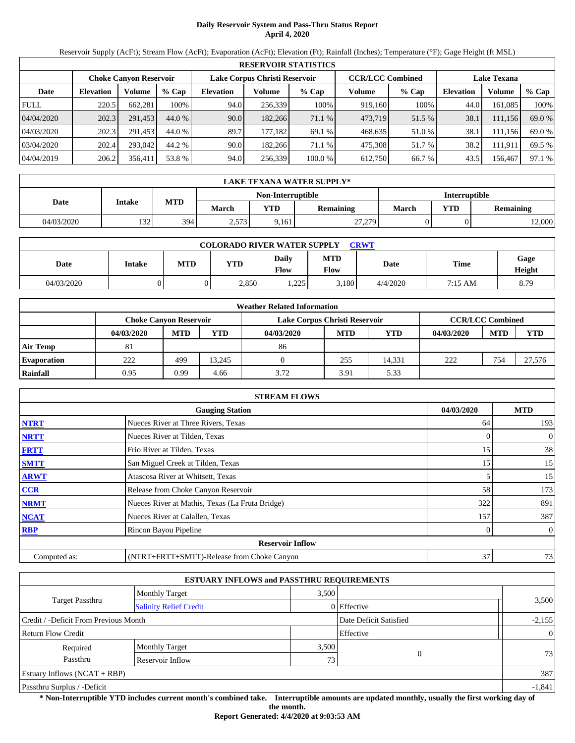# Daily Reservoir System and Pass-Thru Status Report
## April 4, 2020

Reservoir Supply (AcFt); Stream Flow (AcFt); Evaporation (AcFt); Elevation (Ft); Rainfall (Inches); Temperature (°F); Gage Height (ft MSL)

| RESERVOIR STATISTICS | | | | | | | | | | | |
|---|---|---|---|---|---|---|---|---|---|---|---|
| | Choke Canyon Reservoir | | | Lake Corpus Christi Reservoir | | | CCR/LCC Combined | | Lake Texana | | |
| Date | Elevation | Volume | % Cap | Elevation | Volume | % Cap | Volume | % Cap | Elevation | Volume | % Cap |
| FULL | 220.5 | 662,281 | 100% | 94.0 | 256,339 | 100% | 919,160 | 100% | 44.0 | 161,085 | 100% |
| 04/04/2020 | 202.3 | 291,453 | 44.0 % | 90.0 | 182,266 | 71.1 % | 473,719 | 51.5 % | 38.1 | 111,156 | 69.0 % |
| 04/03/2020 | 202.3 | 291,453 | 44.0 % | 89.7 | 177,182 | 69.1 % | 468,635 | 51.0 % | 38.1 | 111,156 | 69.0 % |
| 03/04/2020 | 202.4 | 293,042 | 44.2 % | 90.0 | 182,266 | 71.1 % | 475,308 | 51.7 % | 38.2 | 111,911 | 69.5 % |
| 04/04/2019 | 206.2 | 356,411 | 53.8 % | 94.0 | 256,339 | 100.0 % | 612,750 | 66.7 % | 43.5 | 156,467 | 97.1 % |

| LAKE TEXANA WATER SUPPLY* | | | | | | | | |
|---|---|---|---|---|---|---|---|---|
| Date | Intake | MTD | Non-Interruptible | | | Interruptible | | |
| | | | March | YTD | Remaining | March | YTD | Remaining |
| 04/03/2020 | 132 | 394 | 2,573 | 9,161 | 27,279 | 0 | 0 | 12,000 |

| COLORADO RIVER WATER SUPPLY CRWT | | | | | | | | |
|---|---|---|---|---|---|---|---|---|
| Date | Intake | MTD | YTD | Daily Flow | MTD Flow | Date | Time | Gage Height |
| 04/03/2020 | 0 | 0 | 2,850 | 1,225 | 3,180 | 4/4/2020 | 7:15 AM | 8.79 |

| Weather Related Information | | | | | | | | | |
|---|---|---|---|---|---|---|---|---|---|
| | Choke Canyon Reservoir | | | Lake Corpus Christi Reservoir | | | CCR/LCC Combined | | |
| | 04/03/2020 | MTD | YTD | 04/03/2020 | MTD | YTD | 04/03/2020 | MTD | YTD |
| Air Temp | 81 | | | 86 | | | | | |
| Evaporation | 222 | 499 | 13,245 | 0 | 255 | 14,331 | 222 | 754 | 27,576 |
| Rainfall | 0.95 | 0.99 | 4.66 | 3.72 | 3.91 | 5.33 | | | |

| STREAM FLOWS | | | |
|---|---|---|---|
| | Gauging Station | 04/03/2020 | MTD |
| NTRT | Nueces River at Three Rivers, Texas | 64 | 193 |
| NRTT | Nueces River at Tilden, Texas | 0 | 0 |
| FRTT | Frio River at Tilden, Texas | 15 | 38 |
| SMTT | San Miguel Creek at Tilden, Texas | 15 | 15 |
| ARWT | Atascosa River at Whitsett, Texas | 5 | 15 |
| CCR | Release from Choke Canyon Reservoir | 58 | 173 |
| NRMT | Nueces River at Mathis, Texas (La Fruta Bridge) | 322 | 891 |
| NCAT | Nueces River at Calallen, Texas | 157 | 387 |
| RBP | Rincon Bayou Pipeline | 0 | 0 |
| | Reservoir Inflow | | |
| Computed as: | (NTRT+FRTT+SMTT)-Release from Choke Canyon | 37 | 73 |

| ESTUARY INFLOWS and PASSTHRU REQUIREMENTS | | | | |
|---|---|---|---|---|
| Target Passthru | Monthly Target | 3,500 | | 3,500 |
| | Salinity Relief Credit | 0 | Effective | |
| Credit / -Deficit From Previous Month | | | Date Deficit Satisfied | -2,155 |
| Return Flow Credit | | | Effective | 0 |
| Required Passthru | Monthly Target | 3,500 | 0 | 73 |
| | Reservoir Inflow | 73 | | |
| Estuary Inflows (NCAT + RBP) | | | | 387 |
| Passthru Surplus / -Deficit | | | | -1,841 |

**\* Non-Interruptible YTD includes current month's combined take. Interruptible amounts are updated monthly, usually the first working day of the month.**

**Report Generated: 4/4/2020 at 9:03:53 AM**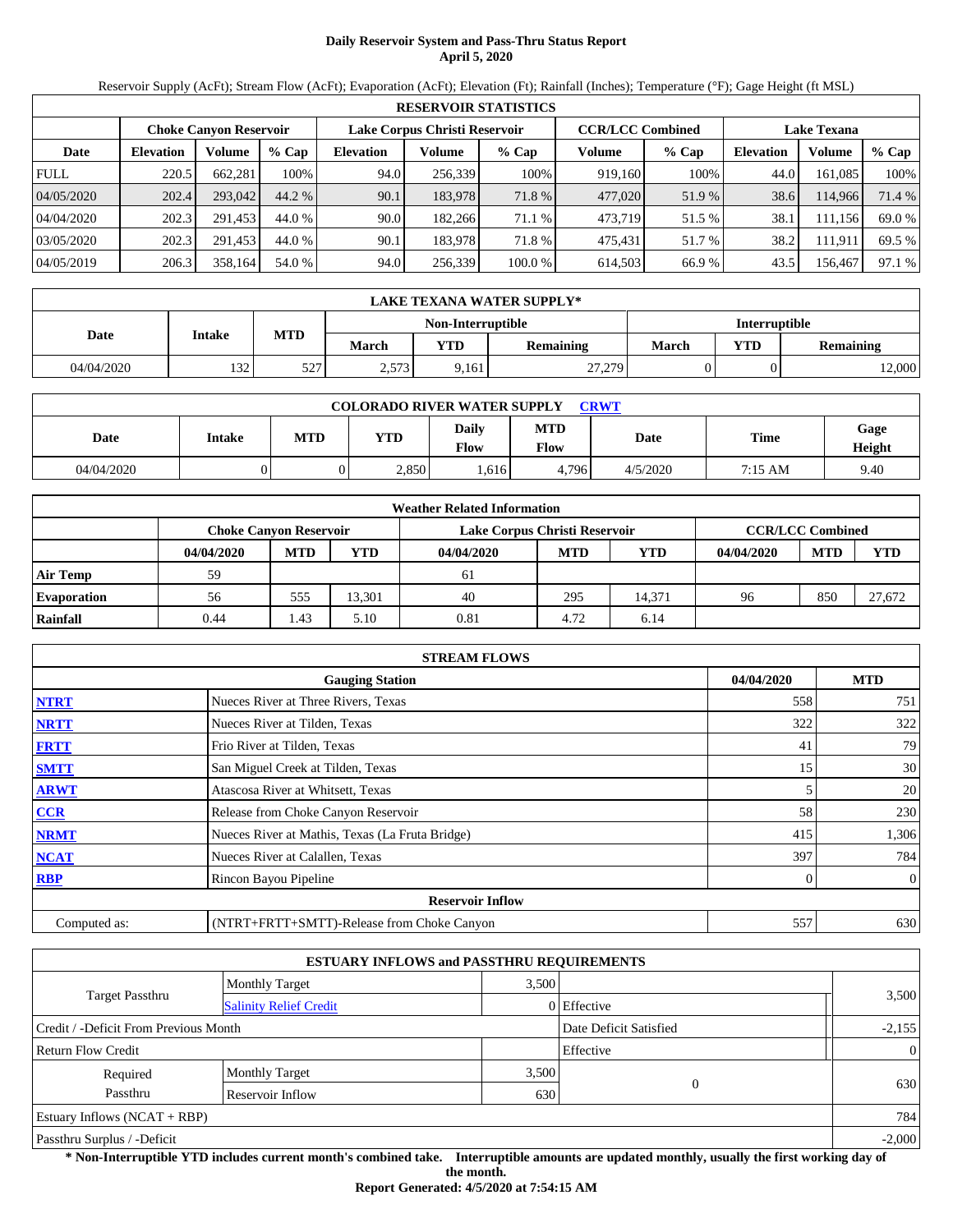# Daily Reservoir System and Pass-Thru Status Report
**April 5, 2020**

Reservoir Supply (AcFt); Stream Flow (AcFt); Evaporation (AcFt); Elevation (Ft); Rainfall (Inches); Temperature (°F); Gage Height (ft MSL)

| RESERVOIR STATISTICS | | | | | | | | | | | |
|---|---|---|---|---|---|---|---|---|---|---|---|
| | Choke Canyon Reservoir | | | Lake Corpus Christi Reservoir | | | CCR/LCC Combined | | Lake Texana | | |
| Date | Elevation | Volume | % Cap | Elevation | Volume | % Cap | Volume | % Cap | Elevation | Volume | % Cap |
| FULL | 220.5 | 662,281 | 100% | 94.0 | 256,339 | 100% | 919,160 | 100% | 44.0 | 161,085 | 100% |
| 04/05/2020 | 202.4 | 293,042 | 44.2 % | 90.1 | 183,978 | 71.8 % | 477,020 | 51.9 % | 38.6 | 114,966 | 71.4 % |
| 04/04/2020 | 202.3 | 291,453 | 44.0 % | 90.0 | 182,266 | 71.1 % | 473,719 | 51.5 % | 38.1 | 111,156 | 69.0 % |
| 03/05/2020 | 202.3 | 291,453 | 44.0 % | 90.1 | 183,978 | 71.8 % | 475,431 | 51.7 % | 38.2 | 111,911 | 69.5 % |
| 04/05/2019 | 206.3 | 358,164 | 54.0 % | 94.0 | 256,339 | 100.0 % | 614,503 | 66.9 % | 43.5 | 156,467 | 97.1 % |

| LAKE TEXANA WATER SUPPLY* | | | | | | | | |
|---|---|---|---|---|---|---|---|---|
| Date | Intake | MTD | Non-Interruptible | | | Interruptible | | |
| | | | March | YTD | Remaining | March | YTD | Remaining |
| 04/04/2020 | 132 | 527 | 2,573 | 9,161 | 27,279 | 0 | 0 | 12,000 |

| COLORADO RIVER WATER SUPPLY CRWT | | | | | | | | |
|---|---|---|---|---|---|---|---|---|
| Date | Intake | MTD | YTD | Daily Flow | MTD Flow | Date | Time | Gage Height |
| 04/04/2020 | 0 | 0 | 2,850 | 1,616 | 4,796 | 4/5/2020 | 7:15 AM | 9.40 |

| Weather Related Information | | | | | | | | | |
|---|---|---|---|---|---|---|---|---|---|
| | Choke Canyon Reservoir | | | Lake Corpus Christi Reservoir | | | CCR/LCC Combined | | |
| | 04/04/2020 | MTD | YTD | 04/04/2020 | MTD | YTD | 04/04/2020 | MTD | YTD |
| Air Temp | 59 | | | 61 | | | | | |
| Evaporation | 56 | 555 | 13,301 | 40 | 295 | 14,371 | 96 | 850 | 27,672 |
| Rainfall | 0.44 | 1.43 | 5.10 | 0.81 | 4.72 | 6.14 | | | |

| STREAM FLOWS | | | |
|---|---|---|---|
| | Gauging Station | 04/04/2020 | MTD |
| NTRT | Nueces River at Three Rivers, Texas | 558 | 751 |
| NRTT | Nueces River at Tilden, Texas | 322 | 322 |
| FRTT | Frio River at Tilden, Texas | 41 | 79 |
| SMTT | San Miguel Creek at Tilden, Texas | 15 | 30 |
| ARWT | Atascosa River at Whitsett, Texas | 5 | 20 |
| CCR | Release from Choke Canyon Reservoir | 58 | 230 |
| NRMT | Nueces River at Mathis, Texas (La Fruta Bridge) | 415 | 1,306 |
| NCAT | Nueces River at Calallen, Texas | 397 | 784 |
| RBP | Rincon Bayou Pipeline | 0 | 0 |
| **Reservoir Inflow** | | | |
| Computed as: | (NTRT+FRTT+SMTT)-Release from Choke Canyon | 557 | 630 |

| ESTUARY INFLOWS and PASSTHRU REQUIREMENTS | | | | |
|---|---|---|---|---|
| Target Passthru | Monthly Target | 3,500 | | 3,500 |
| | Salinity Relief Credit | 0 | Effective | |
| Credit / -Deficit From Previous Month | | | Date Deficit Satisfied | -2,155 |
| Return Flow Credit | | | Effective | 0 |
| Required Passthru | Monthly Target | 3,500 | 0 | 630 |
| | Reservoir Inflow | 630 | | |
| Estuary Inflows (NCAT + RBP) | | | | 784 |
| Passthru Surplus / -Deficit | | | | -2,000 |

**\* Non-Interruptible YTD includes current month's combined take. Interruptible amounts are updated monthly, usually the first working day of the month.**

**Report Generated: 4/5/2020 at 7:54:15 AM**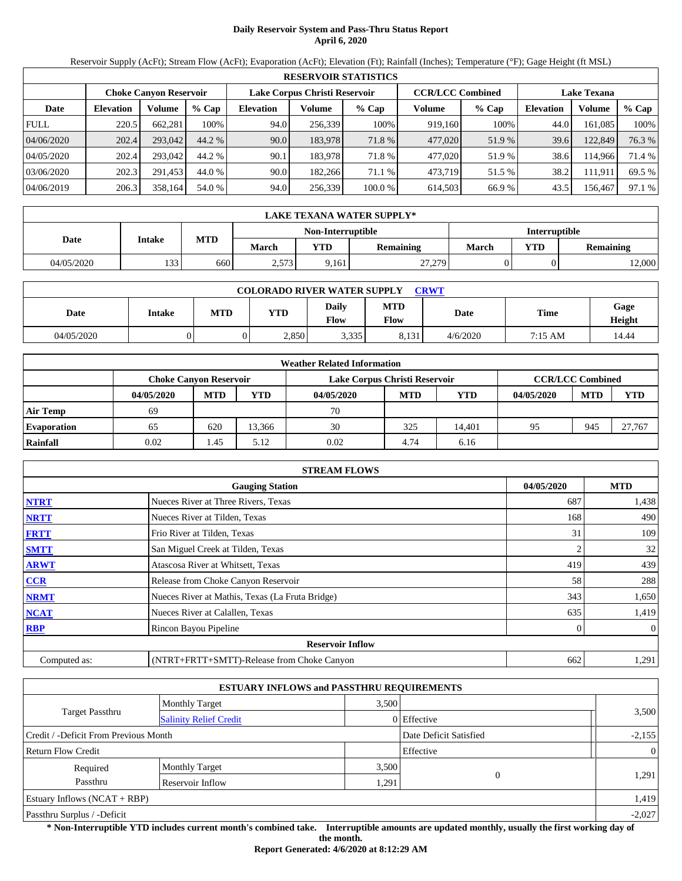# Daily Reservoir System and Pass-Thru Status Report
**April 6, 2020**

Reservoir Supply (AcFt); Stream Flow (AcFt); Evaporation (AcFt); Elevation (Ft); Rainfall (Inches); Temperature (°F); Gage Height (ft MSL)

| RESERVOIR STATISTICS | | | | | | | | | | | |
|---|---|---|---|---|---|---|---|---|---|---|---|
| | Choke Canyon Reservoir | | | Lake Corpus Christi Reservoir | | | CCR/LCC Combined | | Lake Texana | | |
| Date | Elevation | Volume | % Cap | Elevation | Volume | % Cap | Volume | % Cap | Elevation | Volume | % Cap |
| FULL | 220.5 | 662,281 | 100% | 94.0 | 256,339 | 100% | 919,160 | 100% | 44.0 | 161,085 | 100% |
| 04/06/2020 | 202.4 | 293,042 | 44.2 % | 90.0 | 183,978 | 71.8 % | 477,020 | 51.9 % | 39.6 | 122,849 | 76.3 % |
| 04/05/2020 | 202.4 | 293,042 | 44.2 % | 90.1 | 183,978 | 71.8 % | 477,020 | 51.9 % | 38.6 | 114,966 | 71.4 % |
| 03/06/2020 | 202.3 | 291,453 | 44.0 % | 90.0 | 182,266 | 71.1 % | 473,719 | 51.5 % | 38.2 | 111,911 | 69.5 % |
| 04/06/2019 | 206.3 | 358,164 | 54.0 % | 94.0 | 256,339 | 100.0 % | 614,503 | 66.9 % | 43.5 | 156,467 | 97.1 % |

| LAKE TEXANA WATER SUPPLY* | | | | | | | | |
|---|---|---|---|---|---|---|---|---|
| Date | Intake | MTD | Non-Interruptible | | | Interruptible | | |
| | | | March | YTD | Remaining | March | YTD | Remaining |
| 04/05/2020 | 133 | 660 | 2,573 | 9,161 | 27,279 | 0 | 0 | 12,000 |

| COLORADO RIVER WATER SUPPLY CRWT | | | | | | | | |
|---|---|---|---|---|---|---|---|---|
| Date | Intake | MTD | YTD | Daily Flow | MTD Flow | Date | Time | Gage Height |
| 04/05/2020 | 0 | 0 | 2,850 | 3,335 | 8,131 | 4/6/2020 | 7:15 AM | 14.44 |

| Weather Related Information | | | | | | | | | |
|---|---|---|---|---|---|---|---|---|---|
| | Choke Canyon Reservoir | | | Lake Corpus Christi Reservoir | | | CCR/LCC Combined | | |
| | 04/05/2020 | MTD | YTD | 04/05/2020 | MTD | YTD | 04/05/2020 | MTD | YTD |
| Air Temp | 69 | | | 70 | | | | | |
| Evaporation | 65 | 620 | 13,366 | 30 | 325 | 14,401 | 95 | 945 | 27,767 |
| Rainfall | 0.02 | 1.45 | 5.12 | 0.02 | 4.74 | 6.16 | | | |

| STREAM FLOWS | | | |
|---|---|---|---|
| | Gauging Station | 04/05/2020 | MTD |
| NTRT | Nueces River at Three Rivers, Texas | 687 | 1,438 |
| NRTT | Nueces River at Tilden, Texas | 168 | 490 |
| FRTT | Frio River at Tilden, Texas | 31 | 109 |
| SMTT | San Miguel Creek at Tilden, Texas | 2 | 32 |
| ARWT | Atascosa River at Whitsett, Texas | 419 | 439 |
| CCR | Release from Choke Canyon Reservoir | 58 | 288 |
| NRMT | Nueces River at Mathis, Texas (La Fruta Bridge) | 343 | 1,650 |
| NCAT | Nueces River at Calallen, Texas | 635 | 1,419 |
| RBP | Rincon Bayou Pipeline | 0 | 0 |
| | Reservoir Inflow | | |
| Computed as: | (NTRT+FRTT+SMTT)-Release from Choke Canyon | 662 | 1,291 |

| ESTUARY INFLOWS and PASSTHRU REQUIREMENTS | | | | |
|---|---|---|---|---|
| Target Passthru | Monthly Target | 3,500 | | 3,500 |
| | Salinity Relief Credit | 0 | Effective | |
| Credit / -Deficit From Previous Month | | | Date Deficit Satisfied | -2,155 |
| Return Flow Credit | | | Effective | 0 |
| Required Passthru | Monthly Target | 3,500 | 0 | 1,291 |
| | Reservoir Inflow | 1,291 | | |
| Estuary Inflows (NCAT + RBP) | | | | 1,419 |
| Passthru Surplus / -Deficit | | | | -2,027 |

**\* Non-Interruptible YTD includes current month's combined take. Interruptible amounts are updated monthly, usually the first working day of the month.**

**Report Generated: 4/6/2020 at 8:12:29 AM**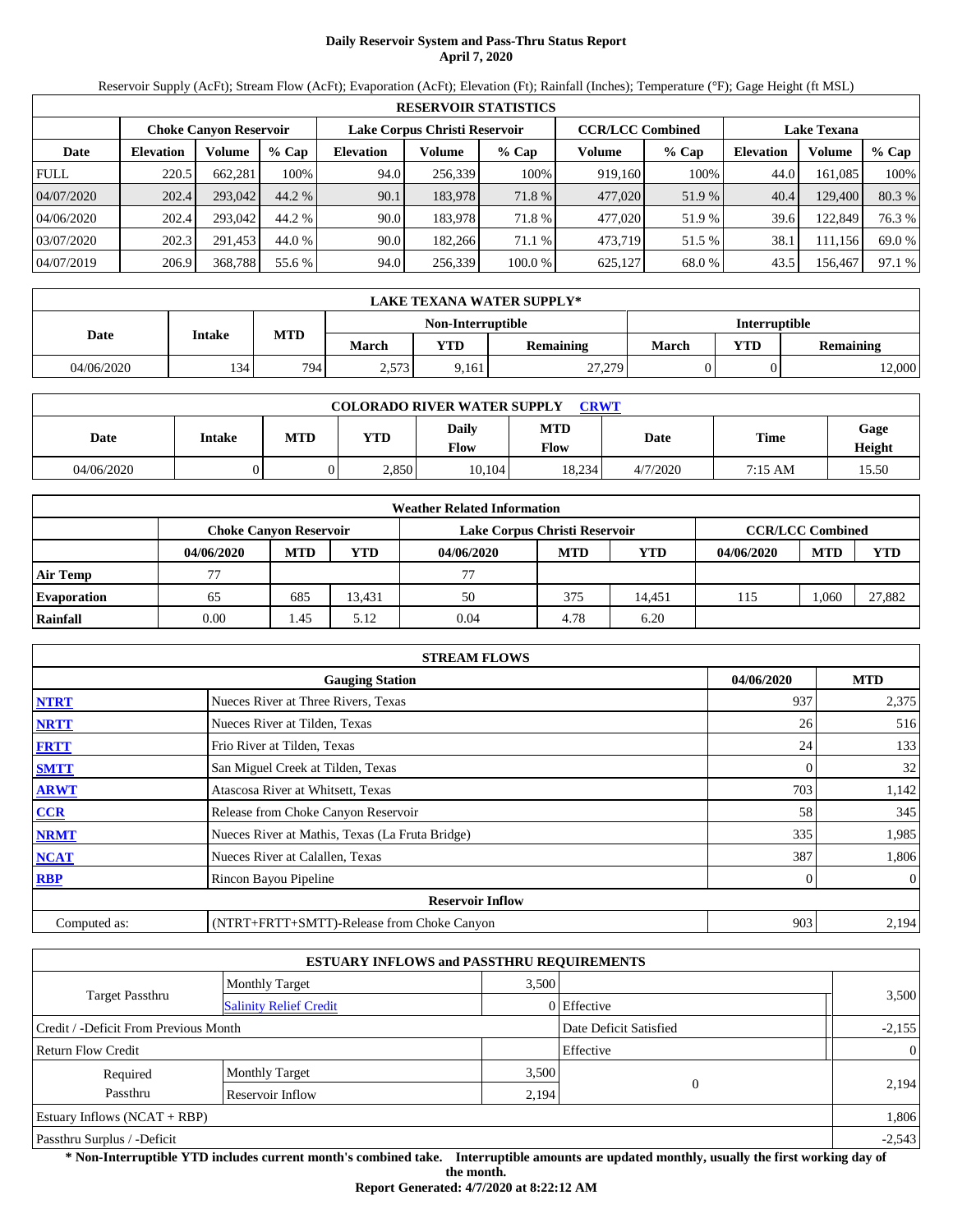# Daily Reservoir System and Pass-Thru Status Report
## April 7, 2020

Reservoir Supply (AcFt); Stream Flow (AcFt); Evaporation (AcFt); Elevation (Ft); Rainfall (Inches); Temperature (°F); Gage Height (ft MSL)

| RESERVOIR STATISTICS | | | | | | | | | | | |
|---|---|---|---|---|---|---|---|---|---|---|---|
| | Choke Canyon Reservoir | | | Lake Corpus Christi Reservoir | | | CCR/LCC Combined | | Lake Texana | | |
| Date | Elevation | Volume | % Cap | Elevation | Volume | % Cap | Volume | % Cap | Elevation | Volume | % Cap |
| FULL | 220.5 | 662,281 | 100% | 94.0 | 256,339 | 100% | 919,160 | 100% | 44.0 | 161,085 | 100% |
| 04/07/2020 | 202.4 | 293,042 | 44.2 % | 90.1 | 183,978 | 71.8 % | 477,020 | 51.9 % | 40.4 | 129,400 | 80.3 % |
| 04/06/2020 | 202.4 | 293,042 | 44.2 % | 90.0 | 183,978 | 71.8 % | 477,020 | 51.9 % | 39.6 | 122,849 | 76.3 % |
| 03/07/2020 | 202.3 | 291,453 | 44.0 % | 90.0 | 182,266 | 71.1 % | 473,719 | 51.5 % | 38.1 | 111,156 | 69.0 % |
| 04/07/2019 | 206.9 | 368,788 | 55.6 % | 94.0 | 256,339 | 100.0 % | 625,127 | 68.0 % | 43.5 | 156,467 | 97.1 % |

| LAKE TEXANA WATER SUPPLY* | | | | | | | | |
|---|---|---|---|---|---|---|---|---|
| Date | Intake | MTD | Non-Interruptible | | | Interruptible | | |
| | | | March | YTD | Remaining | March | YTD | Remaining |
| 04/06/2020 | 134 | 794 | 2,573 | 9,161 | 27,279 | 0 | 0 | 12,000 |

| COLORADO RIVER WATER SUPPLY CRWT | | | | | | | | |
|---|---|---|---|---|---|---|---|---|
| Date | Intake | MTD | YTD | Daily Flow | MTD Flow | Date | Time | Gage Height |
| 04/06/2020 | 0 | 0 | 2,850 | 10,104 | 18,234 | 4/7/2020 | 7:15 AM | 15.50 |

| Weather Related Information | | | | | | | | | |
|---|---|---|---|---|---|---|---|---|---|
| | Choke Canyon Reservoir | | | Lake Corpus Christi Reservoir | | | CCR/LCC Combined | | |
| | 04/06/2020 | MTD | YTD | 04/06/2020 | MTD | YTD | 04/06/2020 | MTD | YTD |
| Air Temp | 77 | | | 77 | | | | | |
| Evaporation | 65 | 685 | 13,431 | 50 | 375 | 14,451 | 115 | 1,060 | 27,882 |
| Rainfall | 0.00 | 1.45 | 5.12 | 0.04 | 4.78 | 6.20 | | | |

| STREAM FLOWS | | | |
|---|---|---|---|
| | Gauging Station | 04/06/2020 | MTD |
| NTRT | Nueces River at Three Rivers, Texas | 937 | 2,375 |
| NRTT | Nueces River at Tilden, Texas | 26 | 516 |
| FRTT | Frio River at Tilden, Texas | 24 | 133 |
| SMTT | San Miguel Creek at Tilden, Texas | 0 | 32 |
| ARWT | Atascosa River at Whitsett, Texas | 703 | 1,142 |
| CCR | Release from Choke Canyon Reservoir | 58 | 345 |
| NRMT | Nueces River at Mathis, Texas (La Fruta Bridge) | 335 | 1,985 |
| NCAT | Nueces River at Calallen, Texas | 387 | 1,806 |
| RBP | Rincon Bayou Pipeline | 0 | 0 |
| **Reservoir Inflow** | | | |
| Computed as: | (NTRT+FRTT+SMTT)-Release from Choke Canyon | 903 | 2,194 |

| ESTUARY INFLOWS and PASSTHRU REQUIREMENTS | | | | |
|---|---|---|---|---|
| Target Passthru | Monthly Target | 3,500 | | 3,500 |
| | Salinity Relief Credit | 0 | Effective | |
| Credit / -Deficit From Previous Month | | | Date Deficit Satisfied | -2,155 |
| Return Flow Credit | | | Effective | 0 |
| Required Passthru | Monthly Target | 3,500 | 0 | 2,194 |
| | Reservoir Inflow | 2,194 | | |
| Estuary Inflows (NCAT + RBP) | | | | 1,806 |
| Passthru Surplus / -Deficit | | | | -2,543 |

**\* Non-Interruptible YTD includes current month's combined take. Interruptible amounts are updated monthly, usually the first working day of the month.**

**Report Generated: 4/7/2020 at 8:22:12 AM**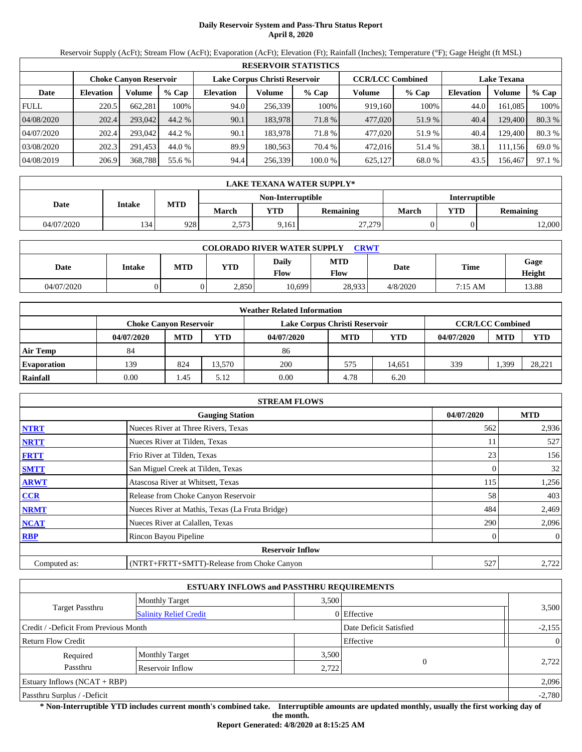# Daily Reservoir System and Pass-Thru Status Report
**April 8, 2020**

Reservoir Supply (AcFt); Stream Flow (AcFt); Evaporation (AcFt); Elevation (Ft); Rainfall (Inches); Temperature (°F); Gage Height (ft MSL)

| RESERVOIR STATISTICS | | | | | | | | | | | |
|---|---|---|---|---|---|---|---|---|---|---|---|
| | Choke Canyon Reservoir | | | Lake Corpus Christi Reservoir | | | CCR/LCC Combined | | Lake Texana | | |
| Date | Elevation | Volume | % Cap | Elevation | Volume | % Cap | Volume | % Cap | Elevation | Volume | % Cap |
| FULL | 220.5 | 662,281 | 100% | 94.0 | 256,339 | 100% | 919,160 | 100% | 44.0 | 161,085 | 100% |
| 04/08/2020 | 202.4 | 293,042 | 44.2 % | 90.1 | 183,978 | 71.8 % | 477,020 | 51.9 % | 40.4 | 129,400 | 80.3 % |
| 04/07/2020 | 202.4 | 293,042 | 44.2 % | 90.1 | 183,978 | 71.8 % | 477,020 | 51.9 % | 40.4 | 129,400 | 80.3 % |
| 03/08/2020 | 202.3 | 291,453 | 44.0 % | 89.9 | 180,563 | 70.4 % | 472,016 | 51.4 % | 38.1 | 111,156 | 69.0 % |
| 04/08/2019 | 206.9 | 368,788 | 55.6 % | 94.4 | 256,339 | 100.0 % | 625,127 | 68.0 % | 43.5 | 156,467 | 97.1 % |

| LAKE TEXANA WATER SUPPLY* | | | | | | | | |
|---|---|---|---|---|---|---|---|---|
| Date | Intake | MTD | Non-Interruptible | | | Interruptible | | |
| | | | March | YTD | Remaining | March | YTD | Remaining |
| 04/07/2020 | 134 | 928 | 2,573 | 9,161 | 27,279 | 0 | 0 | 12,000 |

| COLORADO RIVER WATER SUPPLY CRWT | | | | | | | | |
|---|---|---|---|---|---|---|---|---|
| Date | Intake | MTD | YTD | Daily Flow | MTD Flow | Date | Time | Gage Height |
| 04/07/2020 | 0 | 0 | 2,850 | 10,699 | 28,933 | 4/8/2020 | 7:15 AM | 13.88 |

| Weather Related Information | | | | | | | | | |
|---|---|---|---|---|---|---|---|---|---|
| | Choke Canyon Reservoir | | | Lake Corpus Christi Reservoir | | | CCR/LCC Combined | | |
| | 04/07/2020 | MTD | YTD | 04/07/2020 | MTD | YTD | 04/07/2020 | MTD | YTD |
| Air Temp | 84 | | | 86 | | | | | |
| Evaporation | 139 | 824 | 13,570 | 200 | 575 | 14,651 | 339 | 1,399 | 28,221 |
| Rainfall | 0.00 | 1.45 | 5.12 | 0.00 | 4.78 | 6.20 | | | |

| STREAM FLOWS | | | |
|---|---|---|---|
| | Gauging Station | 04/07/2020 | MTD |
| NTRT | Nueces River at Three Rivers, Texas | 562 | 2,936 |
| NRTT | Nueces River at Tilden, Texas | 11 | 527 |
| FRTT | Frio River at Tilden, Texas | 23 | 156 |
| SMTT | San Miguel Creek at Tilden, Texas | 0 | 32 |
| ARWT | Atascosa River at Whitsett, Texas | 115 | 1,256 |
| CCR | Release from Choke Canyon Reservoir | 58 | 403 |
| NRMT | Nueces River at Mathis, Texas (La Fruta Bridge) | 484 | 2,469 |
| NCAT | Nueces River at Calallen, Texas | 290 | 2,096 |
| RBP | Rincon Bayou Pipeline | 0 | 0 |
| **Reservoir Inflow** | | | |
| Computed as: | (NTRT+FRTT+SMTT)-Release from Choke Canyon | 527 | 2,722 |

| ESTUARY INFLOWS and PASSTHRU REQUIREMENTS | | | | |
|---|---|---|---|---|
| Target Passthru | Monthly Target | 3,500 | | 3,500 |
| | Salinity Relief Credit | 0 | Effective | |
| Credit / -Deficit From Previous Month | | | Date Deficit Satisfied | -2,155 |
| Return Flow Credit | | | Effective | 0 |
| Required Passthru | Monthly Target | 3,500 | 0 | 2,722 |
| | Reservoir Inflow | 2,722 | | |
| Estuary Inflows (NCAT + RBP) | | | | 2,096 |
| Passthru Surplus / -Deficit | | | | -2,780 |

**\* Non-Interruptible YTD includes current month's combined take. Interruptible amounts are updated monthly, usually the first working day of the month.**

**Report Generated: 4/8/2020 at 8:15:25 AM**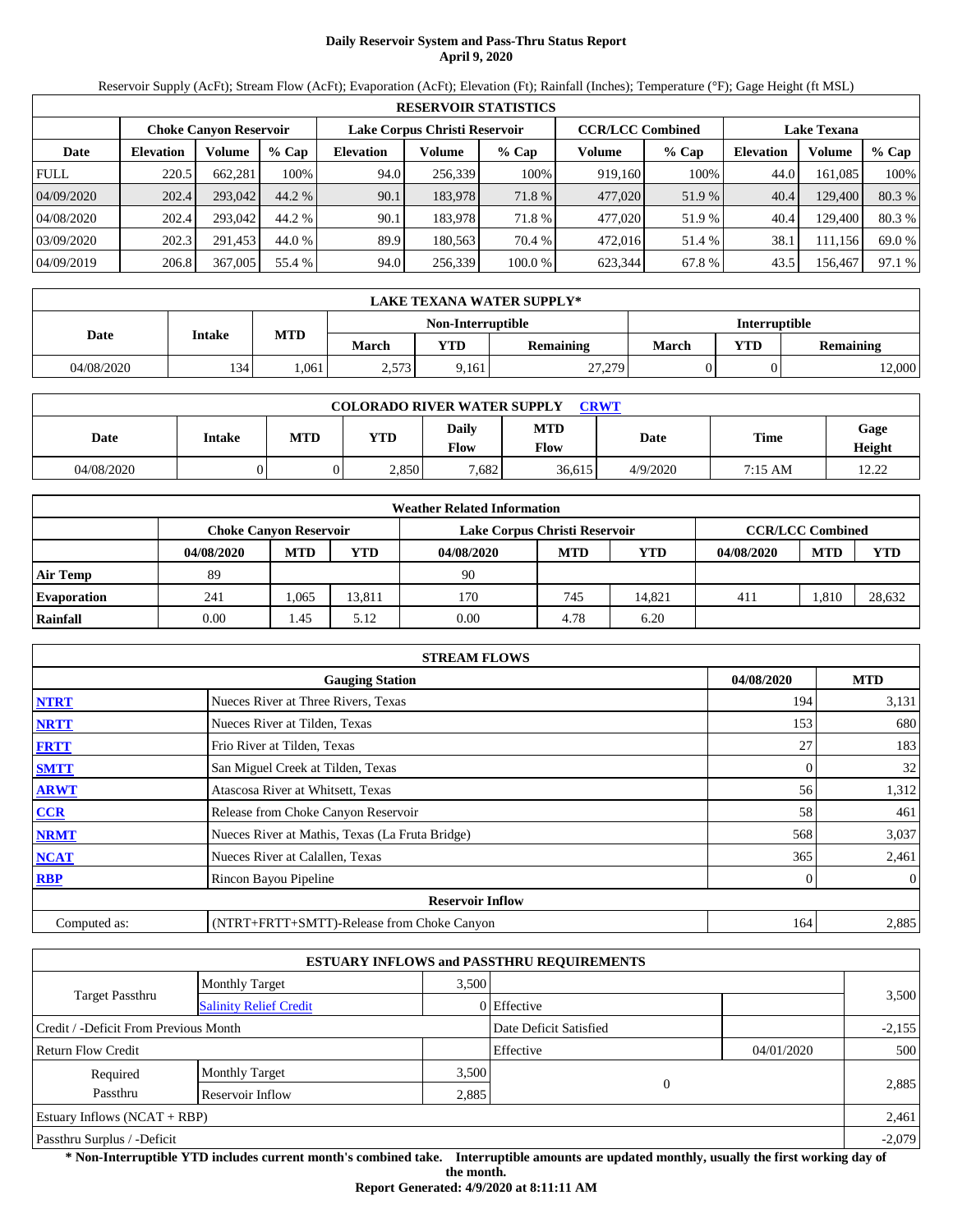# Daily Reservoir System and Pass-Thru Status Report
## April 9, 2020

Reservoir Supply (AcFt); Stream Flow (AcFt); Evaporation (AcFt); Elevation (Ft); Rainfall (Inches); Temperature (°F); Gage Height (ft MSL)

| RESERVOIR STATISTICS | | | | | | | | | | | |
|---|---|---|---|---|---|---|---|---|---|---|---|
| | Choke Canyon Reservoir | | | Lake Corpus Christi Reservoir | | | CCR/LCC Combined | | Lake Texana | | |
| Date | Elevation | Volume | % Cap | Elevation | Volume | % Cap | Volume | % Cap | Elevation | Volume | % Cap |
| FULL | 220.5 | 662,281 | 100% | 94.0 | 256,339 | 100% | 919,160 | 100% | 44.0 | 161,085 | 100% |
| 04/09/2020 | 202.4 | 293,042 | 44.2 % | 90.1 | 183,978 | 71.8 % | 477,020 | 51.9 % | 40.4 | 129,400 | 80.3 % |
| 04/08/2020 | 202.4 | 293,042 | 44.2 % | 90.1 | 183,978 | 71.8 % | 477,020 | 51.9 % | 40.4 | 129,400 | 80.3 % |
| 03/09/2020 | 202.3 | 291,453 | 44.0 % | 89.9 | 180,563 | 70.4 % | 472,016 | 51.4 % | 38.1 | 111,156 | 69.0 % |
| 04/09/2019 | 206.8 | 367,005 | 55.4 % | 94.0 | 256,339 | 100.0 % | 623,344 | 67.8 % | 43.5 | 156,467 | 97.1 % |

| LAKE TEXANA WATER SUPPLY* | | | | | | | | |
|---|---|---|---|---|---|---|---|---|
| Date | Intake | MTD | Non-Interruptible | | | Interruptible | | |
| | | | March | YTD | Remaining | March | YTD | Remaining |
| 04/08/2020 | 134 | 1,061 | 2,573 | 9,161 | 27,279 | 0 | 0 | 12,000 |

| COLORADO RIVER WATER SUPPLY CRWT | | | | | | | | |
|---|---|---|---|---|---|---|---|---|
| Date | Intake | MTD | YTD | Daily Flow | MTD Flow | Date | Time | Gage Height |
| 04/08/2020 | 0 | 0 | 2,850 | 7,682 | 36,615 | 4/9/2020 | 7:15 AM | 12.22 |

| Weather Related Information | | | | | | | | | |
|---|---|---|---|---|---|---|---|---|---|
| | Choke Canyon Reservoir | | | Lake Corpus Christi Reservoir | | | CCR/LCC Combined | | |
| | 04/08/2020 | MTD | YTD | 04/08/2020 | MTD | YTD | 04/08/2020 | MTD | YTD |
| Air Temp | 89 | | | 90 | | | | | |
| Evaporation | 241 | 1,065 | 13,811 | 170 | 745 | 14,821 | 411 | 1,810 | 28,632 |
| Rainfall | 0.00 | 1.45 | 5.12 | 0.00 | 4.78 | 6.20 | | | |

| STREAM FLOWS | | | |
|---|---|---|---|
| | Gauging Station | 04/08/2020 | MTD |
| NTRT | Nueces River at Three Rivers, Texas | 194 | 3,131 |
| NRTT | Nueces River at Tilden, Texas | 153 | 680 |
| FRTT | Frio River at Tilden, Texas | 27 | 183 |
| SMTT | San Miguel Creek at Tilden, Texas | 0 | 32 |
| ARWT | Atascosa River at Whitsett, Texas | 56 | 1,312 |
| CCR | Release from Choke Canyon Reservoir | 58 | 461 |
| NRMT | Nueces River at Mathis, Texas (La Fruta Bridge) | 568 | 3,037 |
| NCAT | Nueces River at Calallen, Texas | 365 | 2,461 |
| RBP | Rincon Bayou Pipeline | 0 | 0 |
| **Reservoir Inflow** | | | |
| Computed as: | (NTRT+FRTT+SMTT)-Release from Choke Canyon | 164 | 2,885 |

| ESTUARY INFLOWS and PASSTHRU REQUIREMENTS | | | | | |
|---|---|---|---|---|---|
| Target Passthru | Monthly Target | 3,500 | | | 3,500 |
| | Salinity Relief Credit | 0 | Effective | | |
| Credit / -Deficit From Previous Month | | | Date Deficit Satisfied | | -2,155 |
| Return Flow Credit | | | Effective | 04/01/2020 | 500 |
| Required Passthru | Monthly Target | 3,500 | 0 | | 2,885 |
| | Reservoir Inflow | 2,885 | | | |
| Estuary Inflows (NCAT + RBP) | | | | | 2,461 |
| Passthru Surplus / -Deficit | | | | | -2,079 |

**\* Non-Interruptible YTD includes current month's combined take. Interruptible amounts are updated monthly, usually the first working day of the month.**

**Report Generated: 4/9/2020 at 8:11:11 AM**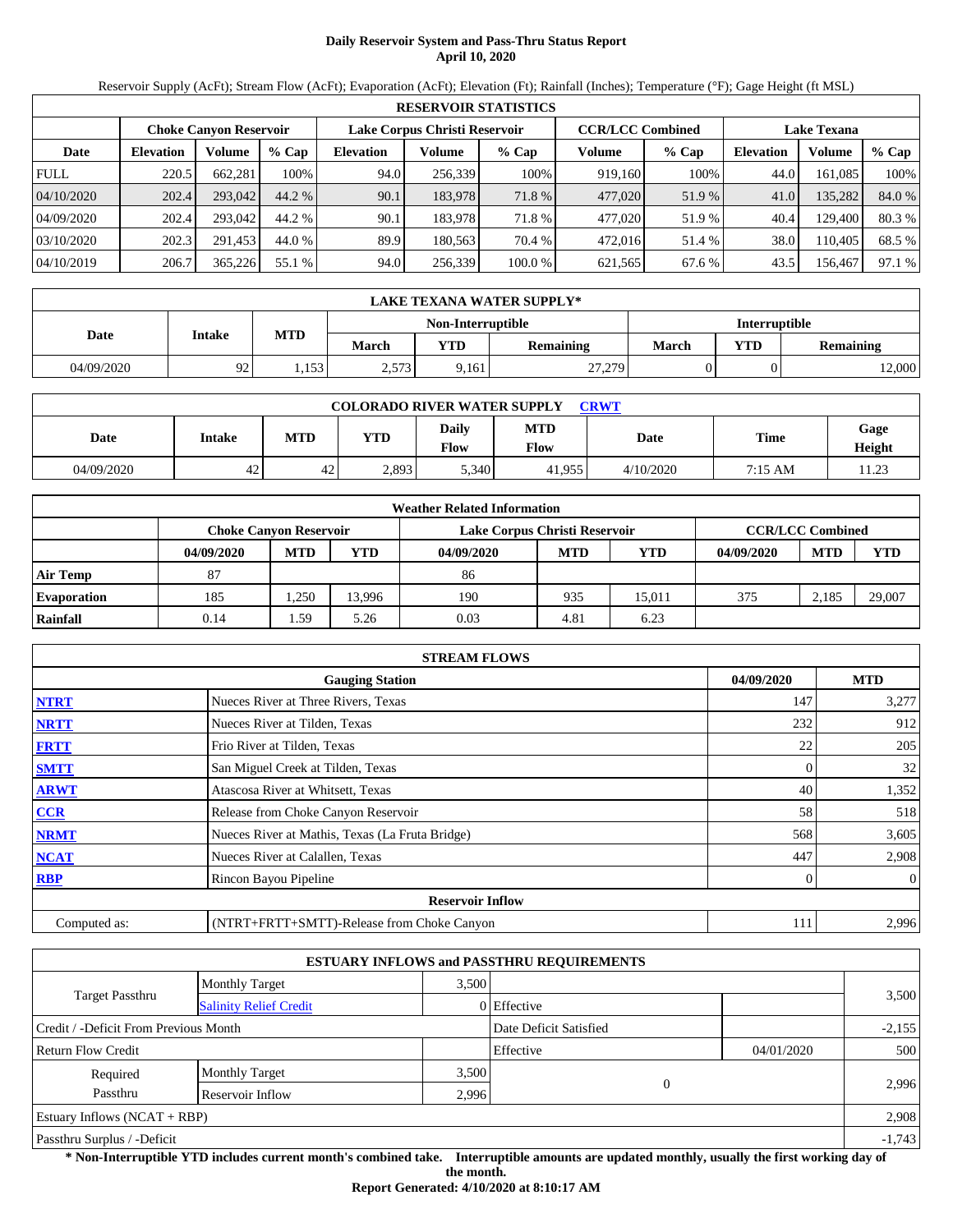# Daily Reservoir System and Pass-Thru Status Report
## April 10, 2020

Reservoir Supply (AcFt); Stream Flow (AcFt); Evaporation (AcFt); Elevation (Ft); Rainfall (Inches); Temperature (°F); Gage Height (ft MSL)

| RESERVOIR STATISTICS | | | | | | | | | | | |
|---|---|---|---|---|---|---|---|---|---|---|---|
| | Choke Canyon Reservoir | | | Lake Corpus Christi Reservoir | | | CCR/LCC Combined | | Lake Texana | | |
| Date | Elevation | Volume | % Cap | Elevation | Volume | % Cap | Volume | % Cap | Elevation | Volume | % Cap |
| FULL | 220.5 | 662,281 | 100% | 94.0 | 256,339 | 100% | 919,160 | 100% | 44.0 | 161,085 | 100% |
| 04/10/2020 | 202.4 | 293,042 | 44.2 % | 90.1 | 183,978 | 71.8 % | 477,020 | 51.9 % | 41.0 | 135,282 | 84.0 % |
| 04/09/2020 | 202.4 | 293,042 | 44.2 % | 90.1 | 183,978 | 71.8 % | 477,020 | 51.9 % | 40.4 | 129,400 | 80.3 % |
| 03/10/2020 | 202.3 | 291,453 | 44.0 % | 89.9 | 180,563 | 70.4 % | 472,016 | 51.4 % | 38.0 | 110,405 | 68.5 % |
| 04/10/2019 | 206.7 | 365,226 | 55.1 % | 94.0 | 256,339 | 100.0 % | 621,565 | 67.6 % | 43.5 | 156,467 | 97.1 % |

| LAKE TEXANA WATER SUPPLY* | | | | | | | | |
|---|---|---|---|---|---|---|---|---|
| Date | Intake | MTD | Non-Interruptible | | | Interruptible | | |
| | | | March | YTD | Remaining | March | YTD | Remaining |
| 04/09/2020 | 92 | 1,153 | 2,573 | 9,161 | 27,279 | 0 | 0 | 12,000 |

| COLORADO RIVER WATER SUPPLY CRWT | | | | | | | | |
|---|---|---|---|---|---|---|---|---|
| Date | Intake | MTD | YTD | Daily Flow | MTD Flow | Date | Time | Gage Height |
| 04/09/2020 | 42 | 42 | 2,893 | 5,340 | 41,955 | 4/10/2020 | 7:15 AM | 11.23 |

| Weather Related Information | | | | | | | | | |
|---|---|---|---|---|---|---|---|---|---|
| | Choke Canyon Reservoir | | | Lake Corpus Christi Reservoir | | | CCR/LCC Combined | | |
| | 04/09/2020 | MTD | YTD | 04/09/2020 | MTD | YTD | 04/09/2020 | MTD | YTD |
| Air Temp | 87 | | | 86 | | | | | |
| Evaporation | 185 | 1,250 | 13,996 | 190 | 935 | 15,011 | 375 | 2,185 | 29,007 |
| Rainfall | 0.14 | 1.59 | 5.26 | 0.03 | 4.81 | 6.23 | | | |

| STREAM FLOWS | | | |
|---|---|---|---|
| | Gauging Station | 04/09/2020 | MTD |
| NTRT | Nueces River at Three Rivers, Texas | 147 | 3,277 |
| NRTT | Nueces River at Tilden, Texas | 232 | 912 |
| FRTT | Frio River at Tilden, Texas | 22 | 205 |
| SMTT | San Miguel Creek at Tilden, Texas | 0 | 32 |
| ARWT | Atascosa River at Whitsett, Texas | 40 | 1,352 |
| CCR | Release from Choke Canyon Reservoir | 58 | 518 |
| NRMT | Nueces River at Mathis, Texas (La Fruta Bridge) | 568 | 3,605 |
| NCAT | Nueces River at Calallen, Texas | 447 | 2,908 |
| RBP | Rincon Bayou Pipeline | 0 | 0 |
| | **Reservoir Inflow** | | |
| Computed as: | (NTRT+FRTT+SMTT)-Release from Choke Canyon | 111 | 2,996 |

| ESTUARY INFLOWS and PASSTHRU REQUIREMENTS | | | | | |
|---|---|---|---|---|---|
| Target Passthru | Monthly Target | 3,500 | | | 3,500 |
| | Salinity Relief Credit | 0 | Effective | | |
| Credit / -Deficit From Previous Month | | | Date Deficit Satisfied | | -2,155 |
| Return Flow Credit | | | Effective | 04/01/2020 | 500 |
| Required Passthru | Monthly Target | 3,500 | 0 | | 2,996 |
| | Reservoir Inflow | 2,996 | | | |
| Estuary Inflows (NCAT + RBP) | | | | | 2,908 |
| Passthru Surplus / -Deficit | | | | | -1,743 |

**\* Non-Interruptible YTD includes current month's combined take. Interruptible amounts are updated monthly, usually the first working day of the month.**

**Report Generated: 4/10/2020 at 8:10:17 AM**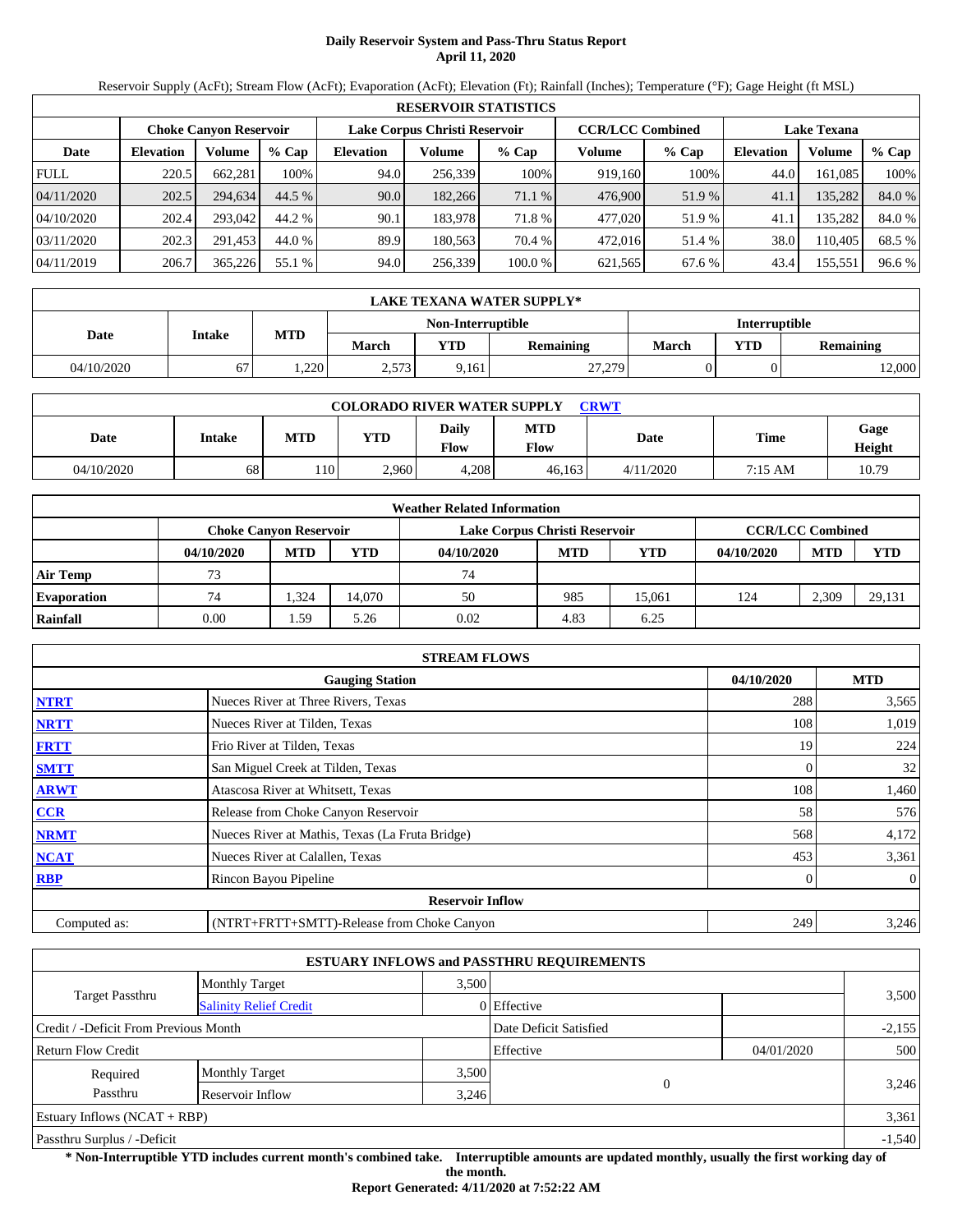# Daily Reservoir System and Pass-Thru Status Report
## April 11, 2020

Reservoir Supply (AcFt); Stream Flow (AcFt); Evaporation (AcFt); Elevation (Ft); Rainfall (Inches); Temperature (°F); Gage Height (ft MSL)

| RESERVOIR STATISTICS | | | | | | | | | | | |
|---|---|---|---|---|---|---|---|---|---|---|---|
| | Choke Canyon Reservoir | | | Lake Corpus Christi Reservoir | | | CCR/LCC Combined | | Lake Texana | | |
| Date | Elevation | Volume | % Cap | Elevation | Volume | % Cap | Volume | % Cap | Elevation | Volume | % Cap |
| FULL | 220.5 | 662,281 | 100% | 94.0 | 256,339 | 100% | 919,160 | 100% | 44.0 | 161,085 | 100% |
| 04/11/2020 | 202.5 | 294,634 | 44.5 % | 90.0 | 182,266 | 71.1 % | 476,900 | 51.9 % | 41.1 | 135,282 | 84.0 % |
| 04/10/2020 | 202.4 | 293,042 | 44.2 % | 90.1 | 183,978 | 71.8 % | 477,020 | 51.9 % | 41.1 | 135,282 | 84.0 % |
| 03/11/2020 | 202.3 | 291,453 | 44.0 % | 89.9 | 180,563 | 70.4 % | 472,016 | 51.4 % | 38.0 | 110,405 | 68.5 % |
| 04/11/2019 | 206.7 | 365,226 | 55.1 % | 94.0 | 256,339 | 100.0 % | 621,565 | 67.6 % | 43.4 | 155,551 | 96.6 % |

| LAKE TEXANA WATER SUPPLY* | | | | | | | | |
|---|---|---|---|---|---|---|---|---|
| Date | Intake | MTD | Non-Interruptible | | | Interruptible | | |
| | | | March | YTD | Remaining | March | YTD | Remaining |
| 04/10/2020 | 67 | 1,220 | 2,573 | 9,161 | 27,279 | 0 | 0 | 12,000 |

| COLORADO RIVER WATER SUPPLY CRWT | | | | | | | | |
|---|---|---|---|---|---|---|---|---|
| Date | Intake | MTD | YTD | Daily Flow | MTD Flow | Date | Time | Gage Height |
| 04/10/2020 | 68 | 110 | 2,960 | 4,208 | 46,163 | 4/11/2020 | 7:15 AM | 10.79 |

| Weather Related Information | | | | | | | | | |
|---|---|---|---|---|---|---|---|---|---|
| | Choke Canyon Reservoir | | | Lake Corpus Christi Reservoir | | | CCR/LCC Combined | | |
| | 04/10/2020 | MTD | YTD | 04/10/2020 | MTD | YTD | 04/10/2020 | MTD | YTD |
| Air Temp | 73 | | | 74 | | | | | |
| Evaporation | 74 | 1,324 | 14,070 | 50 | 985 | 15,061 | 124 | 2,309 | 29,131 |
| Rainfall | 0.00 | 1.59 | 5.26 | 0.02 | 4.83 | 6.25 | | | |

| STREAM FLOWS | | | |
|---|---|---|---|
| | Gauging Station | 04/10/2020 | MTD |
| NTRT | Nueces River at Three Rivers, Texas | 288 | 3,565 |
| NRTT | Nueces River at Tilden, Texas | 108 | 1,019 |
| FRTT | Frio River at Tilden, Texas | 19 | 224 |
| SMTT | San Miguel Creek at Tilden, Texas | 0 | 32 |
| ARWT | Atascosa River at Whitsett, Texas | 108 | 1,460 |
| CCR | Release from Choke Canyon Reservoir | 58 | 576 |
| NRMT | Nueces River at Mathis, Texas (La Fruta Bridge) | 568 | 4,172 |
| NCAT | Nueces River at Calallen, Texas | 453 | 3,361 |
| RBP | Rincon Bayou Pipeline | 0 | 0 |
| | Reservoir Inflow | | |
| Computed as: | (NTRT+FRTT+SMTT)-Release from Choke Canyon | 249 | 3,246 |

| ESTUARY INFLOWS and PASSTHRU REQUIREMENTS | | | | | |
|---|---|---|---|---|---|
| Target Passthru | Monthly Target | 3,500 | | | 3,500 |
| | Salinity Relief Credit | 0 | Effective | | |
| Credit / -Deficit From Previous Month | | | Date Deficit Satisfied | | -2,155 |
| Return Flow Credit | | | Effective | 04/01/2020 | 500 |
| Required Passthru | Monthly Target | 3,500 | 0 | | 3,246 |
| | Reservoir Inflow | 3,246 | | | |
| Estuary Inflows (NCAT + RBP) | | | | | 3,361 |
| Passthru Surplus / -Deficit | | | | | -1,540 |

**\* Non-Interruptible YTD includes current month's combined take. Interruptible amounts are updated monthly, usually the first working day of the month.**

**Report Generated: 4/11/2020 at 7:52:22 AM**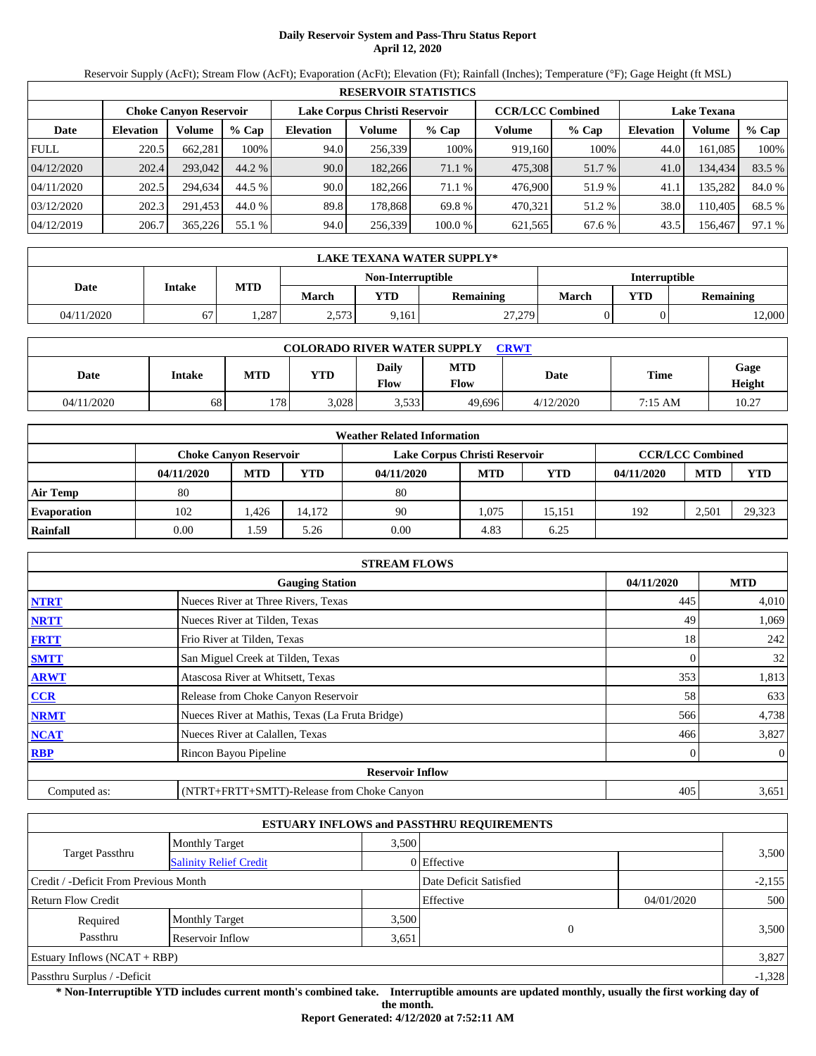# Daily Reservoir System and Pass-Thru Status Report
## April 12, 2020

Reservoir Supply (AcFt); Stream Flow (AcFt); Evaporation (AcFt); Elevation (Ft); Rainfall (Inches); Temperature (°F); Gage Height (ft MSL)

| RESERVOIR STATISTICS | | | | | | | | | | | |
|---|---|---|---|---|---|---|---|---|---|---|---|
| | Choke Canyon Reservoir | | | Lake Corpus Christi Reservoir | | | CCR/LCC Combined | | Lake Texana | | |
| Date | Elevation | Volume | % Cap | Elevation | Volume | % Cap | Volume | % Cap | Elevation | Volume | % Cap |
| FULL | 220.5 | 662,281 | 100% | 94.0 | 256,339 | 100% | 919,160 | 100% | 44.0 | 161,085 | 100% |
| 04/12/2020 | 202.4 | 293,042 | 44.2 % | 90.0 | 182,266 | 71.1 % | 475,308 | 51.7 % | 41.0 | 134,434 | 83.5 % |
| 04/11/2020 | 202.5 | 294,634 | 44.5 % | 90.0 | 182,266 | 71.1 % | 476,900 | 51.9 % | 41.1 | 135,282 | 84.0 % |
| 03/12/2020 | 202.3 | 291,453 | 44.0 % | 89.8 | 178,868 | 69.8 % | 470,321 | 51.2 % | 38.0 | 110,405 | 68.5 % |
| 04/12/2019 | 206.7 | 365,226 | 55.1 % | 94.0 | 256,339 | 100.0 % | 621,565 | 67.6 % | 43.5 | 156,467 | 97.1 % |

| LAKE TEXANA WATER SUPPLY* | | | | | | | | |
|---|---|---|---|---|---|---|---|---|
| Date | Intake | MTD | Non-Interruptible | | | Interruptible | | |
| | | | March | YTD | Remaining | March | YTD | Remaining |
| 04/11/2020 | 67 | 1,287 | 2,573 | 9,161 | 27,279 | 0 | 0 | 12,000 |

| COLORADO RIVER WATER SUPPLY CRWT | | | | | | | | |
|---|---|---|---|---|---|---|---|---|
| Date | Intake | MTD | YTD | Daily Flow | MTD Flow | Date | Time | Gage Height |
| 04/11/2020 | 68 | 178 | 3,028 | 3,533 | 49,696 | 4/12/2020 | 7:15 AM | 10.27 |

| Weather Related Information | | | | | | | | | |
|---|---|---|---|---|---|---|---|---|---|
| | Choke Canyon Reservoir | | | Lake Corpus Christi Reservoir | | | CCR/LCC Combined | | |
| | 04/11/2020 | MTD | YTD | 04/11/2020 | MTD | YTD | 04/11/2020 | MTD | YTD |
| Air Temp | 80 | | | 80 | | | | | |
| Evaporation | 102 | 1,426 | 14,172 | 90 | 1,075 | 15,151 | 192 | 2,501 | 29,323 |
| Rainfall | 0.00 | 1.59 | 5.26 | 0.00 | 4.83 | 6.25 | | | |

| STREAM FLOWS | | | |
|---|---|---|---|
| | Gauging Station | 04/11/2020 | MTD |
| NTRT | Nueces River at Three Rivers, Texas | 445 | 4,010 |
| NRTT | Nueces River at Tilden, Texas | 49 | 1,069 |
| FRTT | Frio River at Tilden, Texas | 18 | 242 |
| SMTT | San Miguel Creek at Tilden, Texas | 0 | 32 |
| ARWT | Atascosa River at Whitsett, Texas | 353 | 1,813 |
| CCR | Release from Choke Canyon Reservoir | 58 | 633 |
| NRMT | Nueces River at Mathis, Texas (La Fruta Bridge) | 566 | 4,738 |
| NCAT | Nueces River at Calallen, Texas | 466 | 3,827 |
| RBP | Rincon Bayou Pipeline | 0 | 0 |
| Reservoir Inflow | | | |
| Computed as: | (NTRT+FRTT+SMTT)-Release from Choke Canyon | 405 | 3,651 |

| ESTUARY INFLOWS and PASSTHRU REQUIREMENTS | | | | | |
|---|---|---|---|---|---|
| Target Passthru | Monthly Target | 3,500 | | | 3,500 |
| | Salinity Relief Credit | 0 | Effective | | |
| Credit / -Deficit From Previous Month | | | Date Deficit Satisfied | | -2,155 |
| Return Flow Credit | | | Effective | 04/01/2020 | 500 |
| Required Passthru | Monthly Target | 3,500 | 0 | | 3,500 |
| | Reservoir Inflow | 3,651 | | | |
| Estuary Inflows (NCAT + RBP) | | | | | 3,827 |
| Passthru Surplus / -Deficit | | | | | -1,328 |

**\* Non-Interruptible YTD includes current month's combined take. Interruptible amounts are updated monthly, usually the first working day of the month.**

**Report Generated: 4/12/2020 at 7:52:11 AM**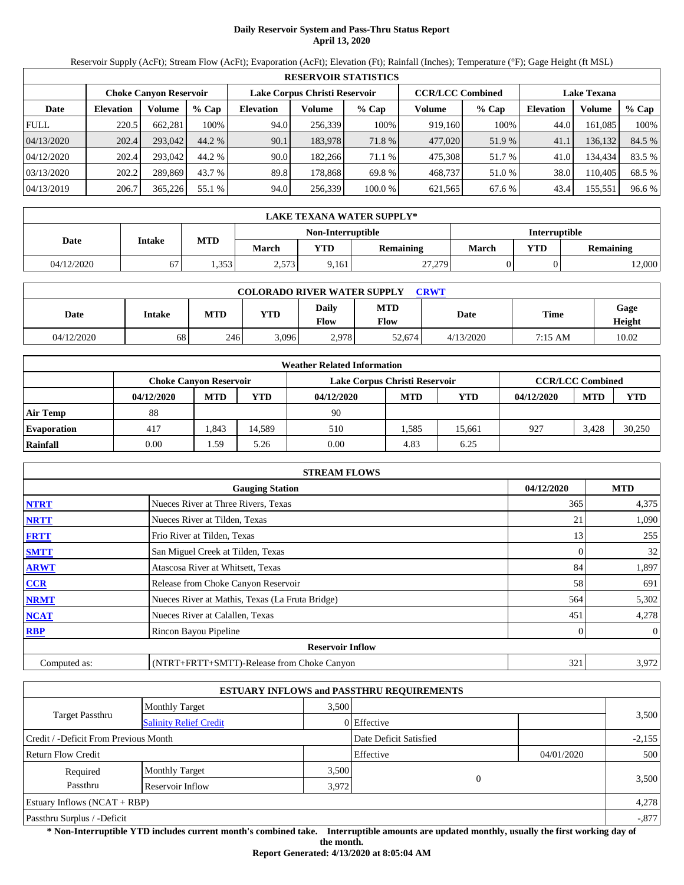# Daily Reservoir System and Pass-Thru Status Report
## April 13, 2020

Reservoir Supply (AcFt); Stream Flow (AcFt); Evaporation (AcFt); Elevation (Ft); Rainfall (Inches); Temperature (°F); Gage Height (ft MSL)

| RESERVOIR STATISTICS | | | | | | | | | | | |
|---|---|---|---|---|---|---|---|---|---|---|---|
| | Choke Canyon Reservoir | | | Lake Corpus Christi Reservoir | | | CCR/LCC Combined | | Lake Texana | | |
| Date | Elevation | Volume | % Cap | Elevation | Volume | % Cap | Volume | % Cap | Elevation | Volume | % Cap |
| FULL | 220.5 | 662,281 | 100% | 94.0 | 256,339 | 100% | 919,160 | 100% | 44.0 | 161,085 | 100% |
| 04/13/2020 | 202.4 | 293,042 | 44.2 % | 90.1 | 183,978 | 71.8 % | 477,020 | 51.9 % | 41.1 | 136,132 | 84.5 % |
| 04/12/2020 | 202.4 | 293,042 | 44.2 % | 90.0 | 182,266 | 71.1 % | 475,308 | 51.7 % | 41.0 | 134,434 | 83.5 % |
| 03/13/2020 | 202.2 | 289,869 | 43.7 % | 89.8 | 178,868 | 69.8 % | 468,737 | 51.0 % | 38.0 | 110,405 | 68.5 % |
| 04/13/2019 | 206.7 | 365,226 | 55.1 % | 94.0 | 256,339 | 100.0 % | 621,565 | 67.6 % | 43.4 | 155,551 | 96.6 % |

| LAKE TEXANA WATER SUPPLY* | | | | | | | | |
|---|---|---|---|---|---|---|---|---|
| Date | Intake | MTD | Non-Interruptible | | | Interruptible | | |
| | | | March | YTD | Remaining | March | YTD | Remaining |
| 04/12/2020 | 67 | 1,353 | 2,573 | 9,161 | 27,279 | 0 | 0 | 12,000 |

| COLORADO RIVER WATER SUPPLY CRWT | | | | | | | | |
|---|---|---|---|---|---|---|---|---|
| Date | Intake | MTD | YTD | Daily Flow | MTD Flow | Date | Time | Gage Height |
| 04/12/2020 | 68 | 246 | 3,096 | 2,978 | 52,674 | 4/13/2020 | 7:15 AM | 10.02 |

| Weather Related Information | | | | | | | | | |
|---|---|---|---|---|---|---|---|---|---|
| | Choke Canyon Reservoir | | | Lake Corpus Christi Reservoir | | | CCR/LCC Combined | | |
| | 04/12/2020 | MTD | YTD | 04/12/2020 | MTD | YTD | 04/12/2020 | MTD | YTD |
| Air Temp | 88 | | | 90 | | | | | |
| Evaporation | 417 | 1,843 | 14,589 | 510 | 1,585 | 15,661 | 927 | 3,428 | 30,250 |
| Rainfall | 0.00 | 1.59 | 5.26 | 0.00 | 4.83 | 6.25 | | | |

| STREAM FLOWS | | | |
|---|---|---|---|
| | Gauging Station | 04/12/2020 | MTD |
| NTRT | Nueces River at Three Rivers, Texas | 365 | 4,375 |
| NRTT | Nueces River at Tilden, Texas | 21 | 1,090 |
| FRTT | Frio River at Tilden, Texas | 13 | 255 |
| SMTT | San Miguel Creek at Tilden, Texas | 0 | 32 |
| ARWT | Atascosa River at Whitsett, Texas | 84 | 1,897 |
| CCR | Release from Choke Canyon Reservoir | 58 | 691 |
| NRMT | Nueces River at Mathis, Texas (La Fruta Bridge) | 564 | 5,302 |
| NCAT | Nueces River at Calallen, Texas | 451 | 4,278 |
| RBP | Rincon Bayou Pipeline | 0 | 0 |
| | **Reservoir Inflow** | | |
| Computed as: | (NTRT+FRTT+SMTT)-Release from Choke Canyon | 321 | 3,972 |

| ESTUARY INFLOWS and PASSTHRU REQUIREMENTS | | | | | |
|---|---|---|---|---|---|
| Target Passthru | Monthly Target | 3,500 | | | 3,500 |
| | Salinity Relief Credit | 0 | Effective | | |
| Credit / -Deficit From Previous Month | | | Date Deficit Satisfied | | -2,155 |
| Return Flow Credit | | | Effective | 04/01/2020 | 500 |
| Required Passthru | Monthly Target | 3,500 | 0 | | 3,500 |
| | Reservoir Inflow | 3,972 | | | |
| Estuary Inflows (NCAT + RBP) | | | | | 4,278 |
| Passthru Surplus / -Deficit | | | | | -,877 |

**\* Non-Interruptible YTD includes current month's combined take. Interruptible amounts are updated monthly, usually the first working day of the month.**

**Report Generated: 4/13/2020 at 8:05:04 AM**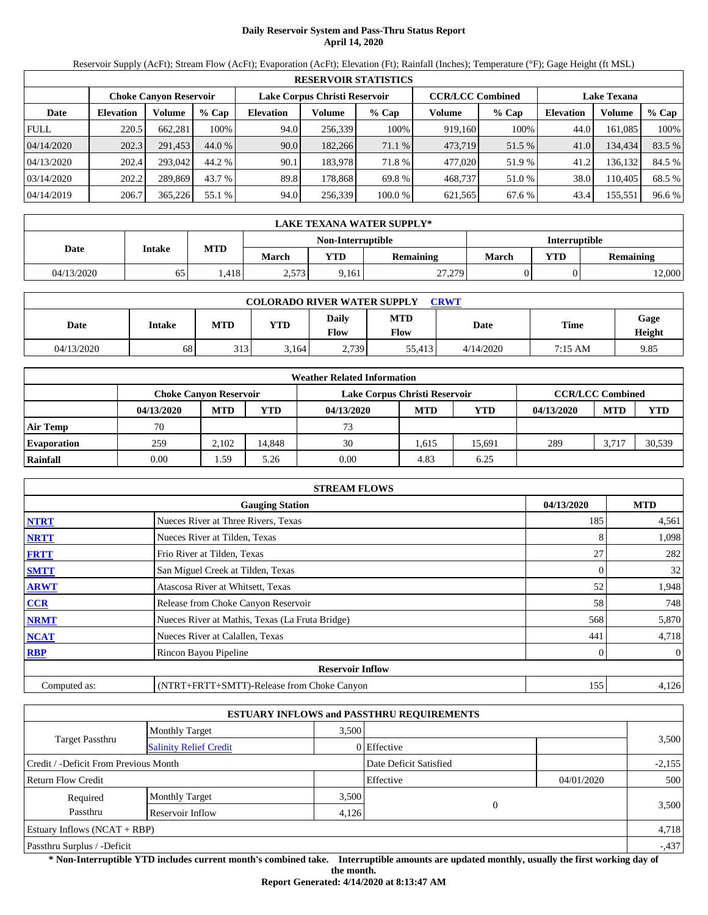# Daily Reservoir System and Pass-Thru Status Report
## April 14, 2020

Reservoir Supply (AcFt); Stream Flow (AcFt); Evaporation (AcFt); Elevation (Ft); Rainfall (Inches); Temperature (°F); Gage Height (ft MSL)

| RESERVOIR STATISTICS | | | | | | | | | | | |
|---|---|---|---|---|---|---|---|---|---|---|---|
| | Choke Canyon Reservoir | | | Lake Corpus Christi Reservoir | | | CCR/LCC Combined | | Lake Texana | | |
| Date | Elevation | Volume | % Cap | Elevation | Volume | % Cap | Volume | % Cap | Elevation | Volume | % Cap |
| FULL | 220.5 | 662,281 | 100% | 94.0 | 256,339 | 100% | 919,160 | 100% | 44.0 | 161,085 | 100% |
| 04/14/2020 | 202.3 | 291,453 | 44.0 % | 90.0 | 182,266 | 71.1 % | 473,719 | 51.5 % | 41.0 | 134,434 | 83.5 % |
| 04/13/2020 | 202.4 | 293,042 | 44.2 % | 90.1 | 183,978 | 71.8 % | 477,020 | 51.9 % | 41.2 | 136,132 | 84.5 % |
| 03/14/2020 | 202.2 | 289,869 | 43.7 % | 89.8 | 178,868 | 69.8 % | 468,737 | 51.0 % | 38.0 | 110,405 | 68.5 % |
| 04/14/2019 | 206.7 | 365,226 | 55.1 % | 94.0 | 256,339 | 100.0 % | 621,565 | 67.6 % | 43.4 | 155,551 | 96.6 % |

| LAKE TEXANA WATER SUPPLY* | | | | | | | | |
|---|---|---|---|---|---|---|---|---|
| Date | Intake | MTD | Non-Interruptible | | | Interruptible | | |
| | | | March | YTD | Remaining | March | YTD | Remaining |
| 04/13/2020 | 65 | 1,418 | 2,573 | 9,161 | 27,279 | 0 | 0 | 12,000 |

| COLORADO RIVER WATER SUPPLY [CRWT](CRWT) | | | | | | | | |
|---|---|---|---|---|---|---|---|---|
| Date | Intake | MTD | YTD | Daily Flow | MTD Flow | Date | Time | Gage Height |
| 04/13/2020 | 68 | 313 | 3,164 | 2,739 | 55,413 | 4/14/2020 | 7:15 AM | 9.85 |

| Weather Related Information | | | | | | | | | |
|---|---|---|---|---|---|---|---|---|---|
| | Choke Canyon Reservoir | | | Lake Corpus Christi Reservoir | | | CCR/LCC Combined | | |
| | 04/13/2020 | MTD | YTD | 04/13/2020 | MTD | YTD | 04/13/2020 | MTD | YTD |
| Air Temp | 70 | | | 73 | | | | | |
| Evaporation | 259 | 2,102 | 14,848 | 30 | 1,615 | 15,691 | 289 | 3,717 | 30,539 |
| Rainfall | 0.00 | 1.59 | 5.26 | 0.00 | 4.83 | 6.25 | | | |

| STREAM FLOWS | | | |
|---|---|---|---|
| | Gauging Station | 04/13/2020 | MTD |
| NTRT | Nueces River at Three Rivers, Texas | 185 | 4,561 |
| NRTT | Nueces River at Tilden, Texas | 8 | 1,098 |
| FRTT | Frio River at Tilden, Texas | 27 | 282 |
| SMTT | San Miguel Creek at Tilden, Texas | 0 | 32 |
| ARWT | Atascosa River at Whitsett, Texas | 52 | 1,948 |
| CCR | Release from Choke Canyon Reservoir | 58 | 748 |
| NRMT | Nueces River at Mathis, Texas (La Fruta Bridge) | 568 | 5,870 |
| NCAT | Nueces River at Calallen, Texas | 441 | 4,718 |
| RBP | Rincon Bayou Pipeline | 0 | 0 |
| Reservoir Inflow | | | |
| Computed as: | (NTRT+FRTT+SMTT)-Release from Choke Canyon | 155 | 4,126 |

| ESTUARY INFLOWS and PASSTHRU REQUIREMENTS | | | | | |
|---|---|---|---|---|---|
| Target Passthru | Monthly Target | 3,500 | | | 3,500 |
| | Salinity Relief Credit | 0 | Effective | | |
| Credit / -Deficit From Previous Month | | | Date Deficit Satisfied | | -2,155 |
| Return Flow Credit | | | Effective | 04/01/2020 | 500 |
| Required Passthru | Monthly Target | 3,500 | 0 | | 3,500 |
| | Reservoir Inflow | 4,126 | | | |
| Estuary Inflows (NCAT + RBP) | | | | | 4,718 |
| Passthru Surplus / -Deficit | | | | | -,437 |

**\* Non-Interruptible YTD includes current month's combined take. Interruptible amounts are updated monthly, usually the first working day of the month.**

**Report Generated: 4/14/2020 at 8:13:47 AM**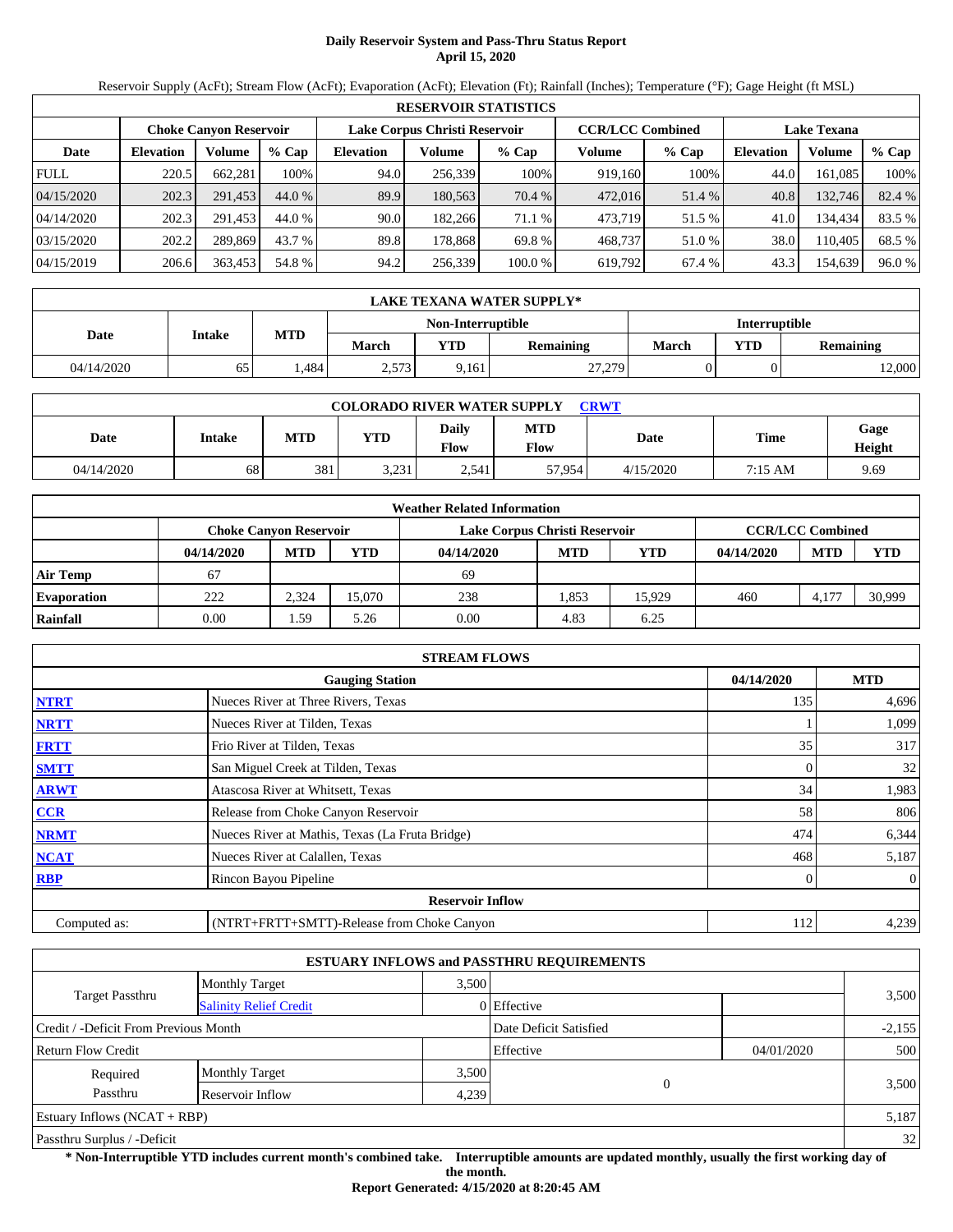# Daily Reservoir System and Pass-Thru Status Report
**April 15, 2020**

Reservoir Supply (AcFt); Stream Flow (AcFt); Evaporation (AcFt); Elevation (Ft); Rainfall (Inches); Temperature (°F); Gage Height (ft MSL)

| RESERVOIR STATISTICS | | | | | | | | | | | |
|---|---|---|---|---|---|---|---|---|---|---|---|
| | Choke Canyon Reservoir | | | Lake Corpus Christi Reservoir | | | CCR/LCC Combined | | Lake Texana | | |
| Date | Elevation | Volume | % Cap | Elevation | Volume | % Cap | Volume | % Cap | Elevation | Volume | % Cap |
| FULL | 220.5 | 662,281 | 100% | 94.0 | 256,339 | 100% | 919,160 | 100% | 44.0 | 161,085 | 100% |
| 04/15/2020 | 202.3 | 291,453 | 44.0 % | 89.9 | 180,563 | 70.4 % | 472,016 | 51.4 % | 40.8 | 132,746 | 82.4 % |
| 04/14/2020 | 202.3 | 291,453 | 44.0 % | 90.0 | 182,266 | 71.1 % | 473,719 | 51.5 % | 41.0 | 134,434 | 83.5 % |
| 03/15/2020 | 202.2 | 289,869 | 43.7 % | 89.8 | 178,868 | 69.8 % | 468,737 | 51.0 % | 38.0 | 110,405 | 68.5 % |
| 04/15/2019 | 206.6 | 363,453 | 54.8 % | 94.2 | 256,339 | 100.0 % | 619,792 | 67.4 % | 43.3 | 154,639 | 96.0 % |

| LAKE TEXANA WATER SUPPLY* | | | | | | | | |
|---|---|---|---|---|---|---|---|---|
| Date | Intake | MTD | Non-Interruptible | | | Interruptible | | |
| | | | March | YTD | Remaining | March | YTD | Remaining |
| 04/14/2020 | 65 | 1,484 | 2,573 | 9,161 | 27,279 | 0 | 0 | 12,000 |

| COLORADO RIVER WATER SUPPLY CRWT | | | | | | | | |
|---|---|---|---|---|---|---|---|---|
| Date | Intake | MTD | YTD | Daily Flow | MTD Flow | Date | Time | Gage Height |
| 04/14/2020 | 68 | 381 | 3,231 | 2,541 | 57,954 | 4/15/2020 | 7:15 AM | 9.69 |

| Weather Related Information | | | | | | | | | |
|---|---|---|---|---|---|---|---|---|---|
| | Choke Canyon Reservoir | | | Lake Corpus Christi Reservoir | | | CCR/LCC Combined | | |
| | 04/14/2020 | MTD | YTD | 04/14/2020 | MTD | YTD | 04/14/2020 | MTD | YTD |
| Air Temp | 67 | | | 69 | | | | | |
| Evaporation | 222 | 2,324 | 15,070 | 238 | 1,853 | 15,929 | 460 | 4,177 | 30,999 |
| Rainfall | 0.00 | 1.59 | 5.26 | 0.00 | 4.83 | 6.25 | | | |

| STREAM FLOWS | | | |
|---|---|---|---|
| | Gauging Station | 04/14/2020 | MTD |
| NTRT | Nueces River at Three Rivers, Texas | 135 | 4,696 |
| NRTT | Nueces River at Tilden, Texas | 1 | 1,099 |
| FRTT | Frio River at Tilden, Texas | 35 | 317 |
| SMTT | San Miguel Creek at Tilden, Texas | 0 | 32 |
| ARWT | Atascosa River at Whitsett, Texas | 34 | 1,983 |
| CCR | Release from Choke Canyon Reservoir | 58 | 806 |
| NRMT | Nueces River at Mathis, Texas (La Fruta Bridge) | 474 | 6,344 |
| NCAT | Nueces River at Calallen, Texas | 468 | 5,187 |
| RBP | Rincon Bayou Pipeline | 0 | 0 |
| **Reservoir Inflow** | | | |
| Computed as: | (NTRT+FRTT+SMTT)-Release from Choke Canyon | 112 | 4,239 |

| ESTUARY INFLOWS and PASSTHRU REQUIREMENTS | | | | | |
|---|---|---|---|---|---|
| Target Passthru | Monthly Target | 3,500 | | | 3,500 |
| | Salinity Relief Credit | 0 | Effective | | |
| Credit / -Deficit From Previous Month | | | Date Deficit Satisfied | | -2,155 |
| Return Flow Credit | | | Effective | 04/01/2020 | 500 |
| Required Passthru | Monthly Target | 3,500 | 0 | | 3,500 |
| | Reservoir Inflow | 4,239 | | | |
| Estuary Inflows (NCAT + RBP) | | | | | 5,187 |
| Passthru Surplus / -Deficit | | | | | 32 |

**\* Non-Interruptible YTD includes current month's combined take. Interruptible amounts are updated monthly, usually the first working day of the month.**

**Report Generated: 4/15/2020 at 8:20:45 AM**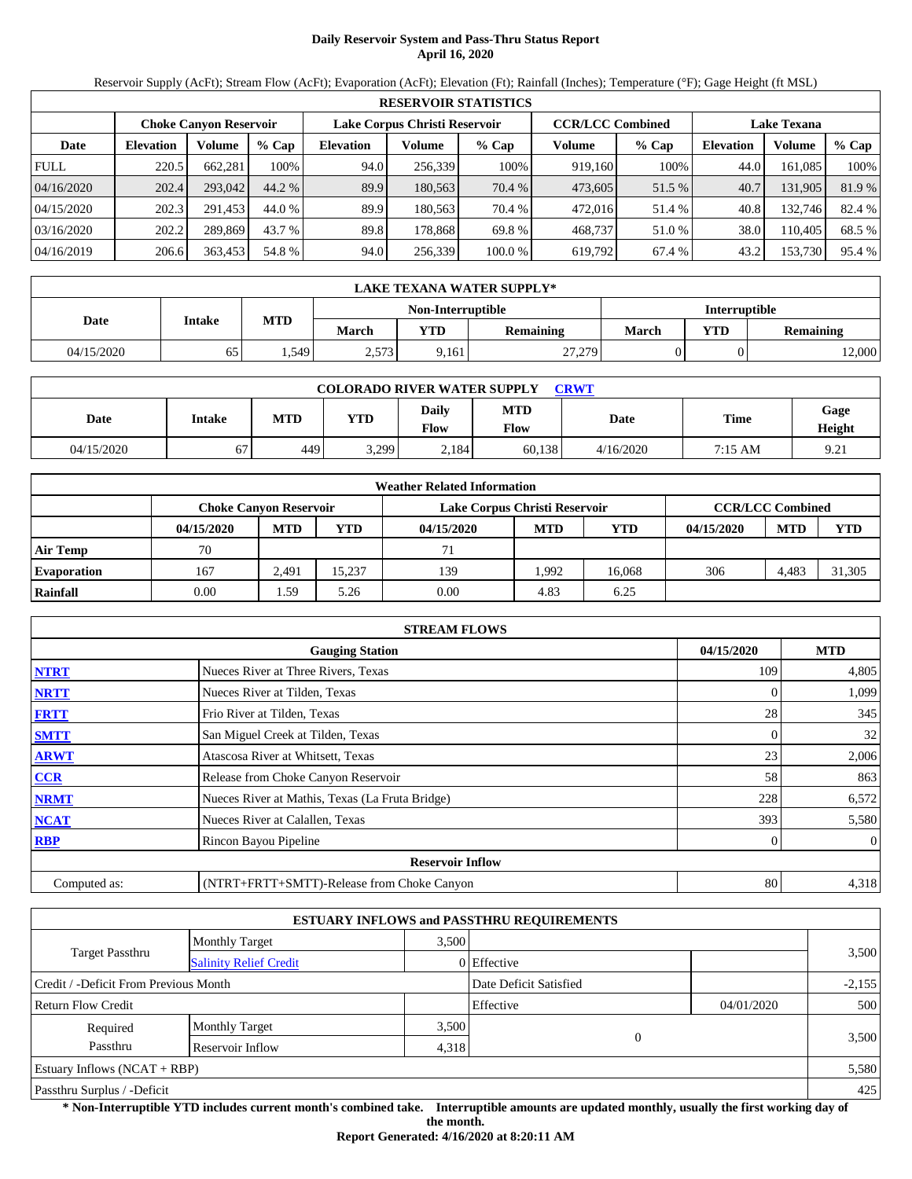# Daily Reservoir System and Pass-Thru Status Report
## April 16, 2020

Reservoir Supply (AcFt); Stream Flow (AcFt); Evaporation (AcFt); Elevation (Ft); Rainfall (Inches); Temperature (°F); Gage Height (ft MSL)

| RESERVOIR STATISTICS | | | | | | | | | | | |
|---|---|---|---|---|---|---|---|---|---|---|---|
| | Choke Canyon Reservoir | | | Lake Corpus Christi Reservoir | | | CCR/LCC Combined | | Lake Texana | | |
| Date | Elevation | Volume | % Cap | Elevation | Volume | % Cap | Volume | % Cap | Elevation | Volume | % Cap |
| FULL | 220.5 | 662,281 | 100% | 94.0 | 256,339 | 100% | 919,160 | 100% | 44.0 | 161,085 | 100% |
| 04/16/2020 | 202.4 | 293,042 | 44.2 % | 89.9 | 180,563 | 70.4 % | 473,605 | 51.5 % | 40.7 | 131,905 | 81.9 % |
| 04/15/2020 | 202.3 | 291,453 | 44.0 % | 89.9 | 180,563 | 70.4 % | 472,016 | 51.4 % | 40.8 | 132,746 | 82.4 % |
| 03/16/2020 | 202.2 | 289,869 | 43.7 % | 89.8 | 178,868 | 69.8 % | 468,737 | 51.0 % | 38.0 | 110,405 | 68.5 % |
| 04/16/2019 | 206.6 | 363,453 | 54.8 % | 94.0 | 256,339 | 100.0 % | 619,792 | 67.4 % | 43.2 | 153,730 | 95.4 % |

| LAKE TEXANA WATER SUPPLY* | | | | | | | | |
|---|---|---|---|---|---|---|---|---|
| Date | Intake | MTD | Non-Interruptible | | | Interruptible | | |
| | | | March | YTD | Remaining | March | YTD | Remaining |
| 04/15/2020 | 65 | 1,549 | 2,573 | 9,161 | 27,279 | 0 | 0 | 12,000 |

| COLORADO RIVER WATER SUPPLY CRWT | | | | | | | | |
|---|---|---|---|---|---|---|---|---|
| Date | Intake | MTD | YTD | Daily Flow | MTD Flow | Date | Time | Gage Height |
| 04/15/2020 | 67 | 449 | 3,299 | 2,184 | 60,138 | 4/16/2020 | 7:15 AM | 9.21 |

| Weather Related Information | | | | | | | | | |
|---|---|---|---|---|---|---|---|---|---|
| | Choke Canyon Reservoir | | | Lake Corpus Christi Reservoir | | | CCR/LCC Combined | | |
| | 04/15/2020 | MTD | YTD | 04/15/2020 | MTD | YTD | 04/15/2020 | MTD | YTD |
| Air Temp | 70 | | | 71 | | | | | |
| Evaporation | 167 | 2,491 | 15,237 | 139 | 1,992 | 16,068 | 306 | 4,483 | 31,305 |
| Rainfall | 0.00 | 1.59 | 5.26 | 0.00 | 4.83 | 6.25 | | | |

| STREAM FLOWS | | | |
|---|---|---|---|
| | Gauging Station | 04/15/2020 | MTD |
| NTRT | Nueces River at Three Rivers, Texas | 109 | 4,805 |
| NRTT | Nueces River at Tilden, Texas | 0 | 1,099 |
| FRTT | Frio River at Tilden, Texas | 28 | 345 |
| SMTT | San Miguel Creek at Tilden, Texas | 0 | 32 |
| ARWT | Atascosa River at Whitsett, Texas | 23 | 2,006 |
| CCR | Release from Choke Canyon Reservoir | 58 | 863 |
| NRMT | Nueces River at Mathis, Texas (La Fruta Bridge) | 228 | 6,572 |
| NCAT | Nueces River at Calallen, Texas | 393 | 5,580 |
| RBP | Rincon Bayou Pipeline | 0 | 0 |
| | **Reservoir Inflow** | | |
| Computed as: | (NTRT+FRTT+SMTT)-Release from Choke Canyon | 80 | 4,318 |

| ESTUARY INFLOWS and PASSTHRU REQUIREMENTS | | | | | |
|---|---|---|---|---|---|
| Target Passthru | Monthly Target | 3,500 | | | 3,500 |
| | Salinity Relief Credit | 0 | Effective | | |
| Credit / -Deficit From Previous Month | | | Date Deficit Satisfied | | -2,155 |
| Return Flow Credit | | | Effective | 04/01/2020 | 500 |
| Required Passthru | Monthly Target | 3,500 | 0 | | 3,500 |
| | Reservoir Inflow | 4,318 | | | |
| Estuary Inflows (NCAT + RBP) | | | | | 5,580 |
| Passthru Surplus / -Deficit | | | | | 425 |

**\* Non-Interruptible YTD includes current month's combined take. Interruptible amounts are updated monthly, usually the first working day of the month.**

**Report Generated: 4/16/2020 at 8:20:11 AM**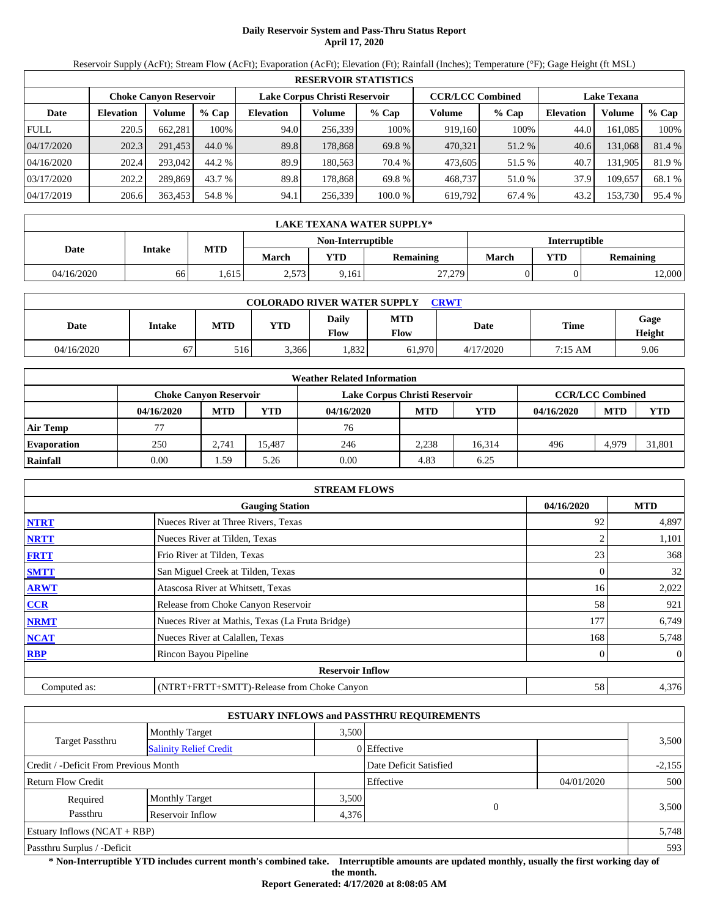# Daily Reservoir System and Pass-Thru Status Report
## April 17, 2020

Reservoir Supply (AcFt); Stream Flow (AcFt); Evaporation (AcFt); Elevation (Ft); Rainfall (Inches); Temperature (°F); Gage Height (ft MSL)

| RESERVOIR STATISTICS | | | | | | | | | | | |
|---|---|---|---|---|---|---|---|---|---|---|---|
| | Choke Canyon Reservoir | | | Lake Corpus Christi Reservoir | | | CCR/LCC Combined | | Lake Texana | | |
| Date | Elevation | Volume | % Cap | Elevation | Volume | % Cap | Volume | % Cap | Elevation | Volume | % Cap |
| FULL | 220.5 | 662,281 | 100% | 94.0 | 256,339 | 100% | 919,160 | 100% | 44.0 | 161,085 | 100% |
| 04/17/2020 | 202.3 | 291,453 | 44.0 % | 89.8 | 178,868 | 69.8 % | 470,321 | 51.2 % | 40.6 | 131,068 | 81.4 % |
| 04/16/2020 | 202.4 | 293,042 | 44.2 % | 89.9 | 180,563 | 70.4 % | 473,605 | 51.5 % | 40.7 | 131,905 | 81.9 % |
| 03/17/2020 | 202.2 | 289,869 | 43.7 % | 89.8 | 178,868 | 69.8 % | 468,737 | 51.0 % | 37.9 | 109,657 | 68.1 % |
| 04/17/2019 | 206.6 | 363,453 | 54.8 % | 94.1 | 256,339 | 100.0 % | 619,792 | 67.4 % | 43.2 | 153,730 | 95.4 % |

| LAKE TEXANA WATER SUPPLY* | | | | | | | | |
|---|---|---|---|---|---|---|---|---|
| Date | Intake | MTD | Non-Interruptible | | | Interruptible | | |
| | | | March | YTD | Remaining | March | YTD | Remaining |
| 04/16/2020 | 66 | 1,615 | 2,573 | 9,161 | 27,279 | 0 | 0 | 12,000 |

| COLORADO RIVER WATER SUPPLY CRWT | | | | | | | | |
|---|---|---|---|---|---|---|---|---|
| Date | Intake | MTD | YTD | Daily Flow | MTD Flow | Date | Time | Gage Height |
| 04/16/2020 | 67 | 516 | 3,366 | 1,832 | 61,970 | 4/17/2020 | 7:15 AM | 9.06 |

| Weather Related Information | | | | | | | | | |
|---|---|---|---|---|---|---|---|---|---|
| | Choke Canyon Reservoir | | | Lake Corpus Christi Reservoir | | | CCR/LCC Combined | | |
| | 04/16/2020 | MTD | YTD | 04/16/2020 | MTD | YTD | 04/16/2020 | MTD | YTD |
| Air Temp | 77 | | | 76 | | | | | |
| Evaporation | 250 | 2,741 | 15,487 | 246 | 2,238 | 16,314 | 496 | 4,979 | 31,801 |
| Rainfall | 0.00 | 1.59 | 5.26 | 0.00 | 4.83 | 6.25 | | | |

| STREAM FLOWS | | | |
|---|---|---|---|
| | Gauging Station | 04/16/2020 | MTD |
| NTRT | Nueces River at Three Rivers, Texas | 92 | 4,897 |
| NRTT | Nueces River at Tilden, Texas | 2 | 1,101 |
| FRTT | Frio River at Tilden, Texas | 23 | 368 |
| SMTT | San Miguel Creek at Tilden, Texas | 0 | 32 |
| ARWT | Atascosa River at Whitsett, Texas | 16 | 2,022 |
| CCR | Release from Choke Canyon Reservoir | 58 | 921 |
| NRMT | Nueces River at Mathis, Texas (La Fruta Bridge) | 177 | 6,749 |
| NCAT | Nueces River at Calallen, Texas | 168 | 5,748 |
| RBP | Rincon Bayou Pipeline | 0 | 0 |
| | Reservoir Inflow | | |
| Computed as: | (NTRT+FRTT+SMTT)-Release from Choke Canyon | 58 | 4,376 |

| ESTUARY INFLOWS and PASSTHRU REQUIREMENTS | | | | | |
|---|---|---|---|---|---|
| Target Passthru | Monthly Target | 3,500 | | | 3,500 |
| | Salinity Relief Credit | 0 | Effective | | |
| Credit / -Deficit From Previous Month | | | Date Deficit Satisfied | | -2,155 |
| Return Flow Credit | | | Effective | 04/01/2020 | 500 |
| Required Passthru | Monthly Target | 3,500 | 0 | | 3,500 |
| | Reservoir Inflow | 4,376 | | | |
| Estuary Inflows (NCAT + RBP) | | | | | 5,748 |
| Passthru Surplus / -Deficit | | | | | 593 |

**\* Non-Interruptible YTD includes current month's combined take. Interruptible amounts are updated monthly, usually the first working day of the month.**

**Report Generated: 4/17/2020 at 8:08:05 AM**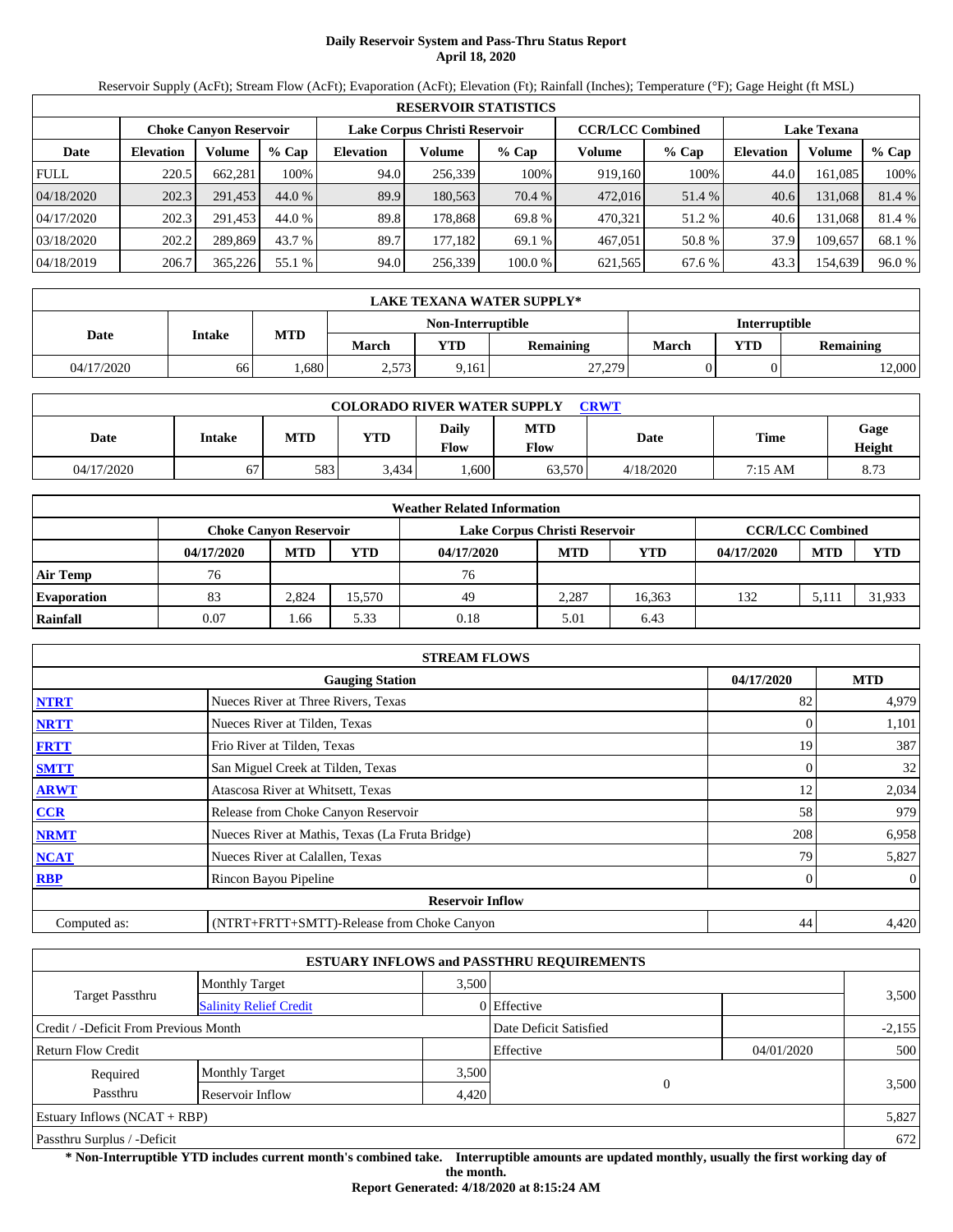# Daily Reservoir System and Pass-Thru Status Report
## April 18, 2020

Reservoir Supply (AcFt); Stream Flow (AcFt); Evaporation (AcFt); Elevation (Ft); Rainfall (Inches); Temperature (°F); Gage Height (ft MSL)

| RESERVOIR STATISTICS | | | | | | | | | | | |
|---|---|---|---|---|---|---|---|---|---|---|---|
| | Choke Canyon Reservoir | | | Lake Corpus Christi Reservoir | | | CCR/LCC Combined | | Lake Texana | | |
| Date | Elevation | Volume | % Cap | Elevation | Volume | % Cap | Volume | % Cap | Elevation | Volume | % Cap |
| FULL | 220.5 | 662,281 | 100% | 94.0 | 256,339 | 100% | 919,160 | 100% | 44.0 | 161,085 | 100% |
| 04/18/2020 | 202.3 | 291,453 | 44.0 % | 89.9 | 180,563 | 70.4 % | 472,016 | 51.4 % | 40.6 | 131,068 | 81.4 % |
| 04/17/2020 | 202.3 | 291,453 | 44.0 % | 89.8 | 178,868 | 69.8 % | 470,321 | 51.2 % | 40.6 | 131,068 | 81.4 % |
| 03/18/2020 | 202.2 | 289,869 | 43.7 % | 89.7 | 177,182 | 69.1 % | 467,051 | 50.8 % | 37.9 | 109,657 | 68.1 % |
| 04/18/2019 | 206.7 | 365,226 | 55.1 % | 94.0 | 256,339 | 100.0 % | 621,565 | 67.6 % | 43.3 | 154,639 | 96.0 % |

| LAKE TEXANA WATER SUPPLY* | | | | | | | | |
|---|---|---|---|---|---|---|---|---|
| Date | Intake | MTD | Non-Interruptible | | | Interruptible | | |
| | | | March | YTD | Remaining | March | YTD | Remaining |
| 04/17/2020 | 66 | 1,680 | 2,573 | 9,161 | 27,279 | 0 | 0 | 12,000 |

| COLORADO RIVER WATER SUPPLY CRWT | | | | | | | | |
|---|---|---|---|---|---|---|---|---|
| Date | Intake | MTD | YTD | Daily Flow | MTD Flow | Date | Time | Gage Height |
| 04/17/2020 | 67 | 583 | 3,434 | 1,600 | 63,570 | 4/18/2020 | 7:15 AM | 8.73 |

| Weather Related Information | | | | | | | | | |
|---|---|---|---|---|---|---|---|---|---|
| | Choke Canyon Reservoir | | | Lake Corpus Christi Reservoir | | | CCR/LCC Combined | | |
| | 04/17/2020 | MTD | YTD | 04/17/2020 | MTD | YTD | 04/17/2020 | MTD | YTD |
| Air Temp | 76 | | | 76 | | | | | |
| Evaporation | 83 | 2,824 | 15,570 | 49 | 2,287 | 16,363 | 132 | 5,111 | 31,933 |
| Rainfall | 0.07 | 1.66 | 5.33 | 0.18 | 5.01 | 6.43 | | | |

| STREAM FLOWS | | | |
|---|---|---|---|
| | Gauging Station | 04/17/2020 | MTD |
| NTRT | Nueces River at Three Rivers, Texas | 82 | 4,979 |
| NRTT | Nueces River at Tilden, Texas | 0 | 1,101 |
| FRTT | Frio River at Tilden, Texas | 19 | 387 |
| SMTT | San Miguel Creek at Tilden, Texas | 0 | 32 |
| ARWT | Atascosa River at Whitsett, Texas | 12 | 2,034 |
| CCR | Release from Choke Canyon Reservoir | 58 | 979 |
| NRMT | Nueces River at Mathis, Texas (La Fruta Bridge) | 208 | 6,958 |
| NCAT | Nueces River at Calallen, Texas | 79 | 5,827 |
| RBP | Rincon Bayou Pipeline | 0 | 0 |
| **Reservoir Inflow** | | | |
| Computed as: | (NTRT+FRTT+SMTT)-Release from Choke Canyon | 44 | 4,420 |

| ESTUARY INFLOWS and PASSTHRU REQUIREMENTS | | | | | |
|---|---|---|---|---|---|
| Target Passthru | Monthly Target | 3,500 | | | 3,500 |
| | Salinity Relief Credit | 0 | Effective | | |
| Credit / -Deficit From Previous Month | | | Date Deficit Satisfied | | -2,155 |
| Return Flow Credit | | | Effective | 04/01/2020 | 500 |
| Required Passthru | Monthly Target | 3,500 | 0 | | 3,500 |
| | Reservoir Inflow | 4,420 | | | |
| Estuary Inflows (NCAT + RBP) | | | | | 5,827 |
| Passthru Surplus / -Deficit | | | | | 672 |

**\* Non-Interruptible YTD includes current month's combined take. Interruptible amounts are updated monthly, usually the first working day of the month.**

**Report Generated: 4/18/2020 at 8:15:24 AM**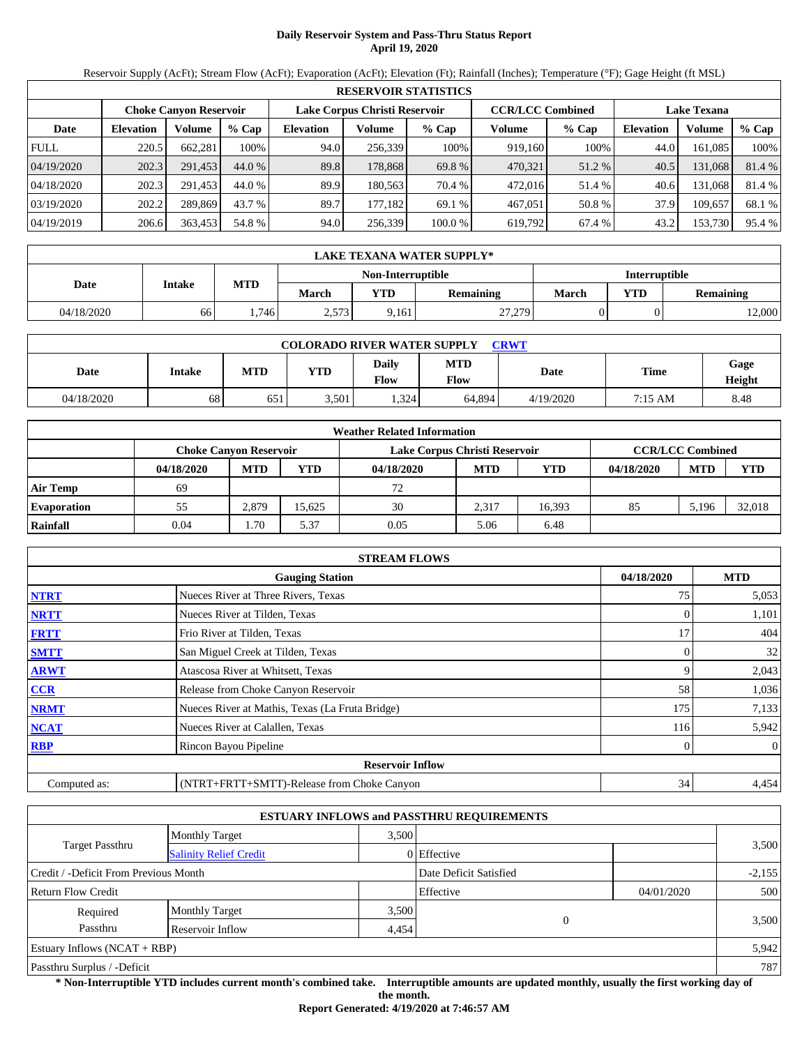# Daily Reservoir System and Pass-Thru Status Report
## April 19, 2020

Reservoir Supply (AcFt); Stream Flow (AcFt); Evaporation (AcFt); Elevation (Ft); Rainfall (Inches); Temperature (°F); Gage Height (ft MSL)

| RESERVOIR STATISTICS | | | | | | | | | | | |
|---|---|---|---|---|---|---|---|---|---|---|---|
| | Choke Canyon Reservoir | | | Lake Corpus Christi Reservoir | | | CCR/LCC Combined | | Lake Texana | | |
| Date | Elevation | Volume | % Cap | Elevation | Volume | % Cap | Volume | % Cap | Elevation | Volume | % Cap |
| FULL | 220.5 | 662,281 | 100% | 94.0 | 256,339 | 100% | 919,160 | 100% | 44.0 | 161,085 | 100% |
| 04/19/2020 | 202.3 | 291,453 | 44.0 % | 89.8 | 178,868 | 69.8 % | 470,321 | 51.2 % | 40.5 | 131,068 | 81.4 % |
| 04/18/2020 | 202.3 | 291,453 | 44.0 % | 89.9 | 180,563 | 70.4 % | 472,016 | 51.4 % | 40.6 | 131,068 | 81.4 % |
| 03/19/2020 | 202.2 | 289,869 | 43.7 % | 89.7 | 177,182 | 69.1 % | 467,051 | 50.8 % | 37.9 | 109,657 | 68.1 % |
| 04/19/2019 | 206.6 | 363,453 | 54.8 % | 94.0 | 256,339 | 100.0 % | 619,792 | 67.4 % | 43.2 | 153,730 | 95.4 % |

| LAKE TEXANA WATER SUPPLY* | | | | | | | | |
|---|---|---|---|---|---|---|---|---|
| Date | Intake | MTD | Non-Interruptible | | | Interruptible | | |
| | | | March | YTD | Remaining | March | YTD | Remaining |
| 04/18/2020 | 66 | 1,746 | 2,573 | 9,161 | 27,279 | 0 | 0 | 12,000 |

| COLORADO RIVER WATER SUPPLY CRWT | | | | | | | | |
|---|---|---|---|---|---|---|---|---|
| Date | Intake | MTD | YTD | Daily Flow | MTD Flow | Date | Time | Gage Height |
| 04/18/2020 | 68 | 651 | 3,501 | 1,324 | 64,894 | 4/19/2020 | 7:15 AM | 8.48 |

| Weather Related Information | | | | | | | | | |
|---|---|---|---|---|---|---|---|---|---|
| | Choke Canyon Reservoir | | | Lake Corpus Christi Reservoir | | | CCR/LCC Combined | | |
| | 04/18/2020 | MTD | YTD | 04/18/2020 | MTD | YTD | 04/18/2020 | MTD | YTD |
| Air Temp | 69 | | | 72 | | | | | |
| Evaporation | 55 | 2,879 | 15,625 | 30 | 2,317 | 16,393 | 85 | 5,196 | 32,018 |
| Rainfall | 0.04 | 1.70 | 5.37 | 0.05 | 5.06 | 6.48 | | | |

| STREAM FLOWS | | | |
|---|---|---|---|
| | Gauging Station | 04/18/2020 | MTD |
| NTRT | Nueces River at Three Rivers, Texas | 75 | 5,053 |
| NRTT | Nueces River at Tilden, Texas | 0 | 1,101 |
| FRTT | Frio River at Tilden, Texas | 17 | 404 |
| SMTT | San Miguel Creek at Tilden, Texas | 0 | 32 |
| ARWT | Atascosa River at Whitsett, Texas | 9 | 2,043 |
| CCR | Release from Choke Canyon Reservoir | 58 | 1,036 |
| NRMT | Nueces River at Mathis, Texas (La Fruta Bridge) | 175 | 7,133 |
| NCAT | Nueces River at Calallen, Texas | 116 | 5,942 |
| RBP | Rincon Bayou Pipeline | 0 | 0 |
| | Reservoir Inflow | | |
| Computed as: | (NTRT+FRTT+SMTT)-Release from Choke Canyon | 34 | 4,454 |

| ESTUARY INFLOWS and PASSTHRU REQUIREMENTS | | | | | |
|---|---|---|---|---|---|
| Target Passthru | Monthly Target | 3,500 | | | 3,500 |
| | Salinity Relief Credit | 0 | Effective | | |
| Credit / -Deficit From Previous Month | | | Date Deficit Satisfied | | -2,155 |
| Return Flow Credit | | | Effective | 04/01/2020 | 500 |
| Required Passthru | Monthly Target | 3,500 | 0 | | 3,500 |
| | Reservoir Inflow | 4,454 | | | |
| Estuary Inflows (NCAT + RBP) | | | | | 5,942 |
| Passthru Surplus / -Deficit | | | | | 787 |

**\* Non-Interruptible YTD includes current month's combined take. Interruptible amounts are updated monthly, usually the first working day of the month.**

**Report Generated: 4/19/2020 at 7:46:57 AM**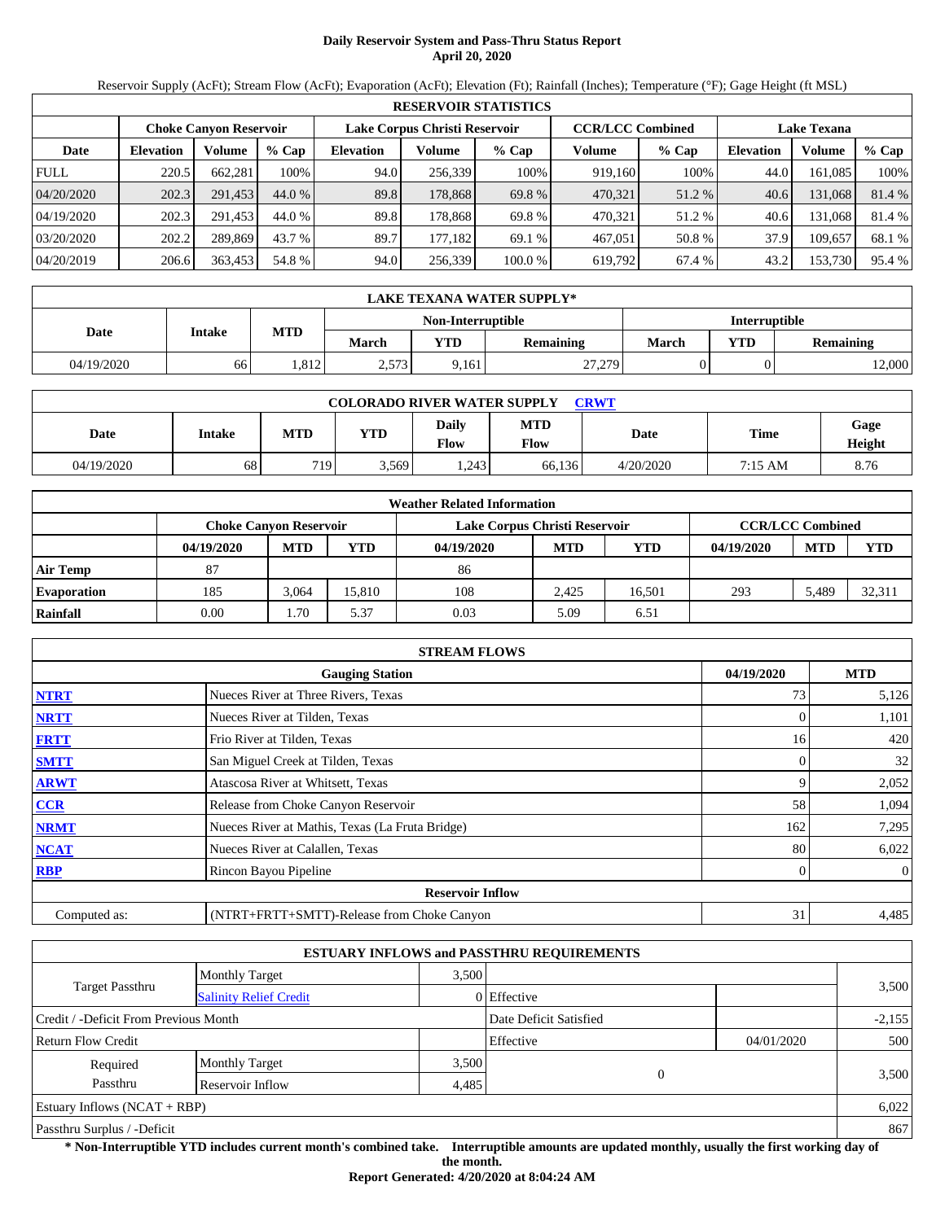# Daily Reservoir System and Pass-Thru Status Report
## April 20, 2020

Reservoir Supply (AcFt); Stream Flow (AcFt); Evaporation (AcFt); Elevation (Ft); Rainfall (Inches); Temperature (°F); Gage Height (ft MSL)

| RESERVOIR STATISTICS | | | | | | | | | | | |
|---|---|---|---|---|---|---|---|---|---|---|---|
| | Choke Canyon Reservoir | | | Lake Corpus Christi Reservoir | | | CCR/LCC Combined | | Lake Texana | | |
| Date | Elevation | Volume | % Cap | Elevation | Volume | % Cap | Volume | % Cap | Elevation | Volume | % Cap |
| FULL | 220.5 | 662,281 | 100% | 94.0 | 256,339 | 100% | 919,160 | 100% | 44.0 | 161,085 | 100% |
| 04/20/2020 | 202.3 | 291,453 | 44.0 % | 89.8 | 178,868 | 69.8 % | 470,321 | 51.2 % | 40.6 | 131,068 | 81.4 % |
| 04/19/2020 | 202.3 | 291,453 | 44.0 % | 89.8 | 178,868 | 69.8 % | 470,321 | 51.2 % | 40.6 | 131,068 | 81.4 % |
| 03/20/2020 | 202.2 | 289,869 | 43.7 % | 89.7 | 177,182 | 69.1 % | 467,051 | 50.8 % | 37.9 | 109,657 | 68.1 % |
| 04/20/2019 | 206.6 | 363,453 | 54.8 % | 94.0 | 256,339 | 100.0 % | 619,792 | 67.4 % | 43.2 | 153,730 | 95.4 % |

| LAKE TEXANA WATER SUPPLY* | | | | | | | | |
|---|---|---|---|---|---|---|---|---|
| Date | Intake | MTD | Non-Interruptible | | | Interruptible | | |
| | | | March | YTD | Remaining | March | YTD | Remaining |
| 04/19/2020 | 66 | 1,812 | 2,573 | 9,161 | 27,279 | 0 | 0 | 12,000 |

| COLORADO RIVER WATER SUPPLY CRWT | | | | | | | | |
|---|---|---|---|---|---|---|---|---|
| Date | Intake | MTD | YTD | Daily Flow | MTD Flow | Date | Time | Gage Height |
| 04/19/2020 | 68 | 719 | 3,569 | 1,243 | 66,136 | 4/20/2020 | 7:15 AM | 8.76 |

| Weather Related Information | | | | | | | | | |
|---|---|---|---|---|---|---|---|---|---|
| | Choke Canyon Reservoir | | | Lake Corpus Christi Reservoir | | | CCR/LCC Combined | | |
| | 04/19/2020 | MTD | YTD | 04/19/2020 | MTD | YTD | 04/19/2020 | MTD | YTD |
| Air Temp | 87 | | | 86 | | | | | |
| Evaporation | 185 | 3,064 | 15,810 | 108 | 2,425 | 16,501 | 293 | 5,489 | 32,311 |
| Rainfall | 0.00 | 1.70 | 5.37 | 0.03 | 5.09 | 6.51 | | | |

| STREAM FLOWS | | | |
|---|---|---|---|
| Gauging Station | | 04/19/2020 | MTD |
| NTRT | Nueces River at Three Rivers, Texas | 73 | 5,126 |
| NRTT | Nueces River at Tilden, Texas | 0 | 1,101 |
| FRTT | Frio River at Tilden, Texas | 16 | 420 |
| SMTT | San Miguel Creek at Tilden, Texas | 0 | 32 |
| ARWT | Atascosa River at Whitsett, Texas | 9 | 2,052 |
| CCR | Release from Choke Canyon Reservoir | 58 | 1,094 |
| NRMT | Nueces River at Mathis, Texas (La Fruta Bridge) | 162 | 7,295 |
| NCAT | Nueces River at Calallen, Texas | 80 | 6,022 |
| RBP | Rincon Bayou Pipeline | 0 | 0 |
| **Reservoir Inflow** | | | |
| Computed as: | (NTRT+FRTT+SMTT)-Release from Choke Canyon | 31 | 4,485 |

| ESTUARY INFLOWS and PASSTHRU REQUIREMENTS | | | | | |
|---|---|---|---|---|---|
| Target Passthru | Monthly Target | 3,500 | | | 3,500 |
| | Salinity Relief Credit | 0 | Effective | | |
| Credit / -Deficit From Previous Month | | | Date Deficit Satisfied | | -2,155 |
| Return Flow Credit | | | Effective | 04/01/2020 | 500 |
| Required Passthru | Monthly Target | 3,500 | 0 | | 3,500 |
| | Reservoir Inflow | 4,485 | | | |
| Estuary Inflows (NCAT + RBP) | | | | | 6,022 |
| Passthru Surplus / -Deficit | | | | | 867 |

**\* Non-Interruptible YTD includes current month's combined take. Interruptible amounts are updated monthly, usually the first working day of the month.**

**Report Generated: 4/20/2020 at 8:04:24 AM**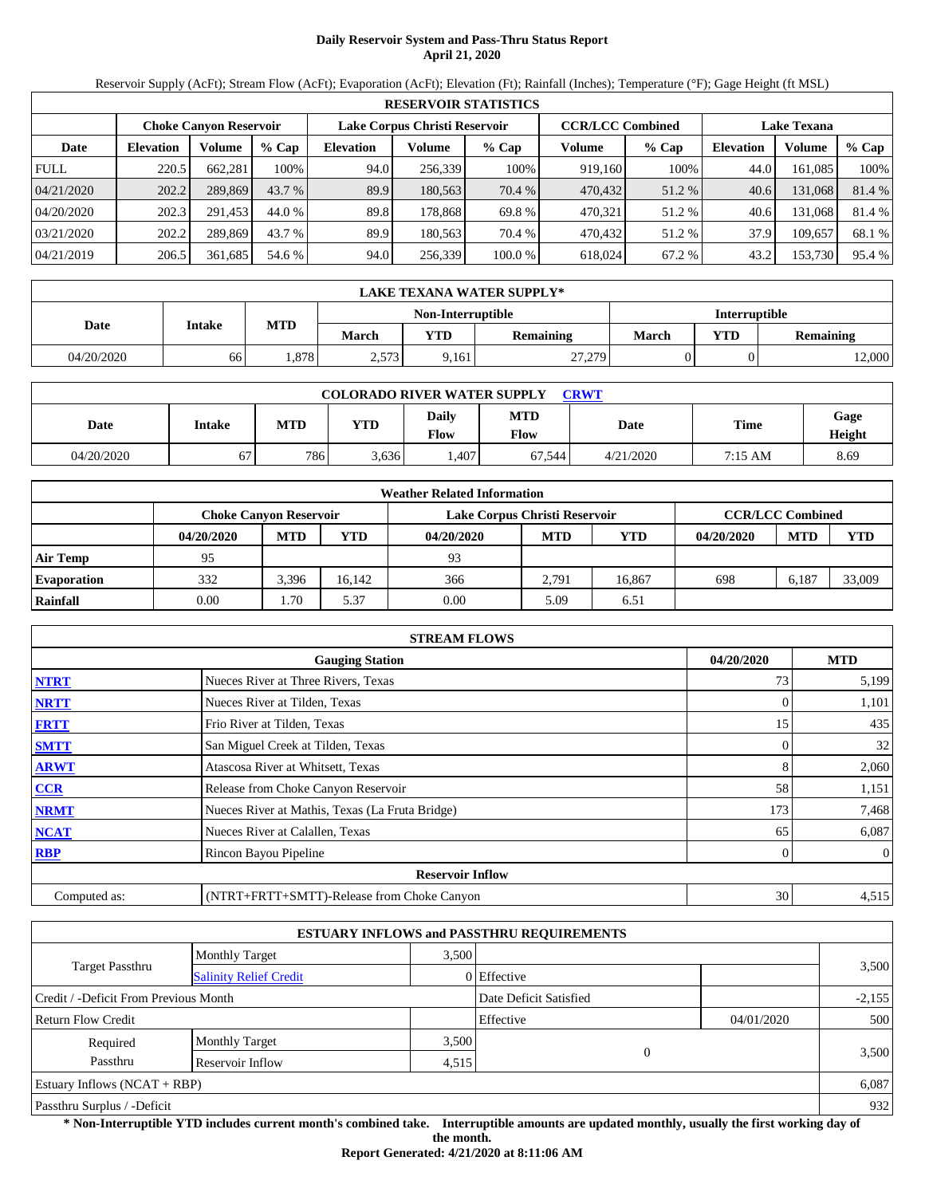# Daily Reservoir System and Pass-Thru Status Report
## April 21, 2020

Reservoir Supply (AcFt); Stream Flow (AcFt); Evaporation (AcFt); Elevation (Ft); Rainfall (Inches); Temperature (°F); Gage Height (ft MSL)

| RESERVOIR STATISTICS | | | | | | | | | | | |
|---|---|---|---|---|---|---|---|---|---|---|---|
| | Choke Canyon Reservoir | | | Lake Corpus Christi Reservoir | | | CCR/LCC Combined | | Lake Texana | | |
| Date | Elevation | Volume | % Cap | Elevation | Volume | % Cap | Volume | % Cap | Elevation | Volume | % Cap |
| FULL | 220.5 | 662,281 | 100% | 94.0 | 256,339 | 100% | 919,160 | 100% | 44.0 | 161,085 | 100% |
| 04/21/2020 | 202.2 | 289,869 | 43.7 % | 89.9 | 180,563 | 70.4 % | 470,432 | 51.2 % | 40.6 | 131,068 | 81.4 % |
| 04/20/2020 | 202.3 | 291,453 | 44.0 % | 89.8 | 178,868 | 69.8 % | 470,321 | 51.2 % | 40.6 | 131,068 | 81.4 % |
| 03/21/2020 | 202.2 | 289,869 | 43.7 % | 89.9 | 180,563 | 70.4 % | 470,432 | 51.2 % | 37.9 | 109,657 | 68.1 % |
| 04/21/2019 | 206.5 | 361,685 | 54.6 % | 94.0 | 256,339 | 100.0 % | 618,024 | 67.2 % | 43.2 | 153,730 | 95.4 % |

| LAKE TEXANA WATER SUPPLY* | | | | | | | | |
|---|---|---|---|---|---|---|---|---|
| Date | Intake | MTD | Non-Interruptible | | | Interruptible | | |
| | | | March | YTD | Remaining | March | YTD | Remaining |
| 04/20/2020 | 66 | 1,878 | 2,573 | 9,161 | 27,279 | 0 | 0 | 12,000 |

| COLORADO RIVER WATER SUPPLY CRWT | | | | | | | | |
|---|---|---|---|---|---|---|---|---|
| Date | Intake | MTD | YTD | Daily Flow | MTD Flow | Date | Time | Gage Height |
| 04/20/2020 | 67 | 786 | 3,636 | 1,407 | 67,544 | 4/21/2020 | 7:15 AM | 8.69 |

| Weather Related Information | | | | | | | | | |
|---|---|---|---|---|---|---|---|---|---|
| | Choke Canyon Reservoir | | | Lake Corpus Christi Reservoir | | | CCR/LCC Combined | | |
| | 04/20/2020 | MTD | YTD | 04/20/2020 | MTD | YTD | 04/20/2020 | MTD | YTD |
| Air Temp | 95 | | | 93 | | | | | |
| Evaporation | 332 | 3,396 | 16,142 | 366 | 2,791 | 16,867 | 698 | 6,187 | 33,009 |
| Rainfall | 0.00 | 1.70 | 5.37 | 0.00 | 5.09 | 6.51 | | | |

| STREAM FLOWS | | | |
|---|---|---|---|
| | Gauging Station | 04/20/2020 | MTD |
| NTRT | Nueces River at Three Rivers, Texas | 73 | 5,199 |
| NRTT | Nueces River at Tilden, Texas | 0 | 1,101 |
| FRTT | Frio River at Tilden, Texas | 15 | 435 |
| SMTT | San Miguel Creek at Tilden, Texas | 0 | 32 |
| ARWT | Atascosa River at Whitsett, Texas | 8 | 2,060 |
| CCR | Release from Choke Canyon Reservoir | 58 | 1,151 |
| NRMT | Nueces River at Mathis, Texas (La Fruta Bridge) | 173 | 7,468 |
| NCAT | Nueces River at Calallen, Texas | 65 | 6,087 |
| RBP | Rincon Bayou Pipeline | 0 | 0 |
| Reservoir Inflow | | | |
| Computed as: | (NTRT+FRTT+SMTT)-Release from Choke Canyon | 30 | 4,515 |

| ESTUARY INFLOWS and PASSTHRU REQUIREMENTS | | | | | |
|---|---|---|---|---|---|
| Target Passthru | Monthly Target | 3,500 | | | 3,500 |
| | Salinity Relief Credit | 0 | Effective | | |
| Credit / -Deficit From Previous Month | | | Date Deficit Satisfied | | -2,155 |
| Return Flow Credit | | | Effective | 04/01/2020 | 500 |
| Required Passthru | Monthly Target | 3,500 | 0 | | 3,500 |
| | Reservoir Inflow | 4,515 | | | |
| Estuary Inflows (NCAT + RBP) | | | | | 6,087 |
| Passthru Surplus / -Deficit | | | | | 932 |

**\* Non-Interruptible YTD includes current month's combined take. Interruptible amounts are updated monthly, usually the first working day of the month.**

**Report Generated: 4/21/2020 at 8:11:06 AM**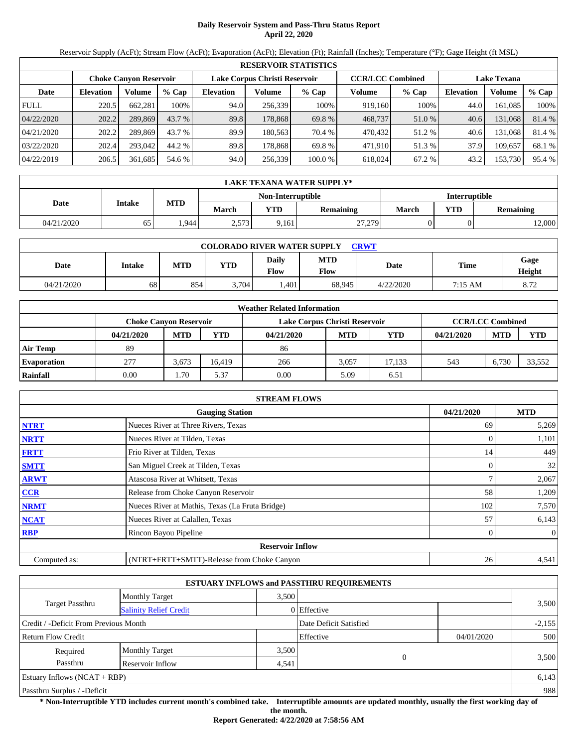# Daily Reservoir System and Pass-Thru Status Report
## April 22, 2020

Reservoir Supply (AcFt); Stream Flow (AcFt); Evaporation (AcFt); Elevation (Ft); Rainfall (Inches); Temperature (°F); Gage Height (ft MSL)

| RESERVOIR STATISTICS | | | | | | | | | | | |
|---|---|---|---|---|---|---|---|---|---|---|---|
| | Choke Canyon Reservoir | | | Lake Corpus Christi Reservoir | | | CCR/LCC Combined | | Lake Texana | | |
| Date | Elevation | Volume | % Cap | Elevation | Volume | % Cap | Volume | % Cap | Elevation | Volume | % Cap |
| FULL | 220.5 | 662,281 | 100% | 94.0 | 256,339 | 100% | 919,160 | 100% | 44.0 | 161,085 | 100% |
| 04/22/2020 | 202.2 | 289,869 | 43.7 % | 89.8 | 178,868 | 69.8 % | 468,737 | 51.0 % | 40.6 | 131,068 | 81.4 % |
| 04/21/2020 | 202.2 | 289,869 | 43.7 % | 89.9 | 180,563 | 70.4 % | 470,432 | 51.2 % | 40.6 | 131,068 | 81.4 % |
| 03/22/2020 | 202.4 | 293,042 | 44.2 % | 89.8 | 178,868 | 69.8 % | 471,910 | 51.3 % | 37.9 | 109,657 | 68.1 % |
| 04/22/2019 | 206.5 | 361,685 | 54.6 % | 94.0 | 256,339 | 100.0 % | 618,024 | 67.2 % | 43.2 | 153,730 | 95.4 % |

| LAKE TEXANA WATER SUPPLY* | | | | | | | | |
|---|---|---|---|---|---|---|---|---|
| Date | Intake | MTD | Non-Interruptible | | | Interruptible | | |
| | | | March | YTD | Remaining | March | YTD | Remaining |
| 04/21/2020 | 65 | 1,944 | 2,573 | 9,161 | 27,279 | 0 | 0 | 12,000 |

| COLORADO RIVER WATER SUPPLY CRWT | | | | | | | | |
|---|---|---|---|---|---|---|---|---|
| Date | Intake | MTD | YTD | Daily Flow | MTD Flow | Date | Time | Gage Height |
| 04/21/2020 | 68 | 854 | 3,704 | 1,401 | 68,945 | 4/22/2020 | 7:15 AM | 8.72 |

| Weather Related Information | | | | | | | | | |
|---|---|---|---|---|---|---|---|---|---|
| | Choke Canyon Reservoir | | | Lake Corpus Christi Reservoir | | | CCR/LCC Combined | | |
| | 04/21/2020 | MTD | YTD | 04/21/2020 | MTD | YTD | 04/21/2020 | MTD | YTD |
| Air Temp | 89 | | | 86 | | | | | |
| Evaporation | 277 | 3,673 | 16,419 | 266 | 3,057 | 17,133 | 543 | 6,730 | 33,552 |
| Rainfall | 0.00 | 1.70 | 5.37 | 0.00 | 5.09 | 6.51 | | | |

| STREAM FLOWS | | | |
|---|---|---|---|
| | Gauging Station | 04/21/2020 | MTD |
| NTRT | Nueces River at Three Rivers, Texas | 69 | 5,269 |
| NRTT | Nueces River at Tilden, Texas | 0 | 1,101 |
| FRTT | Frio River at Tilden, Texas | 14 | 449 |
| SMTT | San Miguel Creek at Tilden, Texas | 0 | 32 |
| ARWT | Atascosa River at Whitsett, Texas | 7 | 2,067 |
| CCR | Release from Choke Canyon Reservoir | 58 | 1,209 |
| NRMT | Nueces River at Mathis, Texas (La Fruta Bridge) | 102 | 7,570 |
| NCAT | Nueces River at Calallen, Texas | 57 | 6,143 |
| RBP | Rincon Bayou Pipeline | 0 | 0 |
| **Reservoir Inflow** | | | |
| Computed as: | (NTRT+FRTT+SMTT)-Release from Choke Canyon | 26 | 4,541 |

| ESTUARY INFLOWS and PASSTHRU REQUIREMENTS | | | | | |
|---|---|---|---|---|---|
| Target Passthru | Monthly Target | 3,500 | | | 3,500 |
| | Salinity Relief Credit | 0 | Effective | | |
| Credit / -Deficit From Previous Month | | | Date Deficit Satisfied | | -2,155 |
| Return Flow Credit | | | Effective | 04/01/2020 | 500 |
| Required Passthru | Monthly Target | 3,500 | 0 | | 3,500 |
| | Reservoir Inflow | 4,541 | | | |
| Estuary Inflows (NCAT + RBP) | | | | | 6,143 |
| Passthru Surplus / -Deficit | | | | | 988 |

**\* Non-Interruptible YTD includes current month's combined take. Interruptible amounts are updated monthly, usually the first working day of the month.**

**Report Generated: 4/22/2020 at 7:58:56 AM**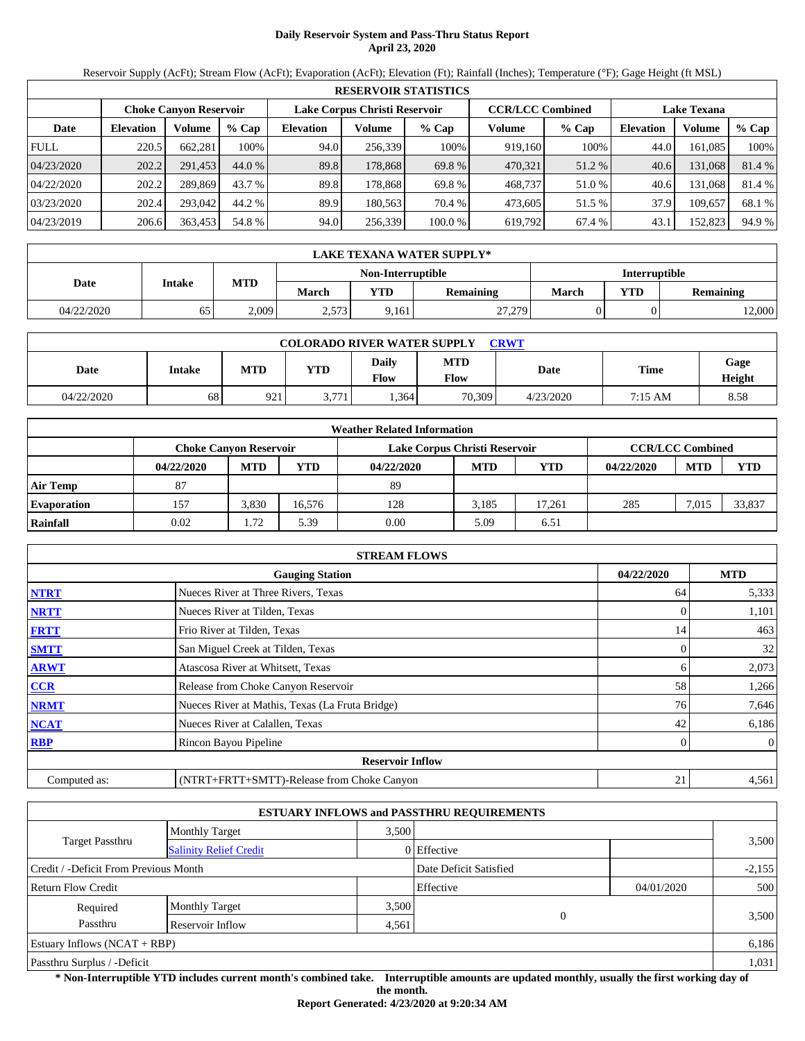# Daily Reservoir System and Pass-Thru Status Report
## April 23, 2020

Reservoir Supply (AcFt); Stream Flow (AcFt); Evaporation (AcFt); Elevation (Ft); Rainfall (Inches); Temperature (°F); Gage Height (ft MSL)

| RESERVOIR STATISTICS | | | | | | | | | | | |
|---|---|---|---|---|---|---|---|---|---|---|---|
| | Choke Canyon Reservoir | | | Lake Corpus Christi Reservoir | | | CCR/LCC Combined | | Lake Texana | | |
| Date | Elevation | Volume | % Cap | Elevation | Volume | % Cap | Volume | % Cap | Elevation | Volume | % Cap |
| FULL | 220.5 | 662,281 | 100% | 94.0 | 256,339 | 100% | 919,160 | 100% | 44.0 | 161,085 | 100% |
| 04/23/2020 | 202.2 | 291,453 | 44.0 % | 89.8 | 178,868 | 69.8 % | 470,321 | 51.2 % | 40.6 | 131,068 | 81.4 % |
| 04/22/2020 | 202.2 | 289,869 | 43.7 % | 89.8 | 178,868 | 69.8 % | 468,737 | 51.0 % | 40.6 | 131,068 | 81.4 % |
| 03/23/2020 | 202.4 | 293,042 | 44.2 % | 89.9 | 180,563 | 70.4 % | 473,605 | 51.5 % | 37.9 | 109,657 | 68.1 % |
| 04/23/2019 | 206.6 | 363,453 | 54.8 % | 94.0 | 256,339 | 100.0 % | 619,792 | 67.4 % | 43.1 | 152,823 | 94.9 % |

| LAKE TEXANA WATER SUPPLY* | | | | | | | | |
|---|---|---|---|---|---|---|---|---|
| Date | Intake | MTD | Non-Interruptible | | | Interruptible | | |
| | | | March | YTD | Remaining | March | YTD | Remaining |
| 04/22/2020 | 65 | 2,009 | 2,573 | 9,161 | 27,279 | 0 | 0 | 12,000 |

| COLORADO RIVER WATER SUPPLY CRWT | | | | | | | | |
|---|---|---|---|---|---|---|---|---|
| Date | Intake | MTD | YTD | Daily Flow | MTD Flow | Date | Time | Gage Height |
| 04/22/2020 | 68 | 921 | 3,771 | 1,364 | 70,309 | 4/23/2020 | 7:15 AM | 8.58 |

| Weather Related Information | | | | | | | | | |
|---|---|---|---|---|---|---|---|---|---|
| | Choke Canyon Reservoir | | | Lake Corpus Christi Reservoir | | | CCR/LCC Combined | | |
| | 04/22/2020 | MTD | YTD | 04/22/2020 | MTD | YTD | 04/22/2020 | MTD | YTD |
| Air Temp | 87 | | | 89 | | | | | |
| Evaporation | 157 | 3,830 | 16,576 | 128 | 3,185 | 17,261 | 285 | 7,015 | 33,837 |
| Rainfall | 0.02 | 1.72 | 5.39 | 0.00 | 5.09 | 6.51 | | | |

| STREAM FLOWS | | | |
|---|---|---|---|
| | Gauging Station | 04/22/2020 | MTD |
| NTRT | Nueces River at Three Rivers, Texas | 64 | 5,333 |
| NRTT | Nueces River at Tilden, Texas | 0 | 1,101 |
| FRTT | Frio River at Tilden, Texas | 14 | 463 |
| SMTT | San Miguel Creek at Tilden, Texas | 0 | 32 |
| ARWT | Atascosa River at Whitsett, Texas | 6 | 2,073 |
| CCR | Release from Choke Canyon Reservoir | 58 | 1,266 |
| NRMT | Nueces River at Mathis, Texas (La Fruta Bridge) | 76 | 7,646 |
| NCAT | Nueces River at Calallen, Texas | 42 | 6,186 |
| RBP | Rincon Bayou Pipeline | 0 | 0 |
| | Reservoir Inflow | | |
| Computed as: | (NTRT+FRTT+SMTT)-Release from Choke Canyon | 21 | 4,561 |

| ESTUARY INFLOWS and PASSTHRU REQUIREMENTS | | | | | |
|---|---|---|---|---|---|
| Target Passthru | Monthly Target | 3,500 | | | 3,500 |
| | Salinity Relief Credit | 0 | Effective | | |
| Credit / -Deficit From Previous Month | | | Date Deficit Satisfied | | -2,155 |
| Return Flow Credit | | | Effective | 04/01/2020 | 500 |
| Required Passthru | Monthly Target | 3,500 | 0 | | 3,500 |
| | Reservoir Inflow | 4,561 | | | |
| Estuary Inflows (NCAT + RBP) | | | | | 6,186 |
| Passthru Surplus / -Deficit | | | | | 1,031 |

**\* Non-Interruptible YTD includes current month's combined take. Interruptible amounts are updated monthly, usually the first working day of the month.**

**Report Generated: 4/23/2020 at 9:20:34 AM**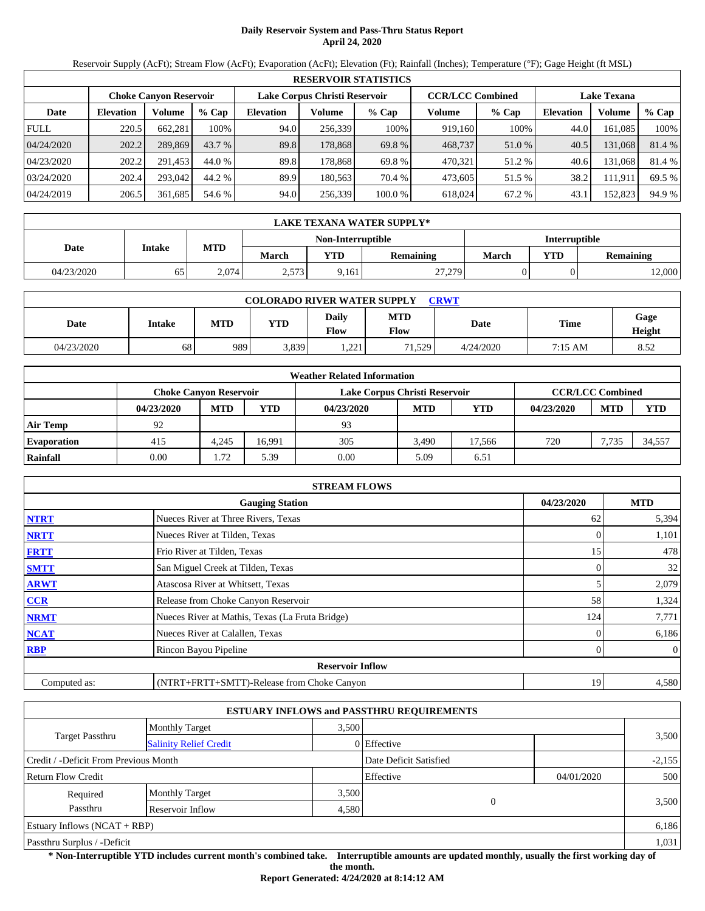# Daily Reservoir System and Pass-Thru Status Report
## April 24, 2020

Reservoir Supply (AcFt); Stream Flow (AcFt); Evaporation (AcFt); Elevation (Ft); Rainfall (Inches); Temperature (°F); Gage Height (ft MSL)

| RESERVOIR STATISTICS | | | | | | | | | | | |
|---|---|---|---|---|---|---|---|---|---|---|---|
| | Choke Canyon Reservoir | | | Lake Corpus Christi Reservoir | | | CCR/LCC Combined | | Lake Texana | | |
| Date | Elevation | Volume | % Cap | Elevation | Volume | % Cap | Volume | % Cap | Elevation | Volume | % Cap |
| FULL | 220.5 | 662,281 | 100% | 94.0 | 256,339 | 100% | 919,160 | 100% | 44.0 | 161,085 | 100% |
| 04/24/2020 | 202.2 | 289,869 | 43.7 % | 89.8 | 178,868 | 69.8 % | 468,737 | 51.0 % | 40.5 | 131,068 | 81.4 % |
| 04/23/2020 | 202.2 | 291,453 | 44.0 % | 89.8 | 178,868 | 69.8 % | 470,321 | 51.2 % | 40.6 | 131,068 | 81.4 % |
| 03/24/2020 | 202.4 | 293,042 | 44.2 % | 89.9 | 180,563 | 70.4 % | 473,605 | 51.5 % | 38.2 | 111,911 | 69.5 % |
| 04/24/2019 | 206.5 | 361,685 | 54.6 % | 94.0 | 256,339 | 100.0 % | 618,024 | 67.2 % | 43.1 | 152,823 | 94.9 % |

| LAKE TEXANA WATER SUPPLY* | | | | | | | | |
|---|---|---|---|---|---|---|---|---|
| Date | Intake | MTD | Non-Interruptible | | | Interruptible | | |
| | | | March | YTD | Remaining | March | YTD | Remaining |
| 04/23/2020 | 65 | 2,074 | 2,573 | 9,161 | 27,279 | 0 | 0 | 12,000 |

| COLORADO RIVER WATER SUPPLY CRWT | | | | | | | | |
|---|---|---|---|---|---|---|---|---|
| Date | Intake | MTD | YTD | Daily Flow | MTD Flow | Date | Time | Gage Height |
| 04/23/2020 | 68 | 989 | 3,839 | 1,221 | 71,529 | 4/24/2020 | 7:15 AM | 8.52 |

| Weather Related Information | | | | | | | | | |
|---|---|---|---|---|---|---|---|---|---|
| | Choke Canyon Reservoir | | | Lake Corpus Christi Reservoir | | | CCR/LCC Combined | | |
| | 04/23/2020 | MTD | YTD | 04/23/2020 | MTD | YTD | 04/23/2020 | MTD | YTD |
| Air Temp | 92 | | | 93 | | | | | |
| Evaporation | 415 | 4,245 | 16,991 | 305 | 3,490 | 17,566 | 720 | 7,735 | 34,557 |
| Rainfall | 0.00 | 1.72 | 5.39 | 0.00 | 5.09 | 6.51 | | | |

| STREAM FLOWS | | | |
|---|---|---|---|
| | Gauging Station | 04/23/2020 | MTD |
| NTRT | Nueces River at Three Rivers, Texas | 62 | 5,394 |
| NRTT | Nueces River at Tilden, Texas | 0 | 1,101 |
| FRTT | Frio River at Tilden, Texas | 15 | 478 |
| SMTT | San Miguel Creek at Tilden, Texas | 0 | 32 |
| ARWT | Atascosa River at Whitsett, Texas | 5 | 2,079 |
| CCR | Release from Choke Canyon Reservoir | 58 | 1,324 |
| NRMT | Nueces River at Mathis, Texas (La Fruta Bridge) | 124 | 7,771 |
| NCAT | Nueces River at Calallen, Texas | 0 | 6,186 |
| RBP | Rincon Bayou Pipeline | 0 | 0 |
| | Reservoir Inflow | | |
| Computed as: | (NTRT+FRTT+SMTT)-Release from Choke Canyon | 19 | 4,580 |

| ESTUARY INFLOWS and PASSTHRU REQUIREMENTS | | | | | |
|---|---|---|---|---|---|
| Target Passthru | Monthly Target | 3,500 | | | 3,500 |
| | Salinity Relief Credit | 0 | Effective | | |
| Credit / -Deficit From Previous Month | | | Date Deficit Satisfied | | -2,155 |
| Return Flow Credit | | | Effective | 04/01/2020 | 500 |
| Required Passthru | Monthly Target | 3,500 | 0 | | 3,500 |
| | Reservoir Inflow | 4,580 | | | |
| Estuary Inflows (NCAT + RBP) | | | | | 6,186 |
| Passthru Surplus / -Deficit | | | | | 1,031 |

**\* Non-Interruptible YTD includes current month's combined take. Interruptible amounts are updated monthly, usually the first working day of the month.**

**Report Generated: 4/24/2020 at 8:14:12 AM**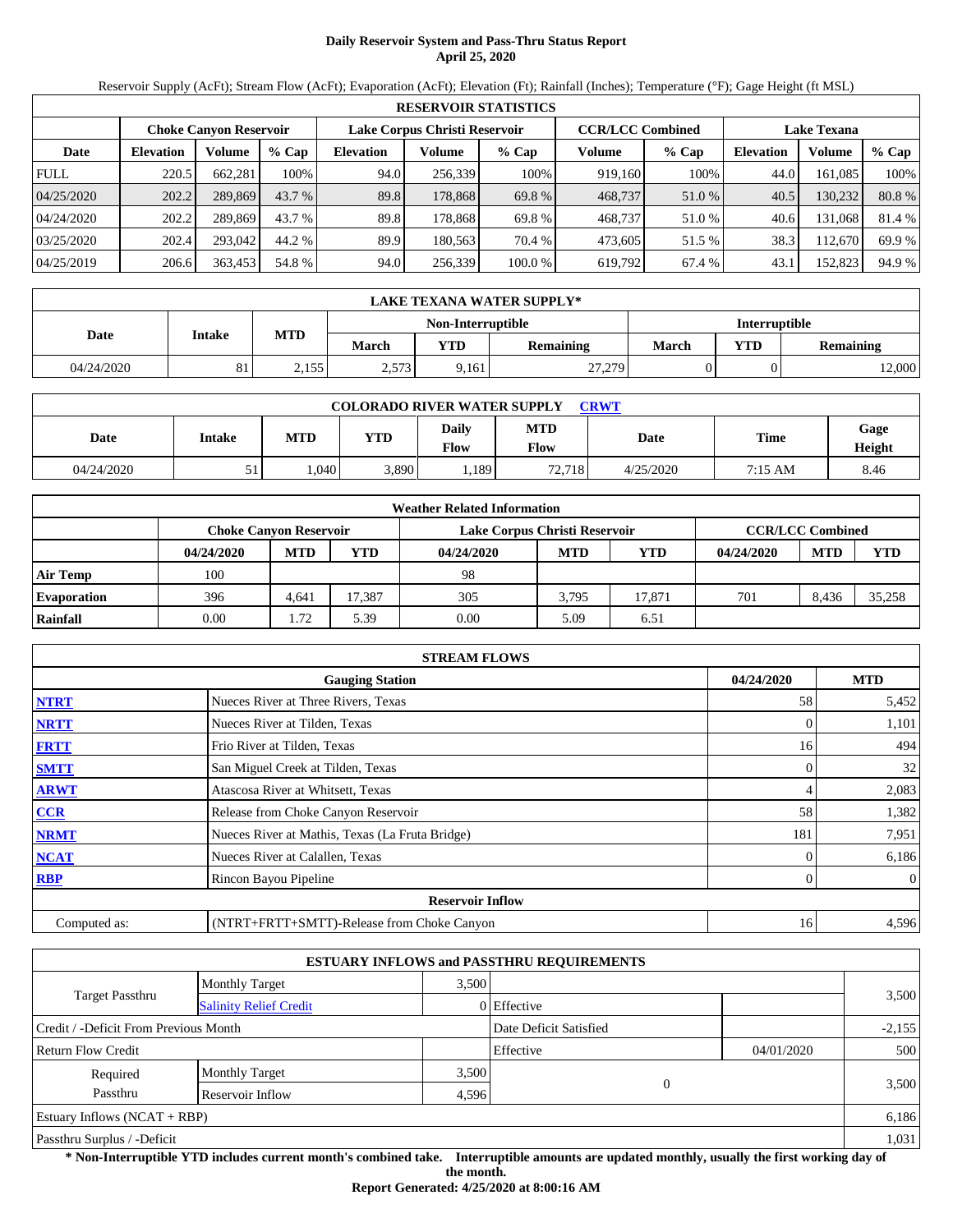# Daily Reservoir System and Pass-Thru Status Report
## April 25, 2020

Reservoir Supply (AcFt); Stream Flow (AcFt); Evaporation (AcFt); Elevation (Ft); Rainfall (Inches); Temperature (°F); Gage Height (ft MSL)

| RESERVOIR STATISTICS | | | | | | | | | | | |
|---|---|---|---|---|---|---|---|---|---|---|---|
| | Choke Canyon Reservoir | | | Lake Corpus Christi Reservoir | | | CCR/LCC Combined | | Lake Texana | | |
| Date | Elevation | Volume | % Cap | Elevation | Volume | % Cap | Volume | % Cap | Elevation | Volume | % Cap |
| FULL | 220.5 | 662,281 | 100% | 94.0 | 256,339 | 100% | 919,160 | 100% | 44.0 | 161,085 | 100% |
| 04/25/2020 | 202.2 | 289,869 | 43.7 % | 89.8 | 178,868 | 69.8 % | 468,737 | 51.0 % | 40.5 | 130,232 | 80.8 % |
| 04/24/2020 | 202.2 | 289,869 | 43.7 % | 89.8 | 178,868 | 69.8 % | 468,737 | 51.0 % | 40.6 | 131,068 | 81.4 % |
| 03/25/2020 | 202.4 | 293,042 | 44.2 % | 89.9 | 180,563 | 70.4 % | 473,605 | 51.5 % | 38.3 | 112,670 | 69.9 % |
| 04/25/2019 | 206.6 | 363,453 | 54.8 % | 94.0 | 256,339 | 100.0 % | 619,792 | 67.4 % | 43.1 | 152,823 | 94.9 % |

| LAKE TEXANA WATER SUPPLY* | | | | | | | | |
|---|---|---|---|---|---|---|---|---|
| Date | Intake | MTD | Non-Interruptible | | | Interruptible | | |
| | | | March | YTD | Remaining | March | YTD | Remaining |
| 04/24/2020 | 81 | 2,155 | 2,573 | 9,161 | 27,279 | 0 | 0 | 12,000 |

| COLORADO RIVER WATER SUPPLY CRWT | | | | | | | | |
|---|---|---|---|---|---|---|---|---|
| Date | Intake | MTD | YTD | Daily Flow | MTD Flow | Date | Time | Gage Height |
| 04/24/2020 | 51 | 1,040 | 3,890 | 1,189 | 72,718 | 4/25/2020 | 7:15 AM | 8.46 |

| Weather Related Information | | | | | | | | | |
|---|---|---|---|---|---|---|---|---|---|
| | Choke Canyon Reservoir | | | Lake Corpus Christi Reservoir | | | CCR/LCC Combined | | |
| | 04/24/2020 | MTD | YTD | 04/24/2020 | MTD | YTD | 04/24/2020 | MTD | YTD |
| Air Temp | 100 | | | 98 | | | | | |
| Evaporation | 396 | 4,641 | 17,387 | 305 | 3,795 | 17,871 | 701 | 8,436 | 35,258 |
| Rainfall | 0.00 | 1.72 | 5.39 | 0.00 | 5.09 | 6.51 | | | |

| STREAM FLOWS | | | |
|---|---|---|---|
| | Gauging Station | 04/24/2020 | MTD |
| NTRT | Nueces River at Three Rivers, Texas | 58 | 5,452 |
| NRTT | Nueces River at Tilden, Texas | 0 | 1,101 |
| FRTT | Frio River at Tilden, Texas | 16 | 494 |
| SMTT | San Miguel Creek at Tilden, Texas | 0 | 32 |
| ARWT | Atascosa River at Whitsett, Texas | 4 | 2,083 |
| CCR | Release from Choke Canyon Reservoir | 58 | 1,382 |
| NRMT | Nueces River at Mathis, Texas (La Fruta Bridge) | 181 | 7,951 |
| NCAT | Nueces River at Calallen, Texas | 0 | 6,186 |
| RBP | Rincon Bayou Pipeline | 0 | 0 |
| Reservoir Inflow | | | |
| Computed as: | (NTRT+FRTT+SMTT)-Release from Choke Canyon | 16 | 4,596 |

| ESTUARY INFLOWS and PASSTHRU REQUIREMENTS | | | | | |
|---|---|---|---|---|---|
| Target Passthru | Monthly Target | 3,500 | | | 3,500 |
| | Salinity Relief Credit | 0 | Effective | | |
| Credit / -Deficit From Previous Month | | | Date Deficit Satisfied | | -2,155 |
| Return Flow Credit | | | Effective | 04/01/2020 | 500 |
| Required Passthru | Monthly Target | 3,500 | 0 | | 3,500 |
| | Reservoir Inflow | 4,596 | | | |
| Estuary Inflows (NCAT + RBP) | | | | | 6,186 |
| Passthru Surplus / -Deficit | | | | | 1,031 |

**\* Non-Interruptible YTD includes current month's combined take. Interruptible amounts are updated monthly, usually the first working day of the month.**

**Report Generated: 4/25/2020 at 8:00:16 AM**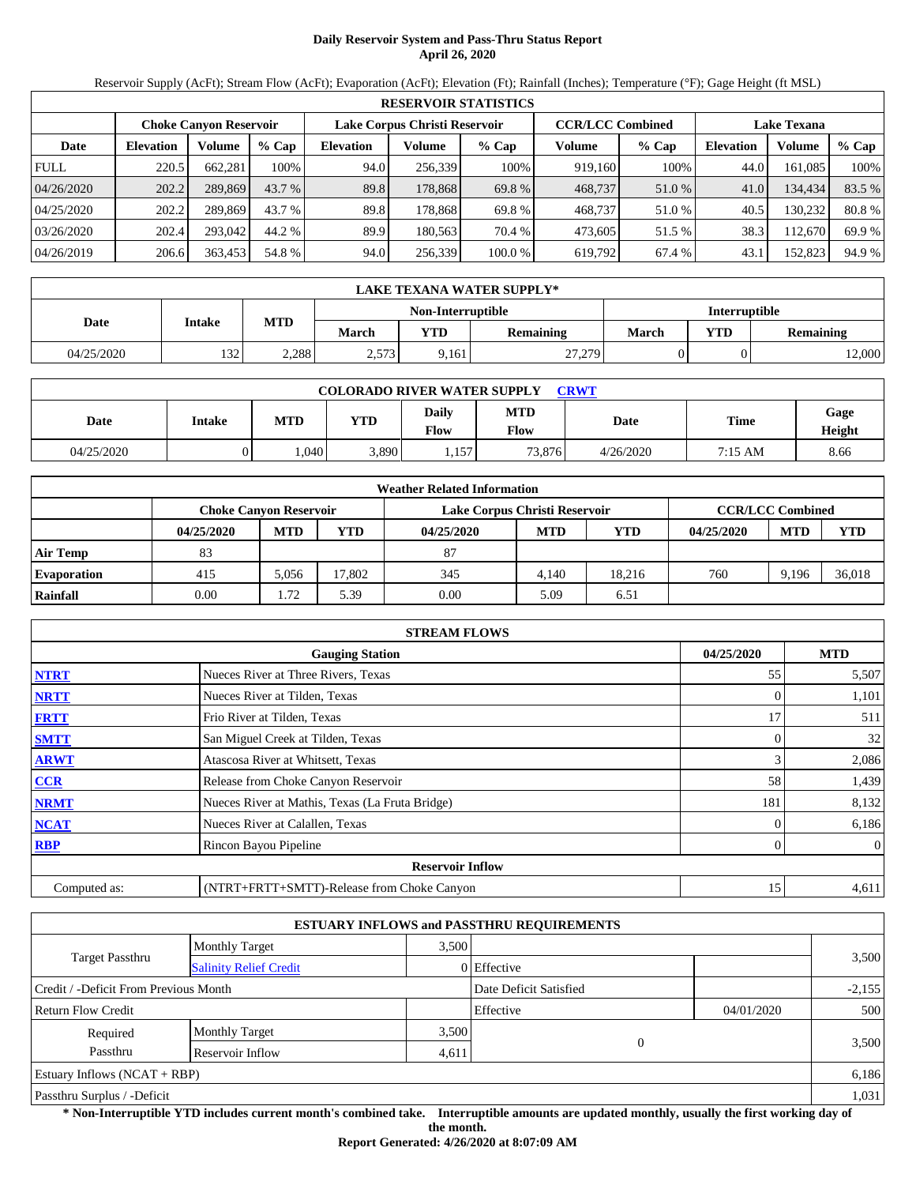# Daily Reservoir System and Pass-Thru Status Report
**April 26, 2020**

Reservoir Supply (AcFt); Stream Flow (AcFt); Evaporation (AcFt); Elevation (Ft); Rainfall (Inches); Temperature (°F); Gage Height (ft MSL)

| RESERVOIR STATISTICS | | | | | | | | | | | |
|---|---|---|---|---|---|---|---|---|---|---|---|
| | Choke Canyon Reservoir | | | Lake Corpus Christi Reservoir | | | CCR/LCC Combined | | Lake Texana | | |
| Date | Elevation | Volume | % Cap | Elevation | Volume | % Cap | Volume | % Cap | Elevation | Volume | % Cap |
| FULL | 220.5 | 662,281 | 100% | 94.0 | 256,339 | 100% | 919,160 | 100% | 44.0 | 161,085 | 100% |
| 04/26/2020 | 202.2 | 289,869 | 43.7 % | 89.8 | 178,868 | 69.8 % | 468,737 | 51.0 % | 41.0 | 134,434 | 83.5 % |
| 04/25/2020 | 202.2 | 289,869 | 43.7 % | 89.8 | 178,868 | 69.8 % | 468,737 | 51.0 % | 40.5 | 130,232 | 80.8 % |
| 03/26/2020 | 202.4 | 293,042 | 44.2 % | 89.9 | 180,563 | 70.4 % | 473,605 | 51.5 % | 38.3 | 112,670 | 69.9 % |
| 04/26/2019 | 206.6 | 363,453 | 54.8 % | 94.0 | 256,339 | 100.0 % | 619,792 | 67.4 % | 43.1 | 152,823 | 94.9 % |

| LAKE TEXANA WATER SUPPLY* | | | | | | | | |
|---|---|---|---|---|---|---|---|---|
| Date | Intake | MTD | Non-Interruptible | | | Interruptible | | |
| | | | March | YTD | Remaining | March | YTD | Remaining |
| 04/25/2020 | 132 | 2,288 | 2,573 | 9,161 | 27,279 | 0 | 0 | 12,000 |

| COLORADO RIVER WATER SUPPLY CRWT | | | | | | | | |
|---|---|---|---|---|---|---|---|---|
| Date | Intake | MTD | YTD | Daily Flow | MTD Flow | Date | Time | Gage Height |
| 04/25/2020 | 0 | 1,040 | 3,890 | 1,157 | 73,876 | 4/26/2020 | 7:15 AM | 8.66 |

| Weather Related Information | | | | | | | | | |
|---|---|---|---|---|---|---|---|---|---|
| | Choke Canyon Reservoir | | | Lake Corpus Christi Reservoir | | | CCR/LCC Combined | | |
| | 04/25/2020 | MTD | YTD | 04/25/2020 | MTD | YTD | 04/25/2020 | MTD | YTD |
| Air Temp | 83 | | | 87 | | | | | |
| Evaporation | 415 | 5,056 | 17,802 | 345 | 4,140 | 18,216 | 760 | 9,196 | 36,018 |
| Rainfall | 0.00 | 1.72 | 5.39 | 0.00 | 5.09 | 6.51 | | | |

| STREAM FLOWS | | | |
|---|---|---|---|
| | Gauging Station | 04/25/2020 | MTD |
| NTRT | Nueces River at Three Rivers, Texas | 55 | 5,507 |
| NRTT | Nueces River at Tilden, Texas | 0 | 1,101 |
| FRTT | Frio River at Tilden, Texas | 17 | 511 |
| SMTT | San Miguel Creek at Tilden, Texas | 0 | 32 |
| ARWT | Atascosa River at Whitsett, Texas | 3 | 2,086 |
| CCR | Release from Choke Canyon Reservoir | 58 | 1,439 |
| NRMT | Nueces River at Mathis, Texas (La Fruta Bridge) | 181 | 8,132 |
| NCAT | Nueces River at Calallen, Texas | 0 | 6,186 |
| RBP | Rincon Bayou Pipeline | 0 | 0 |
| | Reservoir Inflow | | |
| Computed as: | (NTRT+FRTT+SMTT)-Release from Choke Canyon | 15 | 4,611 |

| ESTUARY INFLOWS and PASSTHRU REQUIREMENTS | | | | | |
|---|---|---|---|---|---|
| Target Passthru | Monthly Target | 3,500 | | | 3,500 |
| | Salinity Relief Credit | 0 | Effective | | |
| Credit / -Deficit From Previous Month | | | Date Deficit Satisfied | | -2,155 |
| Return Flow Credit | | | Effective | 04/01/2020 | 500 |
| Required Passthru | Monthly Target | 3,500 | 0 | | 3,500 |
| | Reservoir Inflow | 4,611 | | | |
| Estuary Inflows (NCAT + RBP) | | | | | 6,186 |
| Passthru Surplus / -Deficit | | | | | 1,031 |

**\* Non-Interruptible YTD includes current month's combined take. Interruptible amounts are updated monthly, usually the first working day of the month.**

**Report Generated: 4/26/2020 at 8:07:09 AM**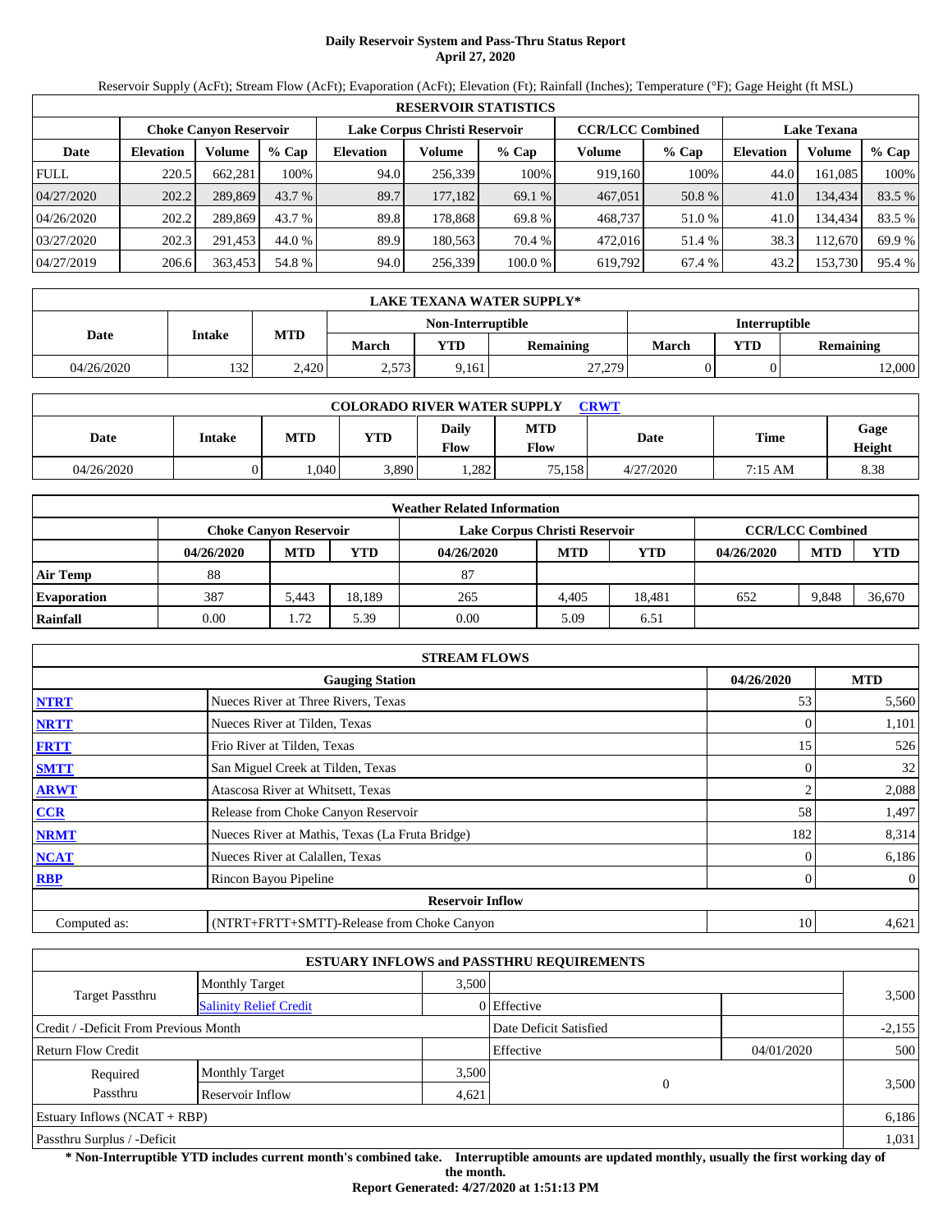# Daily Reservoir System and Pass-Thru Status Report
## April 27, 2020

Reservoir Supply (AcFt); Stream Flow (AcFt); Evaporation (AcFt); Elevation (Ft); Rainfall (Inches); Temperature (°F); Gage Height (ft MSL)

| RESERVOIR STATISTICS | | | | | | | | | | | |
|---|---|---|---|---|---|---|---|---|---|---|---|
| | Choke Canyon Reservoir | | | Lake Corpus Christi Reservoir | | | CCR/LCC Combined | | Lake Texana | | |
| Date | Elevation | Volume | % Cap | Elevation | Volume | % Cap | Volume | % Cap | Elevation | Volume | % Cap |
| FULL | 220.5 | 662,281 | 100% | 94.0 | 256,339 | 100% | 919,160 | 100% | 44.0 | 161,085 | 100% |
| 04/27/2020 | 202.2 | 289,869 | 43.7 % | 89.7 | 177,182 | 69.1 % | 467,051 | 50.8 % | 41.0 | 134,434 | 83.5 % |
| 04/26/2020 | 202.2 | 289,869 | 43.7 % | 89.8 | 178,868 | 69.8 % | 468,737 | 51.0 % | 41.0 | 134,434 | 83.5 % |
| 03/27/2020 | 202.3 | 291,453 | 44.0 % | 89.9 | 180,563 | 70.4 % | 472,016 | 51.4 % | 38.3 | 112,670 | 69.9 % |
| 04/27/2019 | 206.6 | 363,453 | 54.8 % | 94.0 | 256,339 | 100.0 % | 619,792 | 67.4 % | 43.2 | 153,730 | 95.4 % |

| LAKE TEXANA WATER SUPPLY* | | | | | | | | |
|---|---|---|---|---|---|---|---|---|
| Date | Intake | MTD | Non-Interruptible | | | Interruptible | | |
| | | | March | YTD | Remaining | March | YTD | Remaining |
| 04/26/2020 | 132 | 2,420 | 2,573 | 9,161 | 27,279 | 0 | 0 | 12,000 |

| COLORADO RIVER WATER SUPPLY CRWT | | | | | | | | |
|---|---|---|---|---|---|---|---|---|
| Date | Intake | MTD | YTD | Daily Flow | MTD Flow | Date | Time | Gage Height |
| 04/26/2020 | 0 | 1,040 | 3,890 | 1,282 | 75,158 | 4/27/2020 | 7:15 AM | 8.38 |

| Weather Related Information | | | | | | | | | |
|---|---|---|---|---|---|---|---|---|---|
| | Choke Canyon Reservoir | | | Lake Corpus Christi Reservoir | | | CCR/LCC Combined | | |
| | 04/26/2020 | MTD | YTD | 04/26/2020 | MTD | YTD | 04/26/2020 | MTD | YTD |
| Air Temp | 88 | | | 87 | | | | | |
| Evaporation | 387 | 5,443 | 18,189 | 265 | 4,405 | 18,481 | 652 | 9,848 | 36,670 |
| Rainfall | 0.00 | 1.72 | 5.39 | 0.00 | 5.09 | 6.51 | | | |

| STREAM FLOWS | | | |
|---|---|---|---|
| | Gauging Station | 04/26/2020 | MTD |
| NTRT | Nueces River at Three Rivers, Texas | 53 | 5,560 |
| NRTT | Nueces River at Tilden, Texas | 0 | 1,101 |
| FRTT | Frio River at Tilden, Texas | 15 | 526 |
| SMTT | San Miguel Creek at Tilden, Texas | 0 | 32 |
| ARWT | Atascosa River at Whitsett, Texas | 2 | 2,088 |
| CCR | Release from Choke Canyon Reservoir | 58 | 1,497 |
| NRMT | Nueces River at Mathis, Texas (La Fruta Bridge) | 182 | 8,314 |
| NCAT | Nueces River at Calallen, Texas | 0 | 6,186 |
| RBP | Rincon Bayou Pipeline | 0 | 0 |
| **Reservoir Inflow** | | | |
| Computed as: | (NTRT+FRTT+SMTT)-Release from Choke Canyon | 10 | 4,621 |

| ESTUARY INFLOWS and PASSTHRU REQUIREMENTS | | | | | |
|---|---|---|---|---|---|
| Target Passthru | Monthly Target | 3,500 | | | 3,500 |
| | Salinity Relief Credit | 0 | Effective | | |
| Credit / -Deficit From Previous Month | | | Date Deficit Satisfied | | -2,155 |
| Return Flow Credit | | | Effective | 04/01/2020 | 500 |
| Required Passthru | Monthly Target | 3,500 | 0 | | 3,500 |
| | Reservoir Inflow | 4,621 | | | |
| Estuary Inflows (NCAT + RBP) | | | | | 6,186 |
| Passthru Surplus / -Deficit | | | | | 1,031 |

**\* Non-Interruptible YTD includes current month's combined take. Interruptible amounts are updated monthly, usually the first working day of the month.**

**Report Generated: 4/27/2020 at 1:51:13 PM**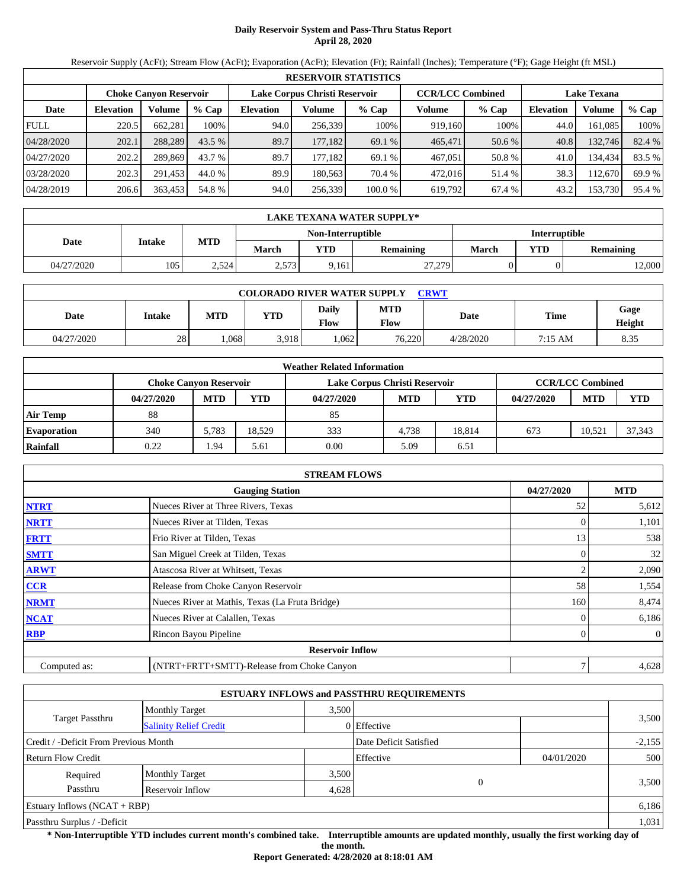# Daily Reservoir System and Pass-Thru Status Report
## April 28, 2020

Reservoir Supply (AcFt); Stream Flow (AcFt); Evaporation (AcFt); Elevation (Ft); Rainfall (Inches); Temperature (°F); Gage Height (ft MSL)

| RESERVOIR STATISTICS | | | | | | | | | | | |
|---|---|---|---|---|---|---|---|---|---|---|---|
| | Choke Canyon Reservoir | | | Lake Corpus Christi Reservoir | | | CCR/LCC Combined | | Lake Texana | | |
| Date | Elevation | Volume | % Cap | Elevation | Volume | % Cap | Volume | % Cap | Elevation | Volume | % Cap |
| FULL | 220.5 | 662,281 | 100% | 94.0 | 256,339 | 100% | 919,160 | 100% | 44.0 | 161,085 | 100% |
| 04/28/2020 | 202.1 | 288,289 | 43.5 % | 89.7 | 177,182 | 69.1 % | 465,471 | 50.6 % | 40.8 | 132,746 | 82.4 % |
| 04/27/2020 | 202.2 | 289,869 | 43.7 % | 89.7 | 177,182 | 69.1 % | 467,051 | 50.8 % | 41.0 | 134,434 | 83.5 % |
| 03/28/2020 | 202.3 | 291,453 | 44.0 % | 89.9 | 180,563 | 70.4 % | 472,016 | 51.4 % | 38.3 | 112,670 | 69.9 % |
| 04/28/2019 | 206.6 | 363,453 | 54.8 % | 94.0 | 256,339 | 100.0 % | 619,792 | 67.4 % | 43.2 | 153,730 | 95.4 % |

| LAKE TEXANA WATER SUPPLY* | | | | | | | | |
|---|---|---|---|---|---|---|---|---|
| Date | Intake | MTD | Non-Interruptible | | | Interruptible | | |
| | | | March | YTD | Remaining | March | YTD | Remaining |
| 04/27/2020 | 105 | 2,524 | 2,573 | 9,161 | 27,279 | 0 | 0 | 12,000 |

| COLORADO RIVER WATER SUPPLY CRWT | | | | | | | | |
|---|---|---|---|---|---|---|---|---|
| Date | Intake | MTD | YTD | Daily Flow | MTD Flow | Date | Time | Gage Height |
| 04/27/2020 | 28 | 1,068 | 3,918 | 1,062 | 76,220 | 4/28/2020 | 7:15 AM | 8.35 |

| Weather Related Information | | | | | | | | | |
|---|---|---|---|---|---|---|---|---|---|
| | Choke Canyon Reservoir | | | Lake Corpus Christi Reservoir | | | CCR/LCC Combined | | |
| | 04/27/2020 | MTD | YTD | 04/27/2020 | MTD | YTD | 04/27/2020 | MTD | YTD |
| Air Temp | 88 | | | 85 | | | | | |
| Evaporation | 340 | 5,783 | 18,529 | 333 | 4,738 | 18,814 | 673 | 10,521 | 37,343 |
| Rainfall | 0.22 | 1.94 | 5.61 | 0.00 | 5.09 | 6.51 | | | |

| STREAM FLOWS | | | |
|---|---|---|---|
| | Gauging Station | 04/27/2020 | MTD |
| NTRT | Nueces River at Three Rivers, Texas | 52 | 5,612 |
| NRTT | Nueces River at Tilden, Texas | 0 | 1,101 |
| FRTT | Frio River at Tilden, Texas | 13 | 538 |
| SMTT | San Miguel Creek at Tilden, Texas | 0 | 32 |
| ARWT | Atascosa River at Whitsett, Texas | 2 | 2,090 |
| CCR | Release from Choke Canyon Reservoir | 58 | 1,554 |
| NRMT | Nueces River at Mathis, Texas (La Fruta Bridge) | 160 | 8,474 |
| NCAT | Nueces River at Calallen, Texas | 0 | 6,186 |
| RBP | Rincon Bayou Pipeline | 0 | 0 |
| Reservoir Inflow | | | |
| Computed as: | (NTRT+FRTT+SMTT)-Release from Choke Canyon | 7 | 4,628 |

| ESTUARY INFLOWS and PASSTHRU REQUIREMENTS | | | | | |
|---|---|---|---|---|---|
| Target Passthru | Monthly Target | 3,500 | | | 3,500 |
| | Salinity Relief Credit | 0 | Effective | | |
| Credit / -Deficit From Previous Month | | | Date Deficit Satisfied | | -2,155 |
| Return Flow Credit | | | Effective | 04/01/2020 | 500 |
| Required Passthru | Monthly Target | 3,500 | 0 | | 3,500 |
| | Reservoir Inflow | 4,628 | | | |
| Estuary Inflows (NCAT + RBP) | | | | | 6,186 |
| Passthru Surplus / -Deficit | | | | | 1,031 |

**\* Non-Interruptible YTD includes current month's combined take. Interruptible amounts are updated monthly, usually the first working day of the month.**

**Report Generated: 4/28/2020 at 8:18:01 AM**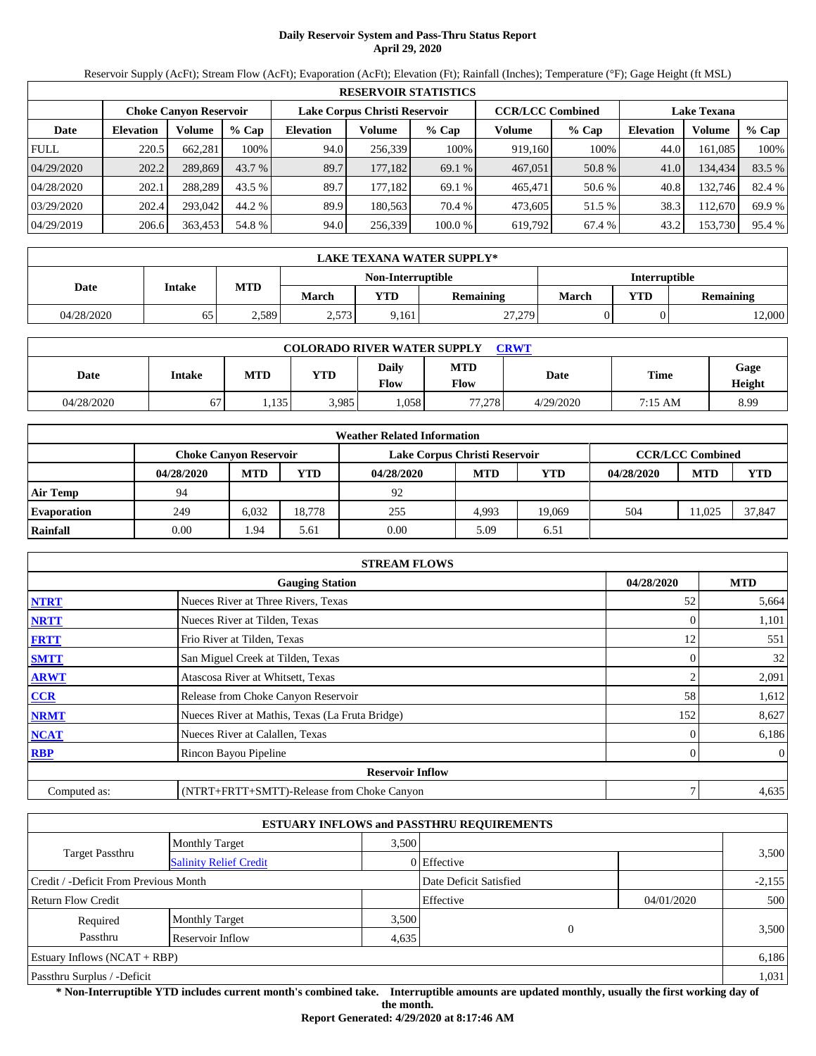# Daily Reservoir System and Pass-Thru Status Report
## April 29, 2020

Reservoir Supply (AcFt); Stream Flow (AcFt); Evaporation (AcFt); Elevation (Ft); Rainfall (Inches); Temperature (°F); Gage Height (ft MSL)

| RESERVOIR STATISTICS | | | | | | | | | | | |
|---|---|---|---|---|---|---|---|---|---|---|---|
| | Choke Canyon Reservoir | | | Lake Corpus Christi Reservoir | | | CCR/LCC Combined | | Lake Texana | | |
| Date | Elevation | Volume | % Cap | Elevation | Volume | % Cap | Volume | % Cap | Elevation | Volume | % Cap |
| FULL | 220.5 | 662,281 | 100% | 94.0 | 256,339 | 100% | 919,160 | 100% | 44.0 | 161,085 | 100% |
| 04/29/2020 | 202.2 | 289,869 | 43.7 % | 89.7 | 177,182 | 69.1 % | 467,051 | 50.8 % | 41.0 | 134,434 | 83.5 % |
| 04/28/2020 | 202.1 | 288,289 | 43.5 % | 89.7 | 177,182 | 69.1 % | 465,471 | 50.6 % | 40.8 | 132,746 | 82.4 % |
| 03/29/2020 | 202.4 | 293,042 | 44.2 % | 89.9 | 180,563 | 70.4 % | 473,605 | 51.5 % | 38.3 | 112,670 | 69.9 % |
| 04/29/2019 | 206.6 | 363,453 | 54.8 % | 94.0 | 256,339 | 100.0 % | 619,792 | 67.4 % | 43.2 | 153,730 | 95.4 % |

| LAKE TEXANA WATER SUPPLY* | | | | | | | | |
|---|---|---|---|---|---|---|---|---|
| Date | Intake | MTD | Non-Interruptible | | | Interruptible | | |
| | | | March | YTD | Remaining | March | YTD | Remaining |
| 04/28/2020 | 65 | 2,589 | 2,573 | 9,161 | 27,279 | 0 | 0 | 12,000 |

| COLORADO RIVER WATER SUPPLY CRWT | | | | | | | | |
|---|---|---|---|---|---|---|---|---|
| Date | Intake | MTD | YTD | Daily Flow | MTD Flow | Date | Time | Gage Height |
| 04/28/2020 | 67 | 1,135 | 3,985 | 1,058 | 77,278 | 4/29/2020 | 7:15 AM | 8.99 |

| Weather Related Information | | | | | | | | | |
|---|---|---|---|---|---|---|---|---|---|
| | Choke Canyon Reservoir | | | Lake Corpus Christi Reservoir | | | CCR/LCC Combined | | |
| | 04/28/2020 | MTD | YTD | 04/28/2020 | MTD | YTD | 04/28/2020 | MTD | YTD |
| Air Temp | 94 | | | 92 | | | | | |
| Evaporation | 249 | 6,032 | 18,778 | 255 | 4,993 | 19,069 | 504 | 11,025 | 37,847 |
| Rainfall | 0.00 | 1.94 | 5.61 | 0.00 | 5.09 | 6.51 | | | |

| STREAM FLOWS | | | |
|---|---|---|---|
| | Gauging Station | 04/28/2020 | MTD |
| NTRT | Nueces River at Three Rivers, Texas | 52 | 5,664 |
| NRTT | Nueces River at Tilden, Texas | 0 | 1,101 |
| FRTT | Frio River at Tilden, Texas | 12 | 551 |
| SMTT | San Miguel Creek at Tilden, Texas | 0 | 32 |
| ARWT | Atascosa River at Whitsett, Texas | 2 | 2,091 |
| CCR | Release from Choke Canyon Reservoir | 58 | 1,612 |
| NRMT | Nueces River at Mathis, Texas (La Fruta Bridge) | 152 | 8,627 |
| NCAT | Nueces River at Calallen, Texas | 0 | 6,186 |
| RBP | Rincon Bayou Pipeline | 0 | 0 |
| Reservoir Inflow | | | |
| Computed as: | (NTRT+FRTT+SMTT)-Release from Choke Canyon | 7 | 4,635 |

| ESTUARY INFLOWS and PASSTHRU REQUIREMENTS | | | | | |
|---|---|---|---|---|---|
| Target Passthru | Monthly Target | 3,500 | | | 3,500 |
| | Salinity Relief Credit | 0 | Effective | | |
| Credit / -Deficit From Previous Month | | | Date Deficit Satisfied | | -2,155 |
| Return Flow Credit | | | Effective | 04/01/2020 | 500 |
| Required Passthru | Monthly Target | 3,500 | 0 | | 3,500 |
| | Reservoir Inflow | 4,635 | | | |
| Estuary Inflows (NCAT + RBP) | | | | | 6,186 |
| Passthru Surplus / -Deficit | | | | | 1,031 |

**\* Non-Interruptible YTD includes current month's combined take. Interruptible amounts are updated monthly, usually the first working day of the month.**

**Report Generated: 4/29/2020 at 8:17:46 AM**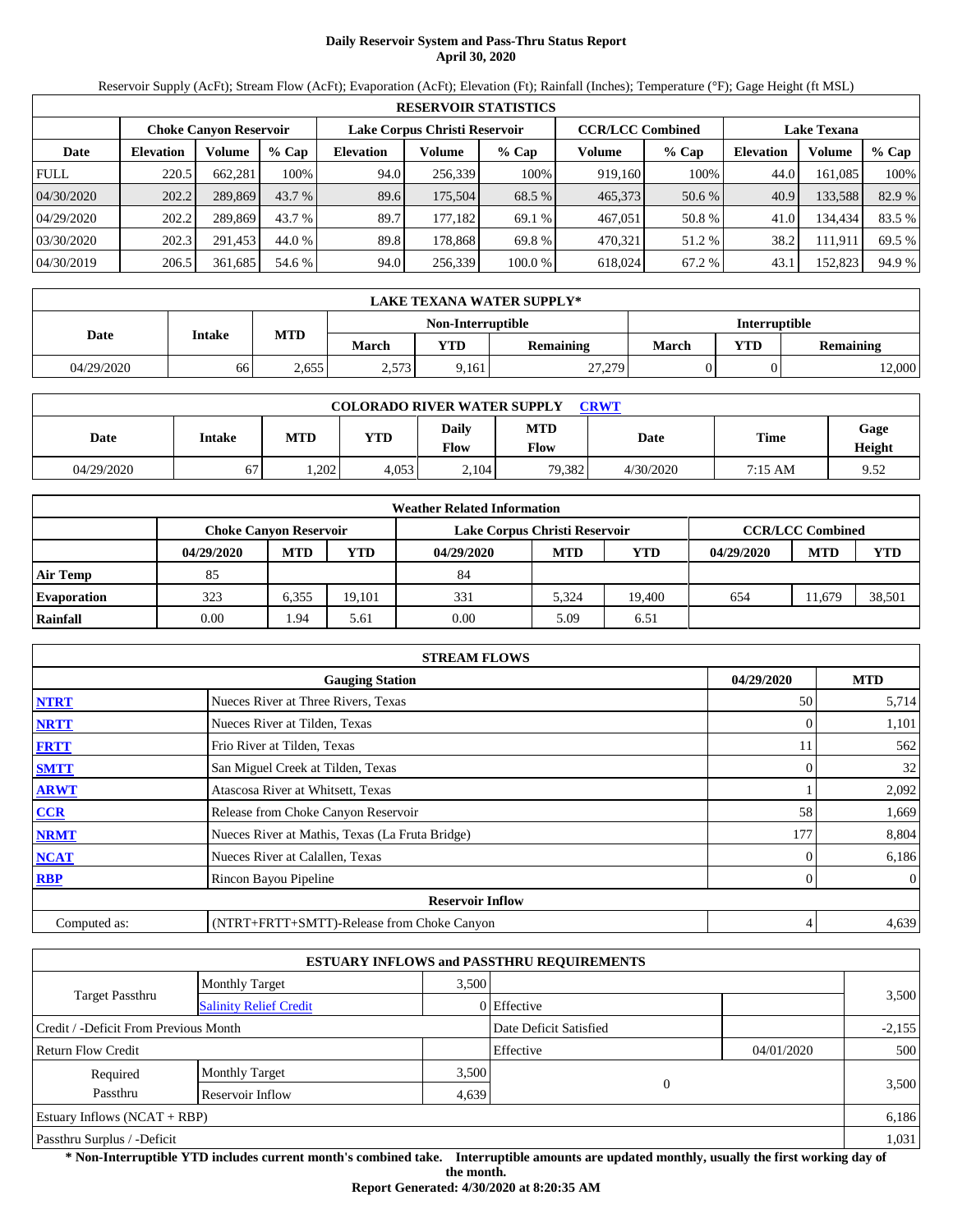# Daily Reservoir System and Pass-Thru Status Report
**April 30, 2020**

Reservoir Supply (AcFt); Stream Flow (AcFt); Evaporation (AcFt); Elevation (Ft); Rainfall (Inches); Temperature (°F); Gage Height (ft MSL)

| RESERVOIR STATISTICS | | | | | | | | | | | |
|---|---|---|---|---|---|---|---|---|---|---|---|
| | Choke Canyon Reservoir | | | Lake Corpus Christi Reservoir | | | CCR/LCC Combined | | Lake Texana | | |
| Date | Elevation | Volume | % Cap | Elevation | Volume | % Cap | Volume | % Cap | Elevation | Volume | % Cap |
| FULL | 220.5 | 662,281 | 100% | 94.0 | 256,339 | 100% | 919,160 | 100% | 44.0 | 161,085 | 100% |
| 04/30/2020 | 202.2 | 289,869 | 43.7 % | 89.6 | 175,504 | 68.5 % | 465,373 | 50.6 % | 40.9 | 133,588 | 82.9 % |
| 04/29/2020 | 202.2 | 289,869 | 43.7 % | 89.7 | 177,182 | 69.1 % | 467,051 | 50.8 % | 41.0 | 134,434 | 83.5 % |
| 03/30/2020 | 202.3 | 291,453 | 44.0 % | 89.8 | 178,868 | 69.8 % | 470,321 | 51.2 % | 38.2 | 111,911 | 69.5 % |
| 04/30/2019 | 206.5 | 361,685 | 54.6 % | 94.0 | 256,339 | 100.0 % | 618,024 | 67.2 % | 43.1 | 152,823 | 94.9 % |

| LAKE TEXANA WATER SUPPLY* | | | | | | | | |
|---|---|---|---|---|---|---|---|---|
| Date | Intake | MTD | Non-Interruptible | | | Interruptible | | |
| | | | March | YTD | Remaining | March | YTD | Remaining |
| 04/29/2020 | 66 | 2,655 | 2,573 | 9,161 | 27,279 | 0 | 0 | 12,000 |

| COLORADO RIVER WATER SUPPLY CRWT | | | | | | | | |
|---|---|---|---|---|---|---|---|---|
| Date | Intake | MTD | YTD | Daily Flow | MTD Flow | Date | Time | Gage Height |
| 04/29/2020 | 67 | 1,202 | 4,053 | 2,104 | 79,382 | 4/30/2020 | 7:15 AM | 9.52 |

| Weather Related Information | | | | | | | | | |
|---|---|---|---|---|---|---|---|---|---|
| | Choke Canyon Reservoir | | | Lake Corpus Christi Reservoir | | | CCR/LCC Combined | | |
| | 04/29/2020 | MTD | YTD | 04/29/2020 | MTD | YTD | 04/29/2020 | MTD | YTD |
| Air Temp | 85 | | | 84 | | | | | |
| Evaporation | 323 | 6,355 | 19,101 | 331 | 5,324 | 19,400 | 654 | 11,679 | 38,501 |
| Rainfall | 0.00 | 1.94 | 5.61 | 0.00 | 5.09 | 6.51 | | | |

| STREAM FLOWS | | | |
|---|---|---|---|
| | Gauging Station | 04/29/2020 | MTD |
| NTRT | Nueces River at Three Rivers, Texas | 50 | 5,714 |
| NRTT | Nueces River at Tilden, Texas | 0 | 1,101 |
| FRTT | Frio River at Tilden, Texas | 11 | 562 |
| SMTT | San Miguel Creek at Tilden, Texas | 0 | 32 |
| ARWT | Atascosa River at Whitsett, Texas | 1 | 2,092 |
| CCR | Release from Choke Canyon Reservoir | 58 | 1,669 |
| NRMT | Nueces River at Mathis, Texas (La Fruta Bridge) | 177 | 8,804 |
| NCAT | Nueces River at Calallen, Texas | 0 | 6,186 |
| RBP | Rincon Bayou Pipeline | 0 | 0 |
| | **Reservoir Inflow** | | |
| Computed as: | (NTRT+FRTT+SMTT)-Release from Choke Canyon | 4 | 4,639 |

| ESTUARY INFLOWS and PASSTHRU REQUIREMENTS | | | | | |
|---|---|---|---|---|---|
| Target Passthru | Monthly Target | 3,500 | | | 3,500 |
| | Salinity Relief Credit | 0 | Effective | | |
| Credit / -Deficit From Previous Month | | | Date Deficit Satisfied | | -2,155 |
| Return Flow Credit | | | Effective | 04/01/2020 | 500 |
| Required Passthru | Monthly Target | 3,500 | 0 | | 3,500 |
| | Reservoir Inflow | 4,639 | | | |
| Estuary Inflows (NCAT + RBP) | | | | | 6,186 |
| Passthru Surplus / -Deficit | | | | | 1,031 |

**\* Non-Interruptible YTD includes current month's combined take. Interruptible amounts are updated monthly, usually the first working day of the month.**

**Report Generated: 4/30/2020 at 8:20:35 AM**